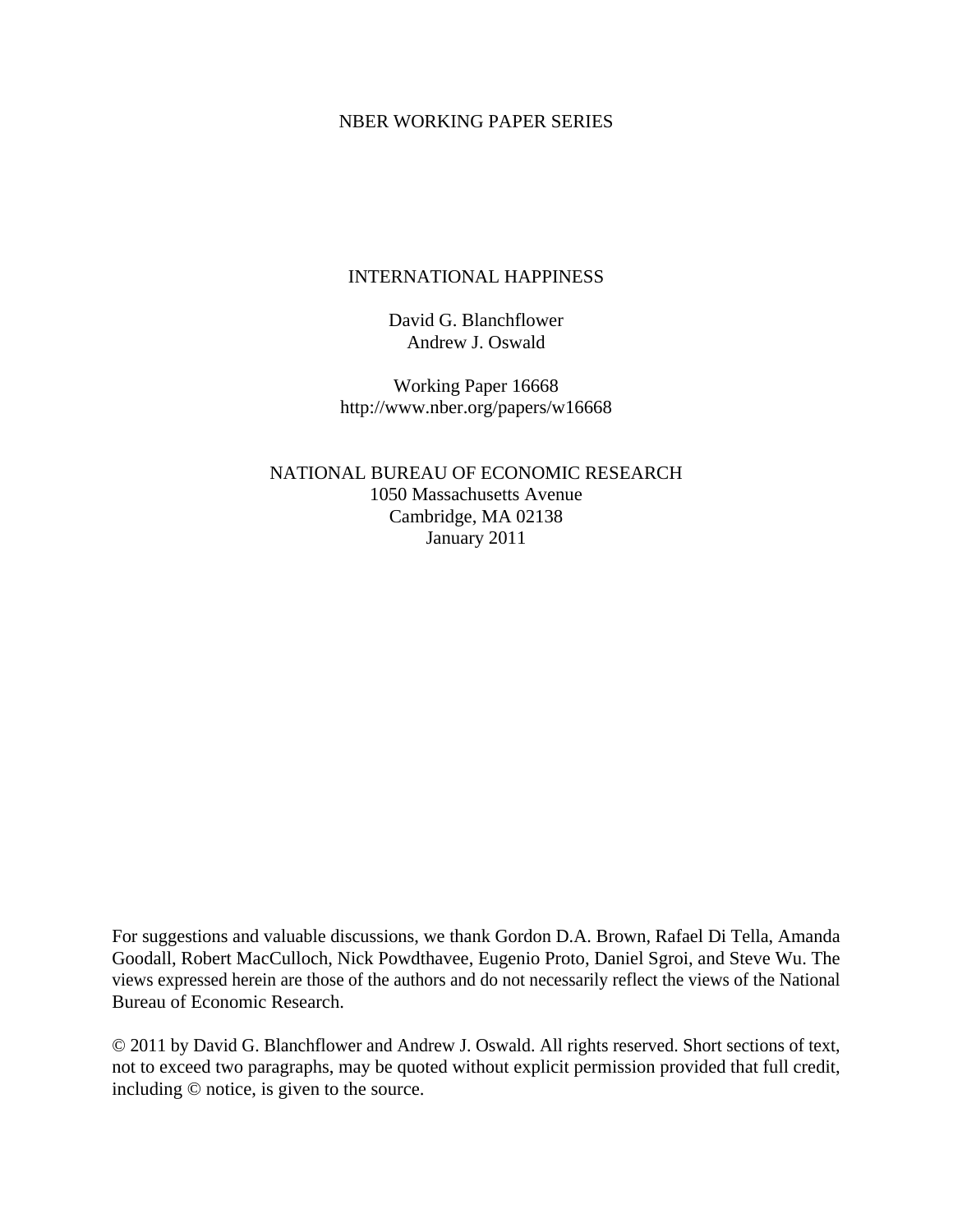NBER WORKING PAPER SERIES

# INTERNATIONAL HAPPINESS

David G. Blanchflower
Andrew J. Oswald

Working Paper 16668
http://www.nber.org/papers/w16668

NATIONAL BUREAU OF ECONOMIC RESEARCH
1050 Massachusetts Avenue
Cambridge, MA 02138
January 2011

For suggestions and valuable discussions, we thank Gordon D.A. Brown, Rafael Di Tella, Amanda Goodall, Robert MacCulloch, Nick Powdthavee, Eugenio Proto, Daniel Sgroi, and Steve Wu. The views expressed herein are those of the authors and do not necessarily reflect the views of the National Bureau of Economic Research.

© 2011 by David G. Blanchflower and Andrew J. Oswald. All rights reserved. Short sections of text, not to exceed two paragraphs, may be quoted without explicit permission provided that full credit, including © notice, is given to the source.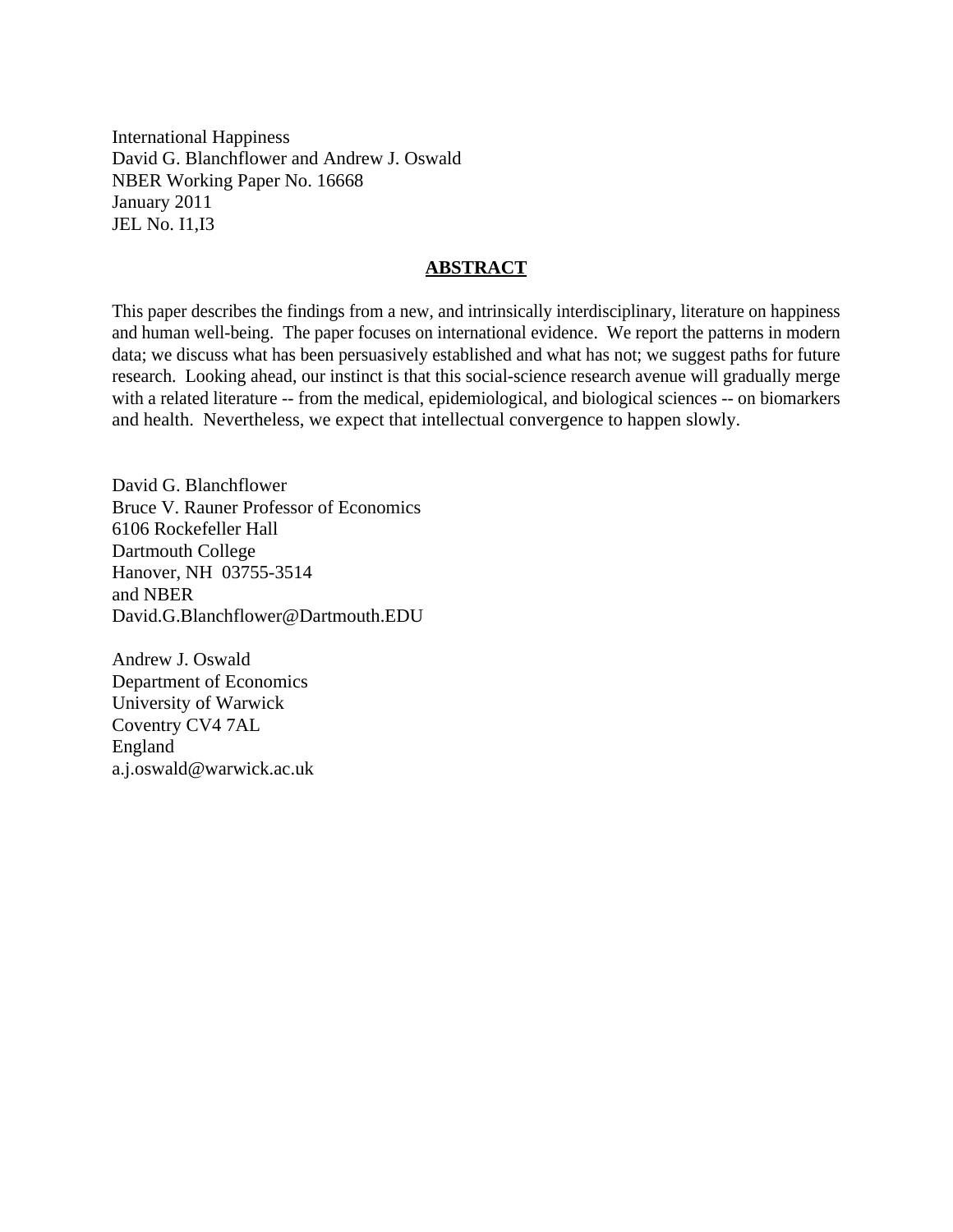International Happiness
David G. Blanchflower and Andrew J. Oswald
NBER Working Paper No. 16668
January 2011
JEL No. I1,I3

## ABSTRACT

This paper describes the findings from a new, and intrinsically interdisciplinary, literature on happiness and human well-being. The paper focuses on international evidence. We report the patterns in modern data; we discuss what has been persuasively established and what has not; we suggest paths for future research. Looking ahead, our instinct is that this social-science research avenue will gradually merge with a related literature -- from the medical, epidemiological, and biological sciences -- on biomarkers and health. Nevertheless, we expect that intellectual convergence to happen slowly.

David G. Blanchflower
Bruce V. Rauner Professor of Economics
6106 Rockefeller Hall
Dartmouth College
Hanover, NH 03755-3514
and NBER
David.G.Blanchflower@Dartmouth.EDU

Andrew J. Oswald
Department of Economics
University of Warwick
Coventry CV4 7AL
England
a.j.oswald@warwick.ac.uk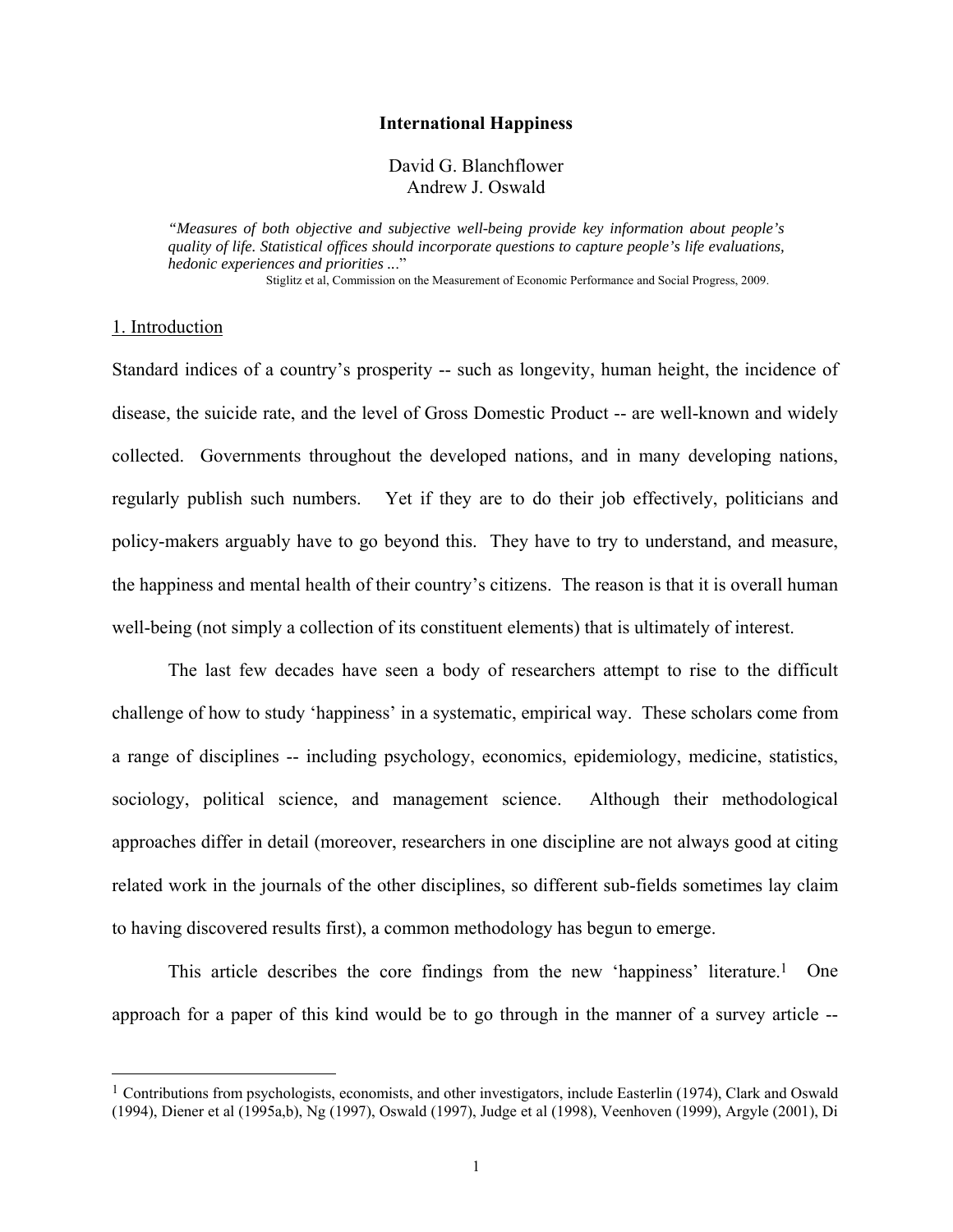# International Happiness

David G. Blanchflower
Andrew J. Oswald

> *"Measures of both objective and subjective well-being provide key information about people's quality of life. Statistical offices should incorporate questions to capture people's life evaluations, hedonic experiences and priorities ..."*
>
> Stiglitz et al, Commission on the Measurement of Economic Performance and Social Progress, 2009.

## 1. Introduction

Standard indices of a country's prosperity -- such as longevity, human height, the incidence of disease, the suicide rate, and the level of Gross Domestic Product -- are well-known and widely collected. Governments throughout the developed nations, and in many developing nations, regularly publish such numbers. Yet if they are to do their job effectively, politicians and policy-makers arguably have to go beyond this. They have to try to understand, and measure, the happiness and mental health of their country's citizens. The reason is that it is overall human well-being (not simply a collection of its constituent elements) that is ultimately of interest.

The last few decades have seen a body of researchers attempt to rise to the difficult challenge of how to study 'happiness' in a systematic, empirical way. These scholars come from a range of disciplines -- including psychology, economics, epidemiology, medicine, statistics, sociology, political science, and management science. Although their methodological approaches differ in detail (moreover, researchers in one discipline are not always good at citing related work in the journals of the other disciplines, so different sub-fields sometimes lay claim to having discovered results first), a common methodology has begun to emerge.

This article describes the core findings from the new 'happiness' literature.[1] One approach for a paper of this kind would be to go through in the manner of a survey article --

---

[1] Contributions from psychologists, economists, and other investigators, include Easterlin (1974), Clark and Oswald (1994), Diener et al (1995a,b), Ng (1997), Oswald (1997), Judge et al (1998), Veenhoven (1999), Argyle (2001), Di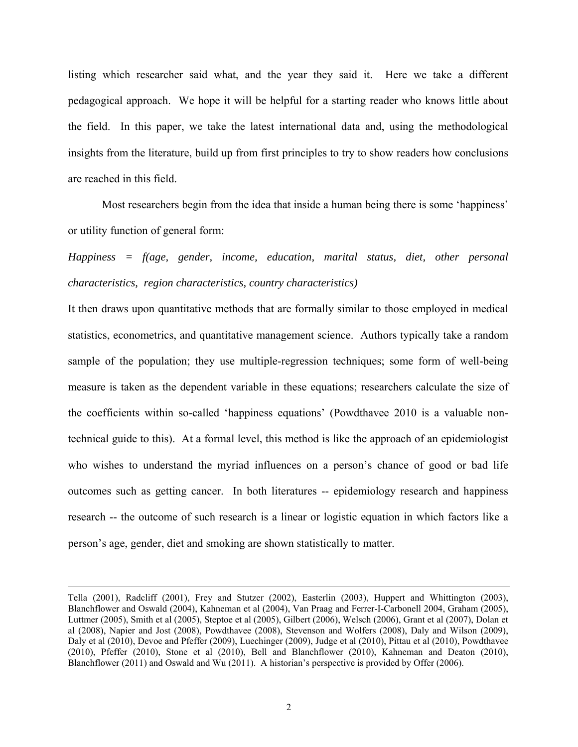listing which researcher said what, and the year they said it. Here we take a different pedagogical approach. We hope it will be helpful for a starting reader who knows little about the field. In this paper, we take the latest international data and, using the methodological insights from the literature, build up from first principles to try to show readers how conclusions are reached in this field.

Most researchers begin from the idea that inside a human being there is some 'happiness' or utility function of general form:

*Happiness = f(age, gender, income, education, marital status, diet, other personal characteristics, region characteristics, country characteristics)*

It then draws upon quantitative methods that are formally similar to those employed in medical statistics, econometrics, and quantitative management science. Authors typically take a random sample of the population; they use multiple-regression techniques; some form of well-being measure is taken as the dependent variable in these equations; researchers calculate the size of the coefficients within so-called 'happiness equations' (Powdthavee 2010 is a valuable non-technical guide to this). At a formal level, this method is like the approach of an epidemiologist who wishes to understand the myriad influences on a person's chance of good or bad life outcomes such as getting cancer. In both literatures -- epidemiology research and happiness research -- the outcome of such research is a linear or logistic equation in which factors like a person's age, gender, diet and smoking are shown statistically to matter.

---

Tella (2001), Radcliff (2001), Frey and Stutzer (2002), Easterlin (2003), Huppert and Whittington (2003), Blanchflower and Oswald (2004), Kahneman et al (2004), Van Praag and Ferrer-I-Carbonell 2004, Graham (2005), Luttmer (2005), Smith et al (2005), Steptoe et al (2005), Gilbert (2006), Welsch (2006), Grant et al (2007), Dolan et al (2008), Napier and Jost (2008), Powdthavee (2008), Stevenson and Wolfers (2008), Daly and Wilson (2009), Daly et al (2010), Devoe and Pfeffer (2009), Luechinger (2009), Judge et al (2010), Pittau et al (2010), Powdthavee (2010), Pfeffer (2010), Stone et al (2010), Bell and Blanchflower (2010), Kahneman and Deaton (2010), Blanchflower (2011) and Oswald and Wu (2011). A historian's perspective is provided by Offer (2006).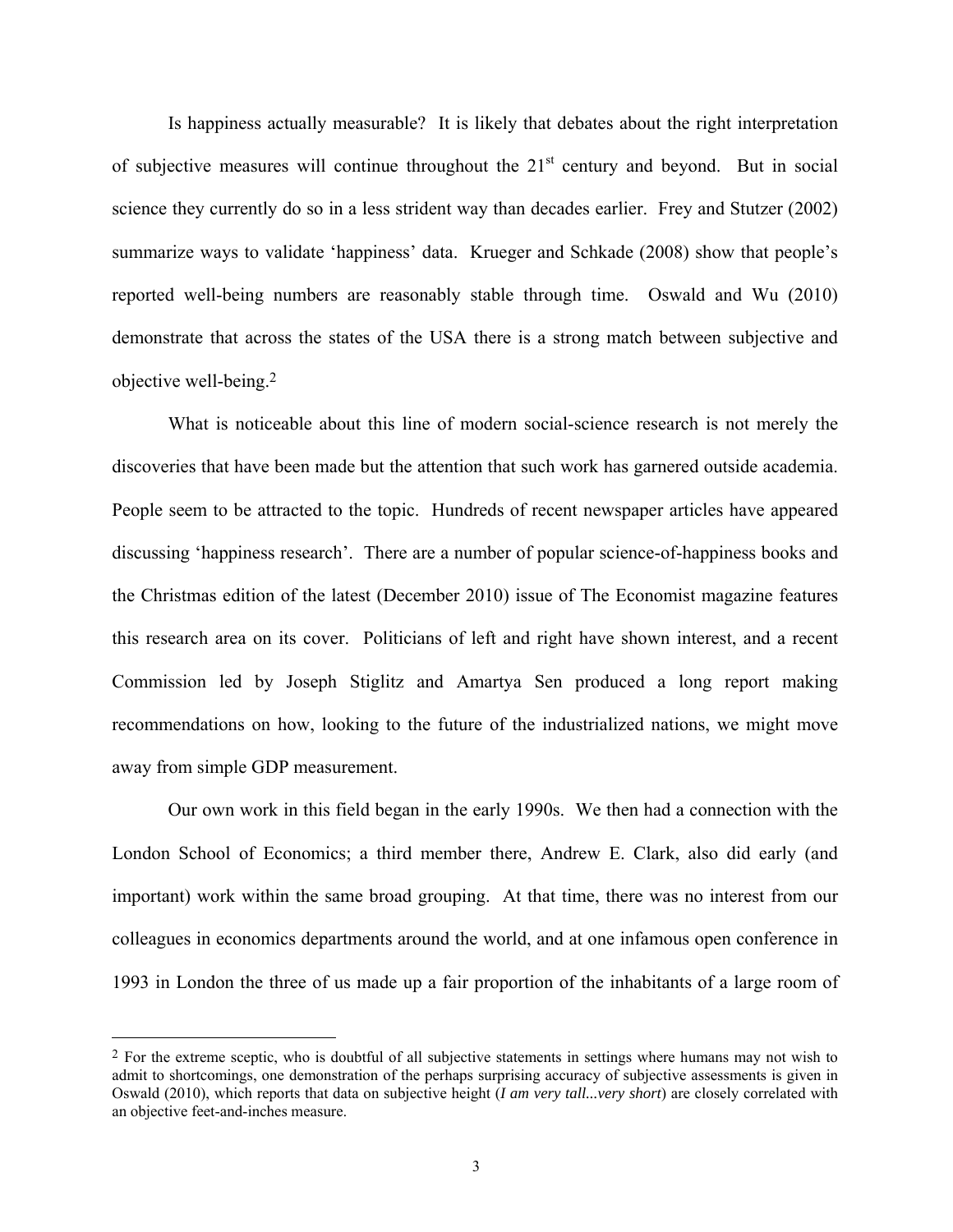Is happiness actually measurable? It is likely that debates about the right interpretation of subjective measures will continue throughout the 21st century and beyond. But in social science they currently do so in a less strident way than decades earlier. Frey and Stutzer (2002) summarize ways to validate 'happiness' data. Krueger and Schkade (2008) show that people's reported well-being numbers are reasonably stable through time. Oswald and Wu (2010) demonstrate that across the states of the USA there is a strong match between subjective and objective well-being.[2]

What is noticeable about this line of modern social-science research is not merely the discoveries that have been made but the attention that such work has garnered outside academia. People seem to be attracted to the topic. Hundreds of recent newspaper articles have appeared discussing 'happiness research'. There are a number of popular science-of-happiness books and the Christmas edition of the latest (December 2010) issue of The Economist magazine features this research area on its cover. Politicians of left and right have shown interest, and a recent Commission led by Joseph Stiglitz and Amartya Sen produced a long report making recommendations on how, looking to the future of the industrialized nations, we might move away from simple GDP measurement.

Our own work in this field began in the early 1990s. We then had a connection with the London School of Economics; a third member there, Andrew E. Clark, also did early (and important) work within the same broad grouping. At that time, there was no interest from our colleagues in economics departments around the world, and at one infamous open conference in 1993 in London the three of us made up a fair proportion of the inhabitants of a large room of

[2] For the extreme sceptic, who is doubtful of all subjective statements in settings where humans may not wish to admit to shortcomings, one demonstration of the perhaps surprising accuracy of subjective assessments is given in Oswald (2010), which reports that data on subjective height (*I am very tall...very short*) are closely correlated with an objective feet-and-inches measure.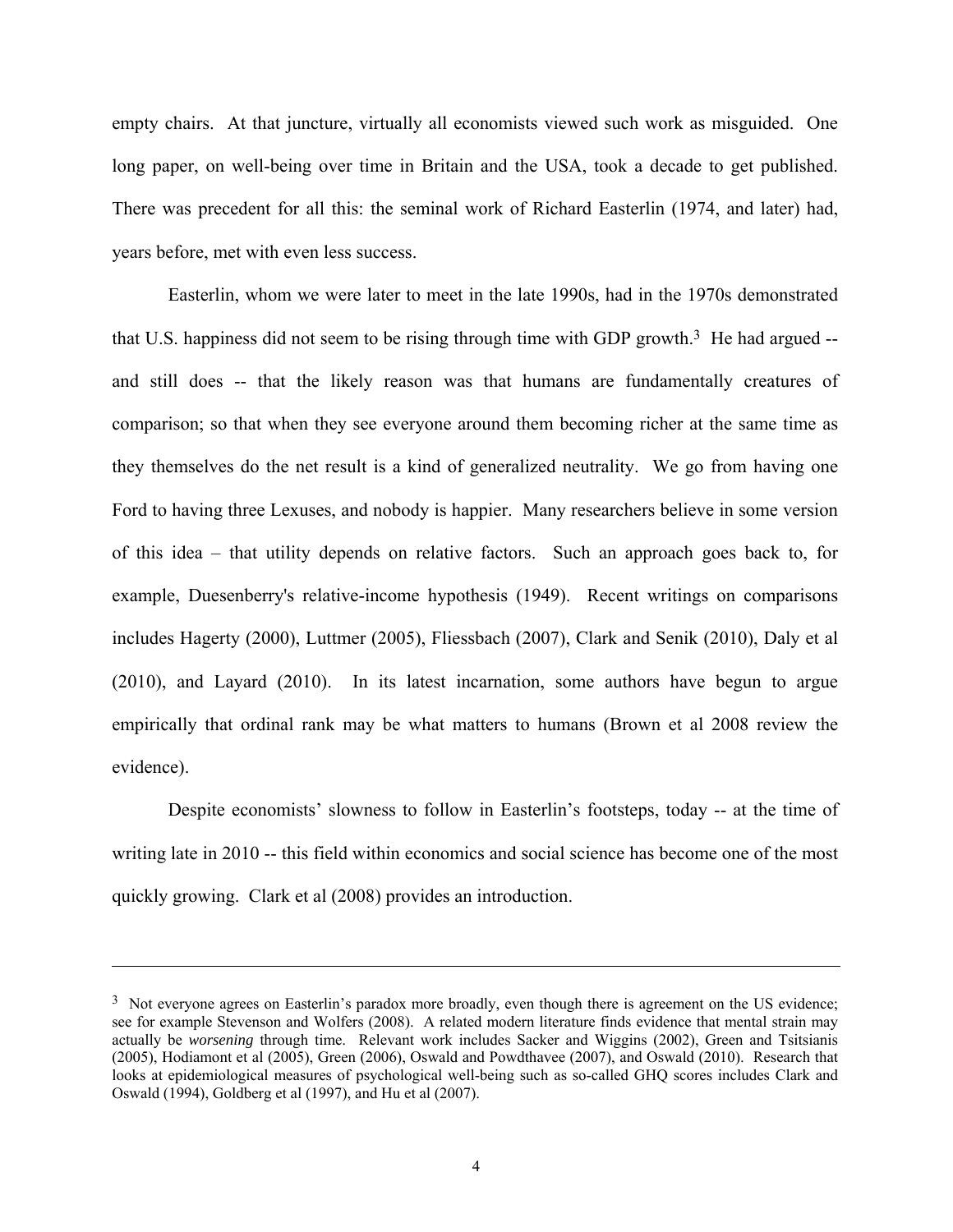empty chairs. At that juncture, virtually all economists viewed such work as misguided. One long paper, on well-being over time in Britain and the USA, took a decade to get published. There was precedent for all this: the seminal work of Richard Easterlin (1974, and later) had, years before, met with even less success.

Easterlin, whom we were later to meet in the late 1990s, had in the 1970s demonstrated that U.S. happiness did not seem to be rising through time with GDP growth.[3] He had argued -- and still does -- that the likely reason was that humans are fundamentally creatures of comparison; so that when they see everyone around them becoming richer at the same time as they themselves do the net result is a kind of generalized neutrality. We go from having one Ford to having three Lexuses, and nobody is happier. Many researchers believe in some version of this idea – that utility depends on relative factors. Such an approach goes back to, for example, Duesenberry's relative-income hypothesis (1949). Recent writings on comparisons includes Hagerty (2000), Luttmer (2005), Fliessbach (2007), Clark and Senik (2010), Daly et al (2010), and Layard (2010). In its latest incarnation, some authors have begun to argue empirically that ordinal rank may be what matters to humans (Brown et al 2008 review the evidence).

Despite economists' slowness to follow in Easterlin's footsteps, today -- at the time of writing late in 2010 -- this field within economics and social science has become one of the most quickly growing. Clark et al (2008) provides an introduction.

---

[3] Not everyone agrees on Easterlin's paradox more broadly, even though there is agreement on the US evidence; see for example Stevenson and Wolfers (2008). A related modern literature finds evidence that mental strain may actually be *worsening* through time. Relevant work includes Sacker and Wiggins (2002), Green and Tsitsianis (2005), Hodiamont et al (2005), Green (2006), Oswald and Powdthavee (2007), and Oswald (2010). Research that looks at epidemiological measures of psychological well-being such as so-called GHQ scores includes Clark and Oswald (1994), Goldberg et al (1997), and Hu et al (2007).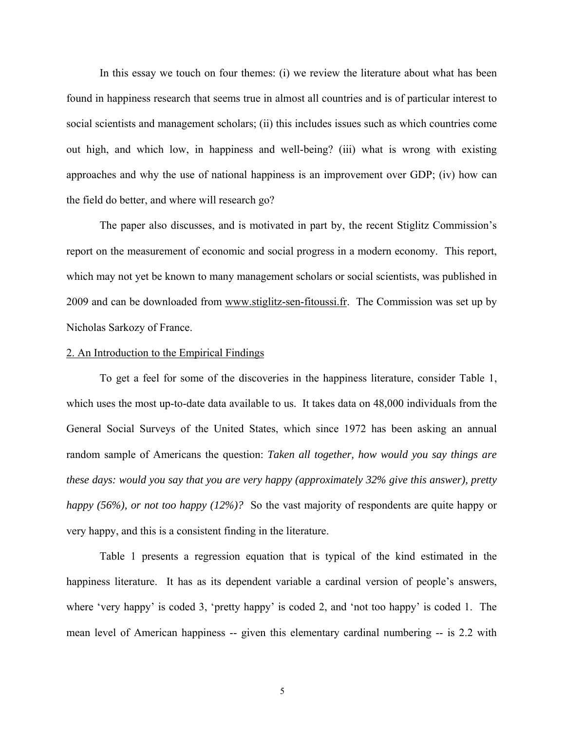In this essay we touch on four themes: (i) we review the literature about what has been found in happiness research that seems true in almost all countries and is of particular interest to social scientists and management scholars; (ii) this includes issues such as which countries come out high, and which low, in happiness and well-being? (iii) what is wrong with existing approaches and why the use of national happiness is an improvement over GDP; (iv) how can the field do better, and where will research go?

The paper also discusses, and is motivated in part by, the recent Stiglitz Commission's report on the measurement of economic and social progress in a modern economy. This report, which may not yet be known to many management scholars or social scientists, was published in 2009 and can be downloaded from www.stiglitz-sen-fitoussi.fr. The Commission was set up by Nicholas Sarkozy of France.

## 2. An Introduction to the Empirical Findings

To get a feel for some of the discoveries in the happiness literature, consider Table 1, which uses the most up-to-date data available to us. It takes data on 48,000 individuals from the General Social Surveys of the United States, which since 1972 has been asking an annual random sample of Americans the question: *Taken all together, how would you say things are these days: would you say that you are very happy (approximately 32% give this answer), pretty happy (56%), or not too happy (12%)?* So the vast majority of respondents are quite happy or very happy, and this is a consistent finding in the literature.

Table 1 presents a regression equation that is typical of the kind estimated in the happiness literature. It has as its dependent variable a cardinal version of people's answers, where 'very happy' is coded 3, 'pretty happy' is coded 2, and 'not too happy' is coded 1. The mean level of American happiness -- given this elementary cardinal numbering -- is 2.2 with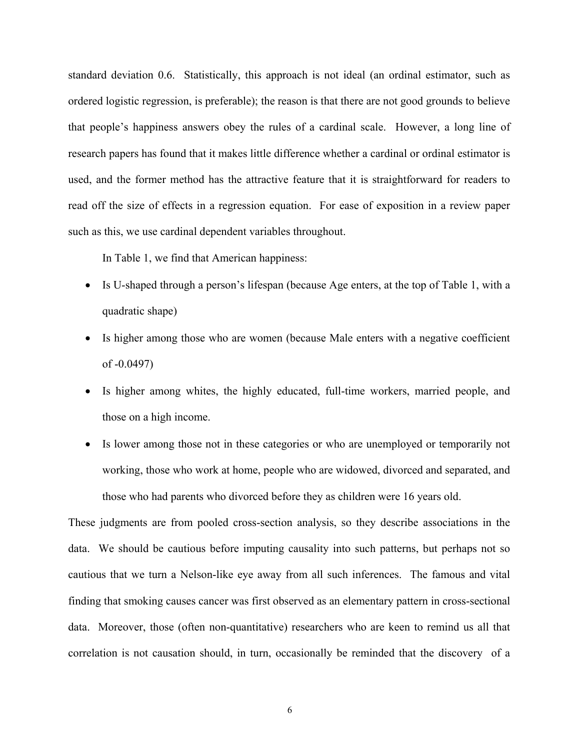standard deviation 0.6. Statistically, this approach is not ideal (an ordinal estimator, such as ordered logistic regression, is preferable); the reason is that there are not good grounds to believe that people's happiness answers obey the rules of a cardinal scale. However, a long line of research papers has found that it makes little difference whether a cardinal or ordinal estimator is used, and the former method has the attractive feature that it is straightforward for readers to read off the size of effects in a regression equation. For ease of exposition in a review paper such as this, we use cardinal dependent variables throughout.

In Table 1, we find that American happiness:

- Is U-shaped through a person's lifespan (because Age enters, at the top of Table 1, with a quadratic shape)
- Is higher among those who are women (because Male enters with a negative coefficient of -0.0497)
- Is higher among whites, the highly educated, full-time workers, married people, and those on a high income.
- Is lower among those not in these categories or who are unemployed or temporarily not working, those who work at home, people who are widowed, divorced and separated, and those who had parents who divorced before they as children were 16 years old.

These judgments are from pooled cross-section analysis, so they describe associations in the data. We should be cautious before imputing causality into such patterns, but perhaps not so cautious that we turn a Nelson-like eye away from all such inferences. The famous and vital finding that smoking causes cancer was first observed as an elementary pattern in cross-sectional data. Moreover, those (often non-quantitative) researchers who are keen to remind us all that correlation is not causation should, in turn, occasionally be reminded that the discovery of a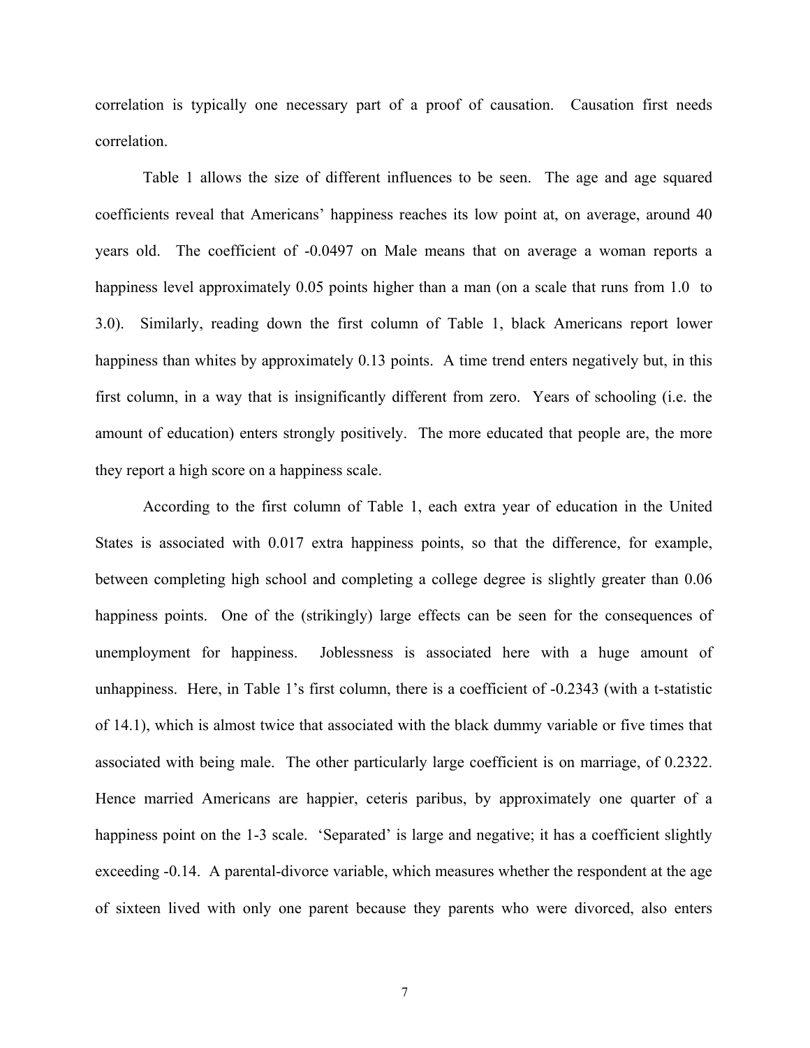correlation is typically one necessary part of a proof of causation. Causation first needs correlation.

Table 1 allows the size of different influences to be seen. The age and age squared coefficients reveal that Americans' happiness reaches its low point at, on average, around 40 years old. The coefficient of -0.0497 on Male means that on average a woman reports a happiness level approximately 0.05 points higher than a man (on a scale that runs from 1.0 to 3.0). Similarly, reading down the first column of Table 1, black Americans report lower happiness than whites by approximately 0.13 points. A time trend enters negatively but, in this first column, in a way that is insignificantly different from zero. Years of schooling (i.e. the amount of education) enters strongly positively. The more educated that people are, the more they report a high score on a happiness scale.

According to the first column of Table 1, each extra year of education in the United States is associated with 0.017 extra happiness points, so that the difference, for example, between completing high school and completing a college degree is slightly greater than 0.06 happiness points. One of the (strikingly) large effects can be seen for the consequences of unemployment for happiness. Joblessness is associated here with a huge amount of unhappiness. Here, in Table 1's first column, there is a coefficient of -0.2343 (with a t-statistic of 14.1), which is almost twice that associated with the black dummy variable or five times that associated with being male. The other particularly large coefficient is on marriage, of 0.2322. Hence married Americans are happier, ceteris paribus, by approximately one quarter of a happiness point on the 1-3 scale. 'Separated' is large and negative; it has a coefficient slightly exceeding -0.14. A parental-divorce variable, which measures whether the respondent at the age of sixteen lived with only one parent because they parents who were divorced, also enters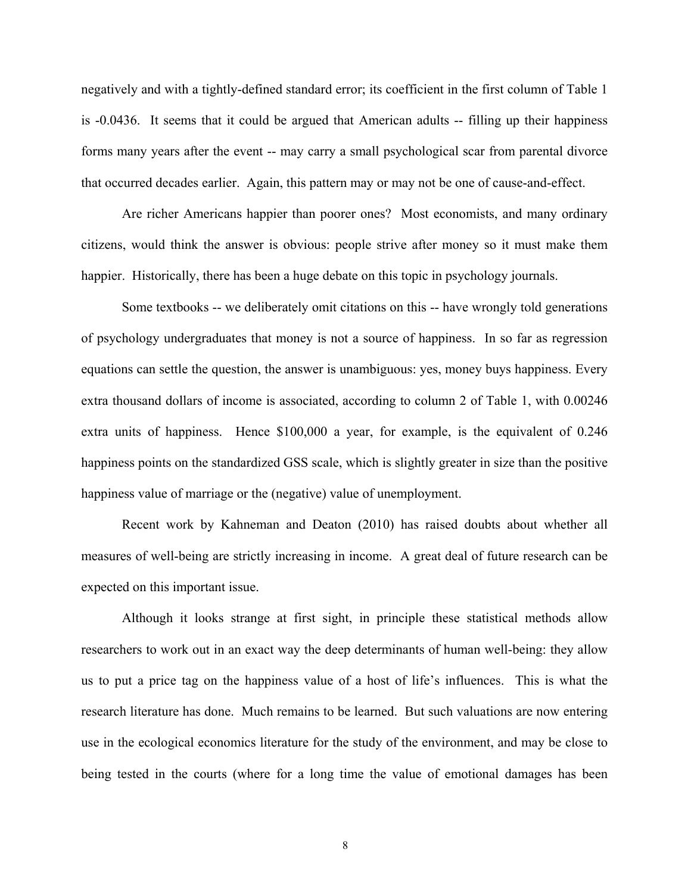negatively and with a tightly-defined standard error; its coefficient in the first column of Table 1 is -0.0436. It seems that it could be argued that American adults -- filling up their happiness forms many years after the event -- may carry a small psychological scar from parental divorce that occurred decades earlier. Again, this pattern may or may not be one of cause-and-effect.

Are richer Americans happier than poorer ones? Most economists, and many ordinary citizens, would think the answer is obvious: people strive after money so it must make them happier. Historically, there has been a huge debate on this topic in psychology journals.

Some textbooks -- we deliberately omit citations on this -- have wrongly told generations of psychology undergraduates that money is not a source of happiness. In so far as regression equations can settle the question, the answer is unambiguous: yes, money buys happiness. Every extra thousand dollars of income is associated, according to column 2 of Table 1, with 0.00246 extra units of happiness. Hence $100,000 a year, for example, is the equivalent of 0.246 happiness points on the standardized GSS scale, which is slightly greater in size than the positive happiness value of marriage or the (negative) value of unemployment.

Recent work by Kahneman and Deaton (2010) has raised doubts about whether all measures of well-being are strictly increasing in income. A great deal of future research can be expected on this important issue.

Although it looks strange at first sight, in principle these statistical methods allow researchers to work out in an exact way the deep determinants of human well-being: they allow us to put a price tag on the happiness value of a host of life's influences. This is what the research literature has done. Much remains to be learned. But such valuations are now entering use in the ecological economics literature for the study of the environment, and may be close to being tested in the courts (where for a long time the value of emotional damages has been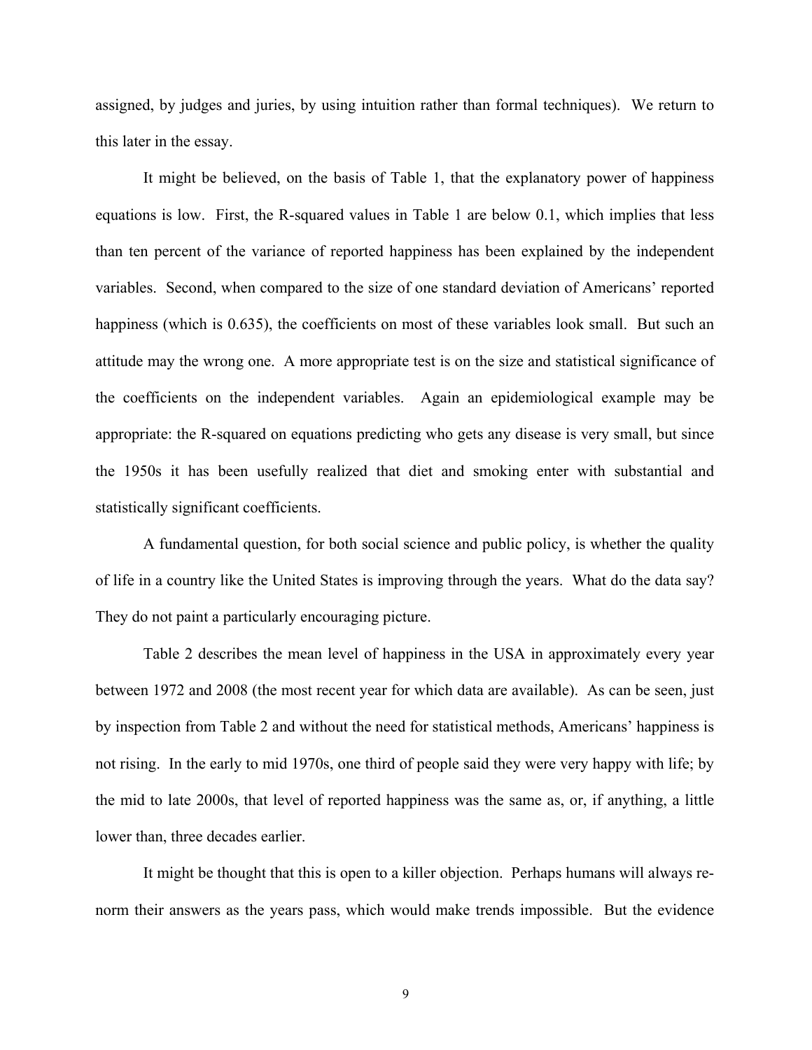assigned, by judges and juries, by using intuition rather than formal techniques). We return to this later in the essay.

It might be believed, on the basis of Table 1, that the explanatory power of happiness equations is low. First, the R-squared values in Table 1 are below 0.1, which implies that less than ten percent of the variance of reported happiness has been explained by the independent variables. Second, when compared to the size of one standard deviation of Americans' reported happiness (which is 0.635), the coefficients on most of these variables look small. But such an attitude may the wrong one. A more appropriate test is on the size and statistical significance of the coefficients on the independent variables. Again an epidemiological example may be appropriate: the R-squared on equations predicting who gets any disease is very small, but since the 1950s it has been usefully realized that diet and smoking enter with substantial and statistically significant coefficients.

A fundamental question, for both social science and public policy, is whether the quality of life in a country like the United States is improving through the years. What do the data say? They do not paint a particularly encouraging picture.

Table 2 describes the mean level of happiness in the USA in approximately every year between 1972 and 2008 (the most recent year for which data are available). As can be seen, just by inspection from Table 2 and without the need for statistical methods, Americans' happiness is not rising. In the early to mid 1970s, one third of people said they were very happy with life; by the mid to late 2000s, that level of reported happiness was the same as, or, if anything, a little lower than, three decades earlier.

It might be thought that this is open to a killer objection. Perhaps humans will always re-norm their answers as the years pass, which would make trends impossible. But the evidence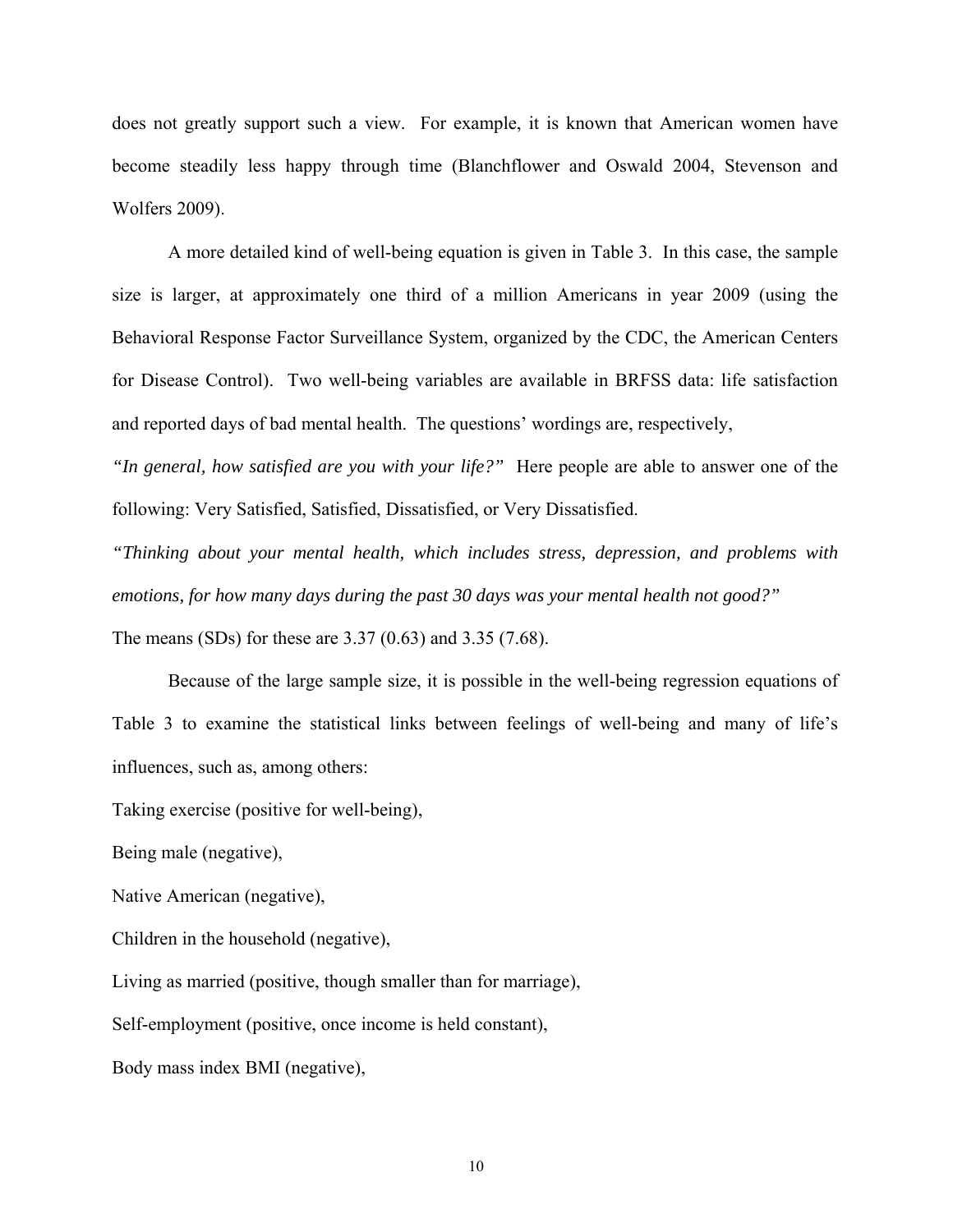does not greatly support such a view. For example, it is known that American women have become steadily less happy through time (Blanchflower and Oswald 2004, Stevenson and Wolfers 2009).

A more detailed kind of well-being equation is given in Table 3. In this case, the sample size is larger, at approximately one third of a million Americans in year 2009 (using the Behavioral Response Factor Surveillance System, organized by the CDC, the American Centers for Disease Control). Two well-being variables are available in BRFSS data: life satisfaction and reported days of bad mental health. The questions' wordings are, respectively,

*"In general, how satisfied are you with your life?"* Here people are able to answer one of the following: Very Satisfied, Satisfied, Dissatisfied, or Very Dissatisfied.

*"Thinking about your mental health, which includes stress, depression, and problems with emotions, for how many days during the past 30 days was your mental health not good?"*

The means (SDs) for these are 3.37 (0.63) and 3.35 (7.68).

Because of the large sample size, it is possible in the well-being regression equations of Table 3 to examine the statistical links between feelings of well-being and many of life's influences, such as, among others:

Taking exercise (positive for well-being),

Being male (negative),

Native American (negative),

Children in the household (negative),

Living as married (positive, though smaller than for marriage),

Self-employment (positive, once income is held constant),

Body mass index BMI (negative),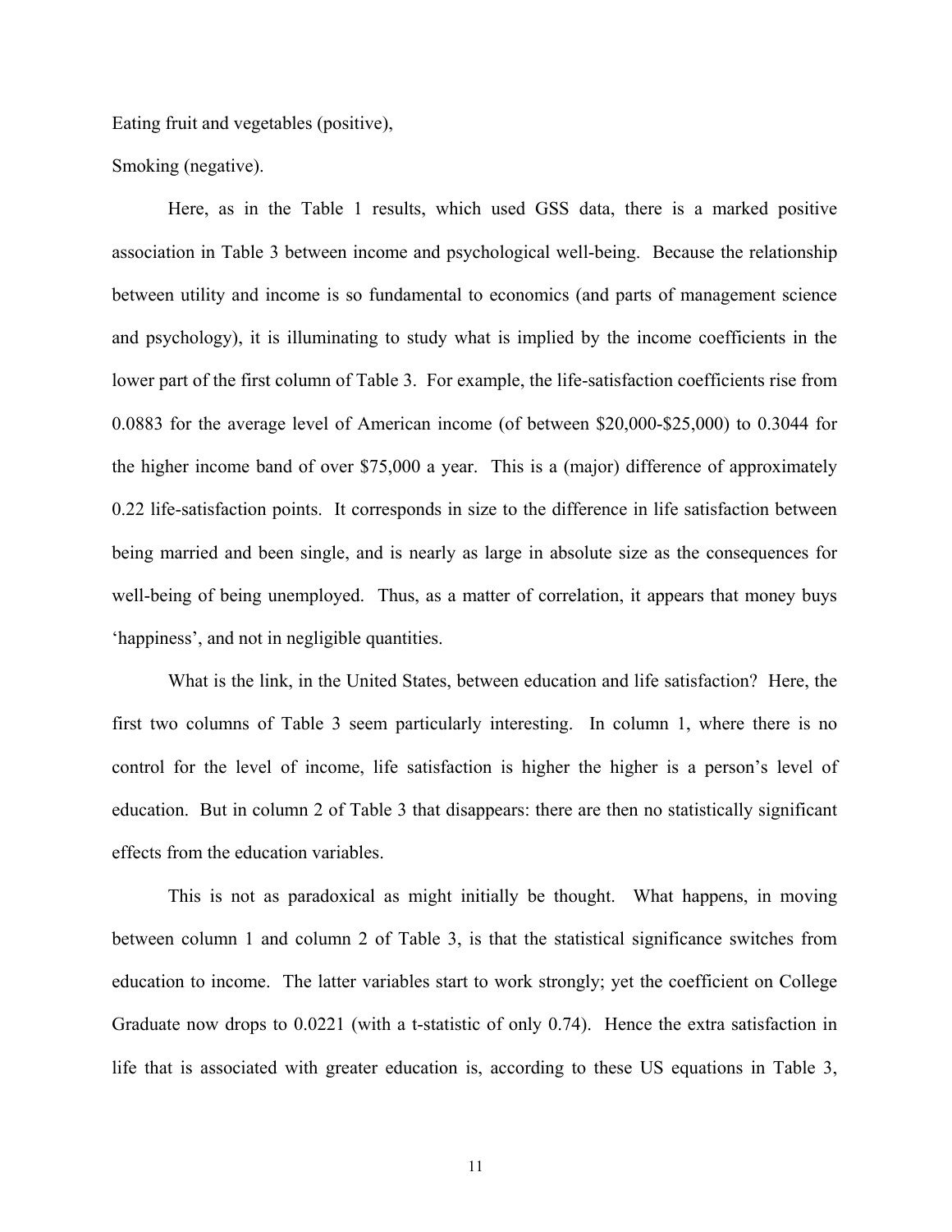Eating fruit and vegetables (positive),

Smoking (negative).

Here, as in the Table 1 results, which used GSS data, there is a marked positive association in Table 3 between income and psychological well-being. Because the relationship between utility and income is so fundamental to economics (and parts of management science and psychology), it is illuminating to study what is implied by the income coefficients in the lower part of the first column of Table 3. For example, the life-satisfaction coefficients rise from 0.0883 for the average level of American income (of between $20,000-$25,000) to 0.3044 for the higher income band of over $75,000 a year. This is a (major) difference of approximately 0.22 life-satisfaction points. It corresponds in size to the difference in life satisfaction between being married and been single, and is nearly as large in absolute size as the consequences for well-being of being unemployed. Thus, as a matter of correlation, it appears that money buys 'happiness', and not in negligible quantities.

What is the link, in the United States, between education and life satisfaction? Here, the first two columns of Table 3 seem particularly interesting. In column 1, where there is no control for the level of income, life satisfaction is higher the higher is a person's level of education. But in column 2 of Table 3 that disappears: there are then no statistically significant effects from the education variables.

This is not as paradoxical as might initially be thought. What happens, in moving between column 1 and column 2 of Table 3, is that the statistical significance switches from education to income. The latter variables start to work strongly; yet the coefficient on College Graduate now drops to 0.0221 (with a t-statistic of only 0.74). Hence the extra satisfaction in life that is associated with greater education is, according to these US equations in Table 3,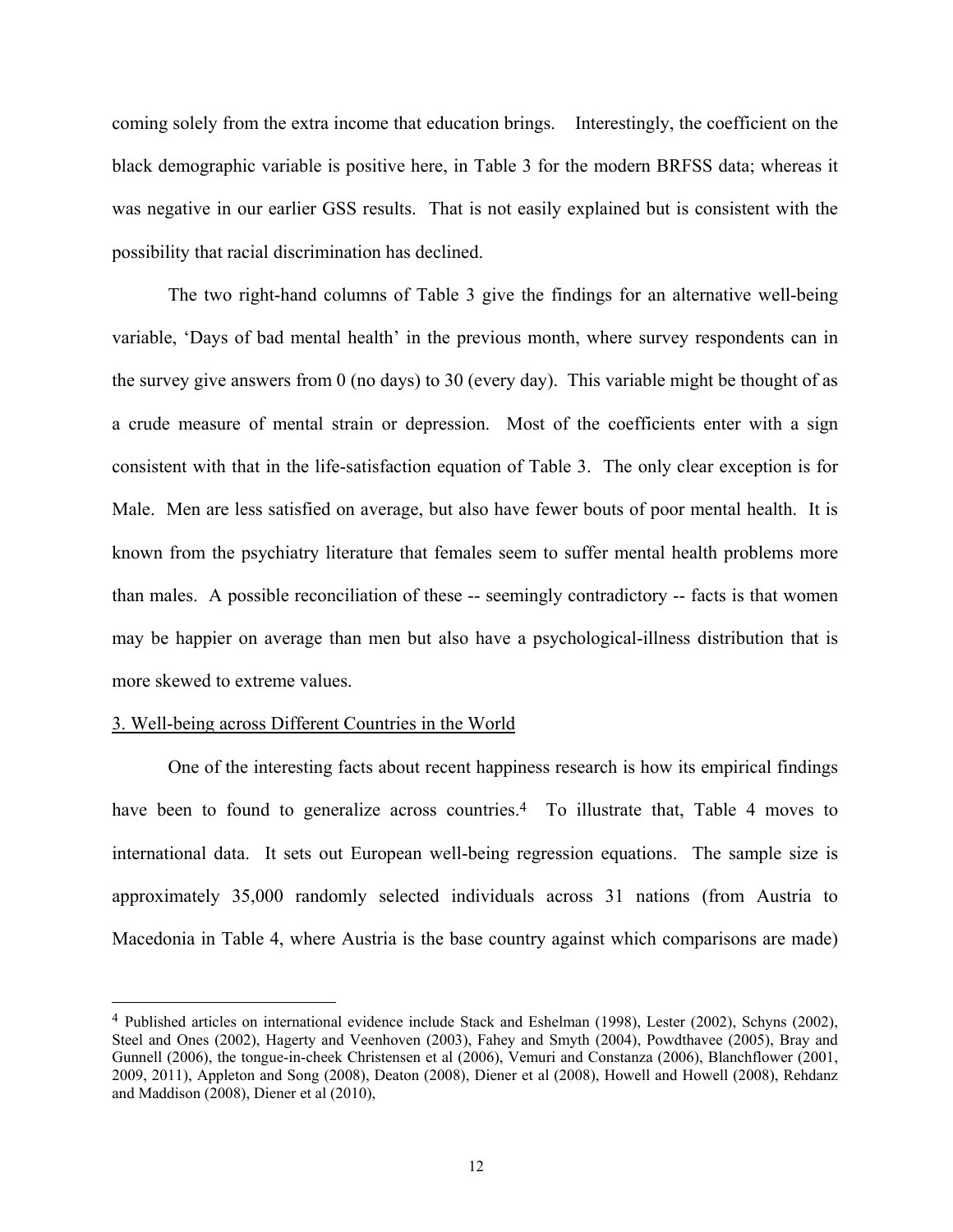coming solely from the extra income that education brings. Interestingly, the coefficient on the black demographic variable is positive here, in Table 3 for the modern BRFSS data; whereas it was negative in our earlier GSS results. That is not easily explained but is consistent with the possibility that racial discrimination has declined.

The two right-hand columns of Table 3 give the findings for an alternative well-being variable, 'Days of bad mental health' in the previous month, where survey respondents can in the survey give answers from 0 (no days) to 30 (every day). This variable might be thought of as a crude measure of mental strain or depression. Most of the coefficients enter with a sign consistent with that in the life-satisfaction equation of Table 3. The only clear exception is for Male. Men are less satisfied on average, but also have fewer bouts of poor mental health. It is known from the psychiatry literature that females seem to suffer mental health problems more than males. A possible reconciliation of these -- seemingly contradictory -- facts is that women may be happier on average than men but also have a psychological-illness distribution that is more skewed to extreme values.

## 3. Well-being across Different Countries in the World

One of the interesting facts about recent happiness research is how its empirical findings have been to found to generalize across countries.[4] To illustrate that, Table 4 moves to international data. It sets out European well-being regression equations. The sample size is approximately 35,000 randomly selected individuals across 31 nations (from Austria to Macedonia in Table 4, where Austria is the base country against which comparisons are made)

---

[4] Published articles on international evidence include Stack and Eshelman (1998), Lester (2002), Schyns (2002), Steel and Ones (2002), Hagerty and Veenhoven (2003), Fahey and Smyth (2004), Powdthavee (2005), Bray and Gunnell (2006), the tongue-in-cheek Christensen et al (2006), Vemuri and Constanza (2006), Blanchflower (2001, 2009, 2011), Appleton and Song (2008), Deaton (2008), Diener et al (2008), Howell and Howell (2008), Rehdanz and Maddison (2008), Diener et al (2010),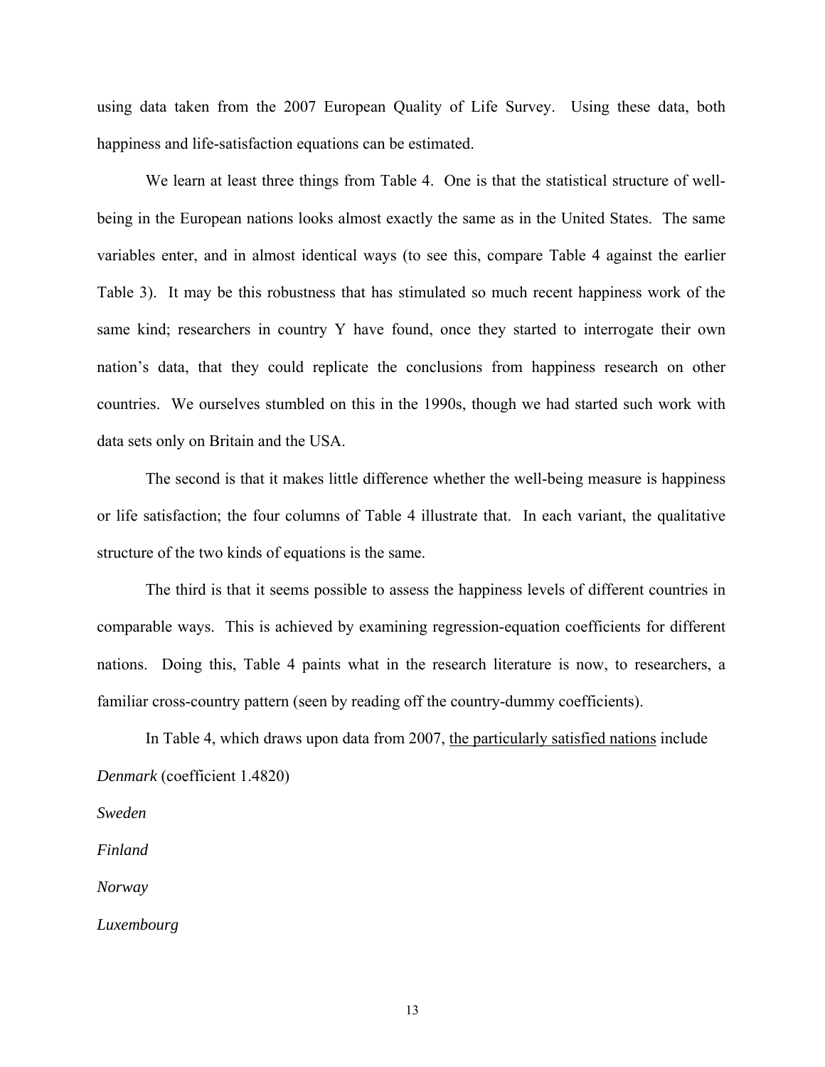using data taken from the 2007 European Quality of Life Survey. Using these data, both happiness and life-satisfaction equations can be estimated.

We learn at least three things from Table 4. One is that the statistical structure of well-being in the European nations looks almost exactly the same as in the United States. The same variables enter, and in almost identical ways (to see this, compare Table 4 against the earlier Table 3). It may be this robustness that has stimulated so much recent happiness work of the same kind; researchers in country Y have found, once they started to interrogate their own nation's data, that they could replicate the conclusions from happiness research on other countries. We ourselves stumbled on this in the 1990s, though we had started such work with data sets only on Britain and the USA.

The second is that it makes little difference whether the well-being measure is happiness or life satisfaction; the four columns of Table 4 illustrate that. In each variant, the qualitative structure of the two kinds of equations is the same.

The third is that it seems possible to assess the happiness levels of different countries in comparable ways. This is achieved by examining regression-equation coefficients for different nations. Doing this, Table 4 paints what in the research literature is now, to researchers, a familiar cross-country pattern (seen by reading off the country-dummy coefficients).

In Table 4, which draws upon data from 2007, <u>the particularly satisfied nations</u> include

*Denmark* (coefficient 1.4820)

*Sweden*

*Finland*

*Norway*

*Luxembourg*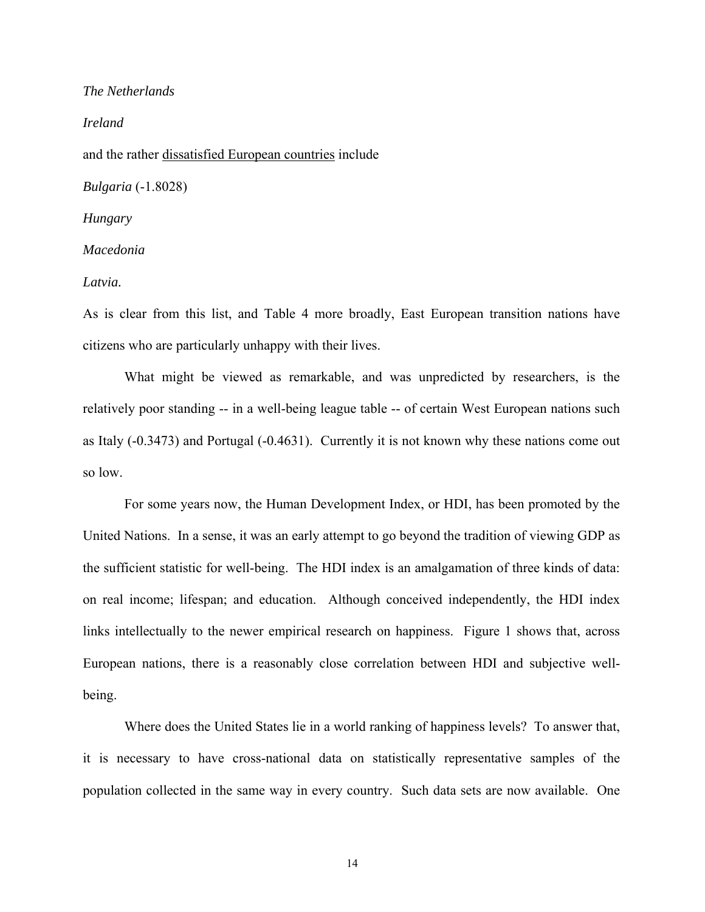*The Netherlands*

*Ireland*

and the rather <u>dissatisfied European countries</u> include

*Bulgaria* (-1.8028)

*Hungary*

*Macedonia*

*Latvia.*

As is clear from this list, and Table 4 more broadly, East European transition nations have citizens who are particularly unhappy with their lives.

What might be viewed as remarkable, and was unpredicted by researchers, is the relatively poor standing -- in a well-being league table -- of certain West European nations such as Italy (-0.3473) and Portugal (-0.4631). Currently it is not known why these nations come out so low.

For some years now, the Human Development Index, or HDI, has been promoted by the United Nations. In a sense, it was an early attempt to go beyond the tradition of viewing GDP as the sufficient statistic for well-being. The HDI index is an amalgamation of three kinds of data: on real income; lifespan; and education. Although conceived independently, the HDI index links intellectually to the newer empirical research on happiness. Figure 1 shows that, across European nations, there is a reasonably close correlation between HDI and subjective well-being.

Where does the United States lie in a world ranking of happiness levels? To answer that, it is necessary to have cross-national data on statistically representative samples of the population collected in the same way in every country. Such data sets are now available. One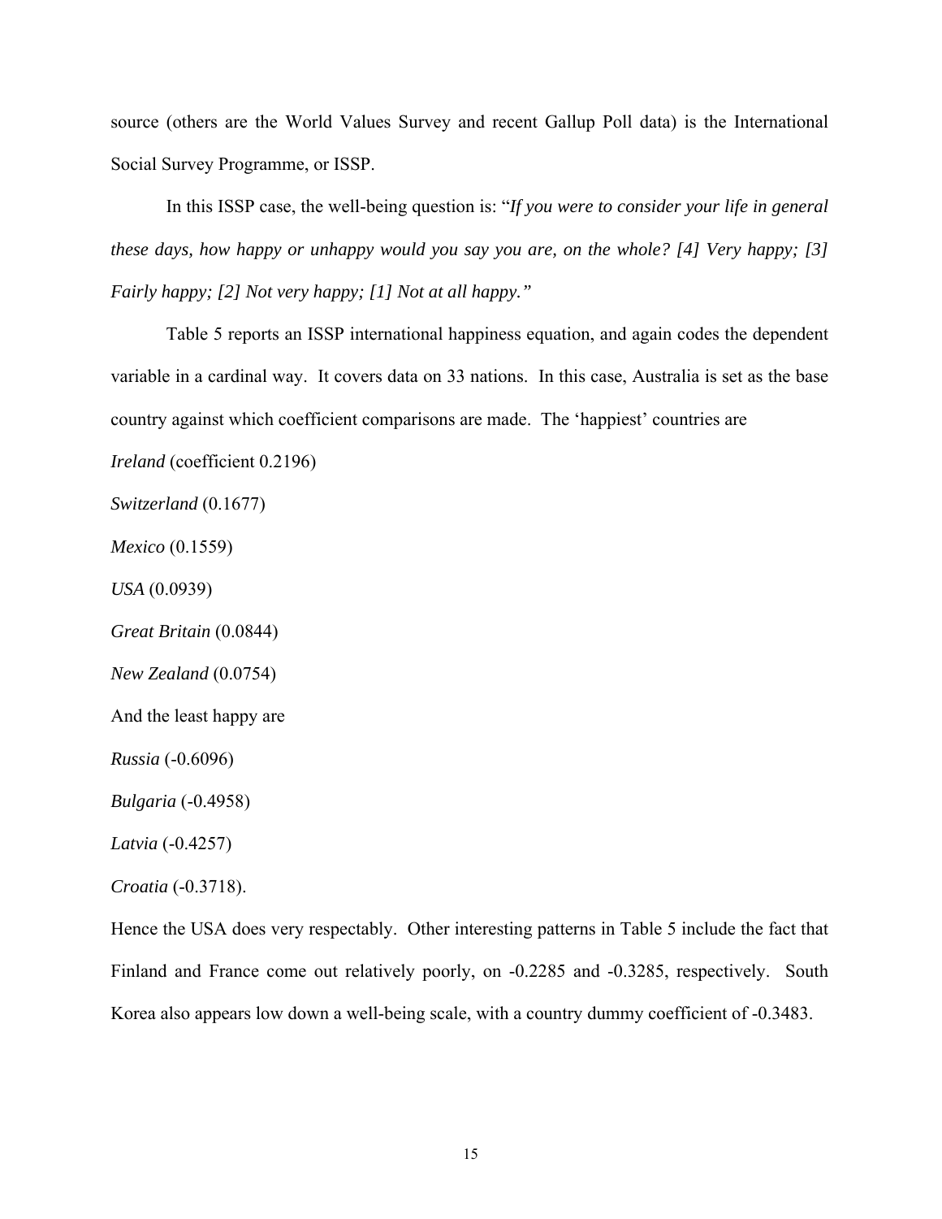source (others are the World Values Survey and recent Gallup Poll data) is the International Social Survey Programme, or ISSP.

In this ISSP case, the well-being question is: "*If you were to consider your life in general these days, how happy or unhappy would you say you are, on the whole? [4] Very happy; [3] Fairly happy; [2] Not very happy; [1] Not at all happy.*"

Table 5 reports an ISSP international happiness equation, and again codes the dependent variable in a cardinal way. It covers data on 33 nations. In this case, Australia is set as the base country against which coefficient comparisons are made. The 'happiest' countries are

*Ireland* (coefficient 0.2196)

*Switzerland* (0.1677)

*Mexico* (0.1559)

*USA* (0.0939)

*Great Britain* (0.0844)

*New Zealand* (0.0754)

And the least happy are

*Russia* (-0.6096)

*Bulgaria* (-0.4958)

*Latvia* (-0.4257)

*Croatia* (-0.3718).

Hence the USA does very respectably. Other interesting patterns in Table 5 include the fact that Finland and France come out relatively poorly, on -0.2285 and -0.3285, respectively. South Korea also appears low down a well-being scale, with a country dummy coefficient of -0.3483.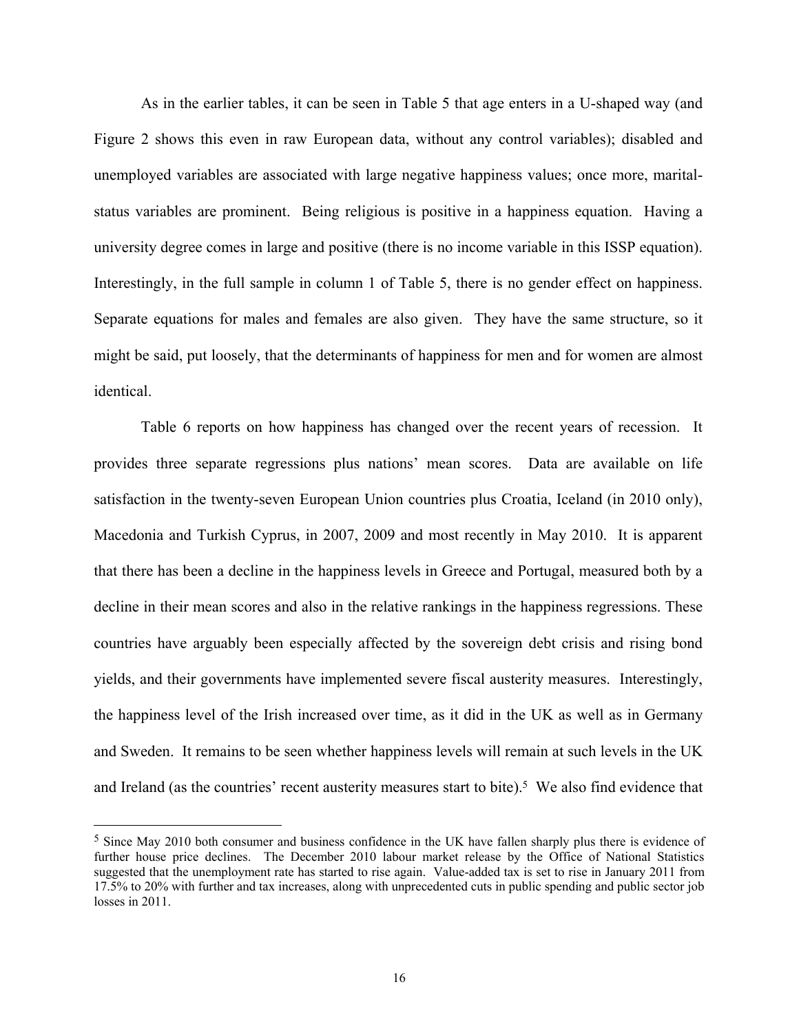As in the earlier tables, it can be seen in Table 5 that age enters in a U-shaped way (and Figure 2 shows this even in raw European data, without any control variables); disabled and unemployed variables are associated with large negative happiness values; once more, marital-status variables are prominent. Being religious is positive in a happiness equation. Having a university degree comes in large and positive (there is no income variable in this ISSP equation). Interestingly, in the full sample in column 1 of Table 5, there is no gender effect on happiness. Separate equations for males and females are also given. They have the same structure, so it might be said, put loosely, that the determinants of happiness for men and for women are almost identical.

Table 6 reports on how happiness has changed over the recent years of recession. It provides three separate regressions plus nations' mean scores. Data are available on life satisfaction in the twenty-seven European Union countries plus Croatia, Iceland (in 2010 only), Macedonia and Turkish Cyprus, in 2007, 2009 and most recently in May 2010. It is apparent that there has been a decline in the happiness levels in Greece and Portugal, measured both by a decline in their mean scores and also in the relative rankings in the happiness regressions. These countries have arguably been especially affected by the sovereign debt crisis and rising bond yields, and their governments have implemented severe fiscal austerity measures. Interestingly, the happiness level of the Irish increased over time, as it did in the UK as well as in Germany and Sweden. It remains to be seen whether happiness levels will remain at such levels in the UK and Ireland (as the countries' recent austerity measures start to bite).[5] We also find evidence that

[5] Since May 2010 both consumer and business confidence in the UK have fallen sharply plus there is evidence of further house price declines. The December 2010 labour market release by the Office of National Statistics suggested that the unemployment rate has started to rise again. Value-added tax is set to rise in January 2011 from 17.5% to 20% with further and tax increases, along with unprecedented cuts in public spending and public sector job losses in 2011.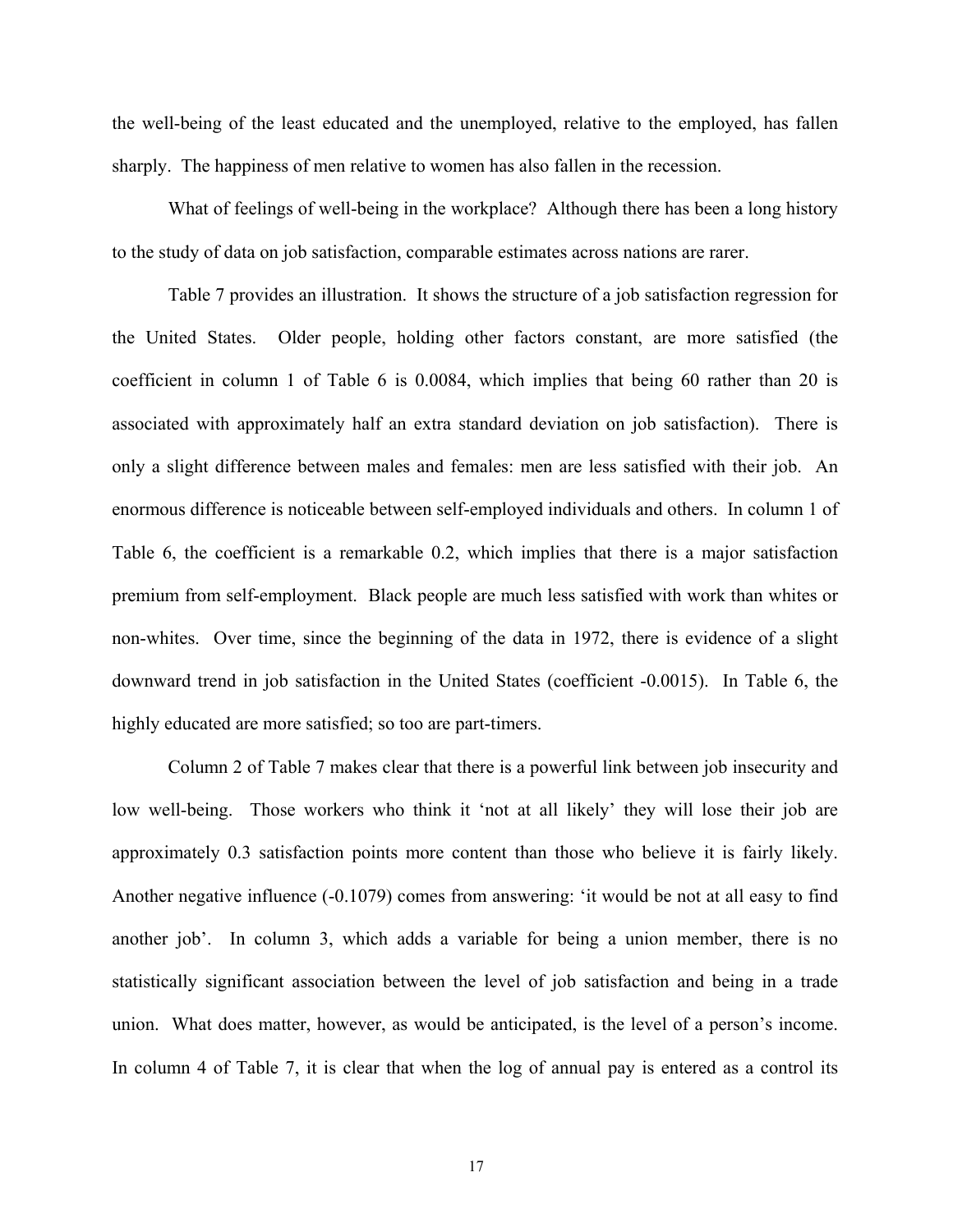the well-being of the least educated and the unemployed, relative to the employed, has fallen sharply. The happiness of men relative to women has also fallen in the recession.

What of feelings of well-being in the workplace? Although there has been a long history to the study of data on job satisfaction, comparable estimates across nations are rarer.

Table 7 provides an illustration. It shows the structure of a job satisfaction regression for the United States. Older people, holding other factors constant, are more satisfied (the coefficient in column 1 of Table 6 is 0.0084, which implies that being 60 rather than 20 is associated with approximately half an extra standard deviation on job satisfaction). There is only a slight difference between males and females: men are less satisfied with their job. An enormous difference is noticeable between self-employed individuals and others. In column 1 of Table 6, the coefficient is a remarkable 0.2, which implies that there is a major satisfaction premium from self-employment. Black people are much less satisfied with work than whites or non-whites. Over time, since the beginning of the data in 1972, there is evidence of a slight downward trend in job satisfaction in the United States (coefficient -0.0015). In Table 6, the highly educated are more satisfied; so too are part-timers.

Column 2 of Table 7 makes clear that there is a powerful link between job insecurity and low well-being. Those workers who think it 'not at all likely' they will lose their job are approximately 0.3 satisfaction points more content than those who believe it is fairly likely. Another negative influence (-0.1079) comes from answering: 'it would be not at all easy to find another job'. In column 3, which adds a variable for being a union member, there is no statistically significant association between the level of job satisfaction and being in a trade union. What does matter, however, as would be anticipated, is the level of a person's income. In column 4 of Table 7, it is clear that when the log of annual pay is entered as a control its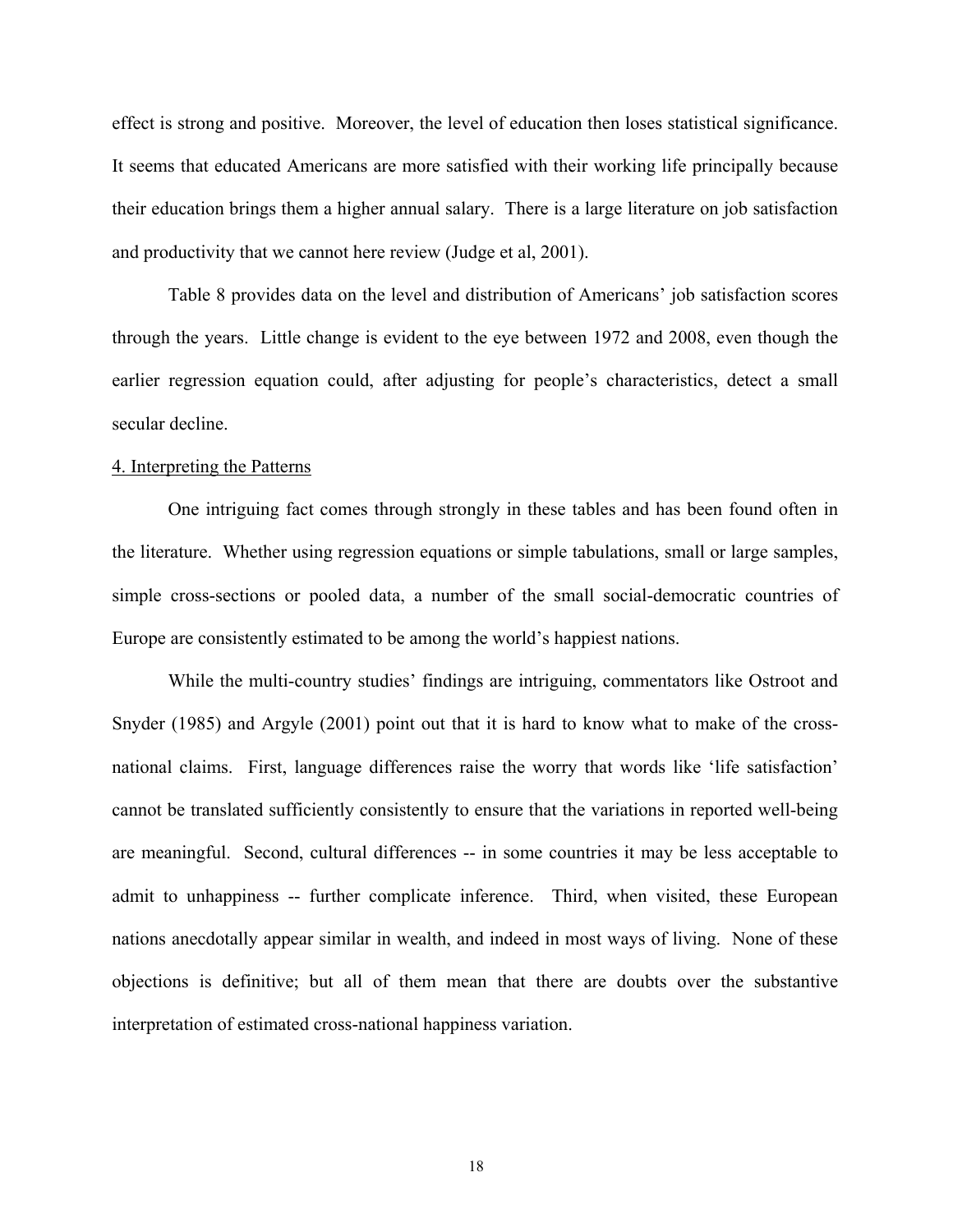effect is strong and positive. Moreover, the level of education then loses statistical significance. It seems that educated Americans are more satisfied with their working life principally because their education brings them a higher annual salary. There is a large literature on job satisfaction and productivity that we cannot here review (Judge et al, 2001).

Table 8 provides data on the level and distribution of Americans' job satisfaction scores through the years. Little change is evident to the eye between 1972 and 2008, even though the earlier regression equation could, after adjusting for people's characteristics, detect a small secular decline.

## 4. Interpreting the Patterns

One intriguing fact comes through strongly in these tables and has been found often in the literature. Whether using regression equations or simple tabulations, small or large samples, simple cross-sections or pooled data, a number of the small social-democratic countries of Europe are consistently estimated to be among the world's happiest nations.

While the multi-country studies' findings are intriguing, commentators like Ostroot and Snyder (1985) and Argyle (2001) point out that it is hard to know what to make of the cross-national claims. First, language differences raise the worry that words like 'life satisfaction' cannot be translated sufficiently consistently to ensure that the variations in reported well-being are meaningful. Second, cultural differences -- in some countries it may be less acceptable to admit to unhappiness -- further complicate inference. Third, when visited, these European nations anecdotally appear similar in wealth, and indeed in most ways of living. None of these objections is definitive; but all of them mean that there are doubts over the substantive interpretation of estimated cross-national happiness variation.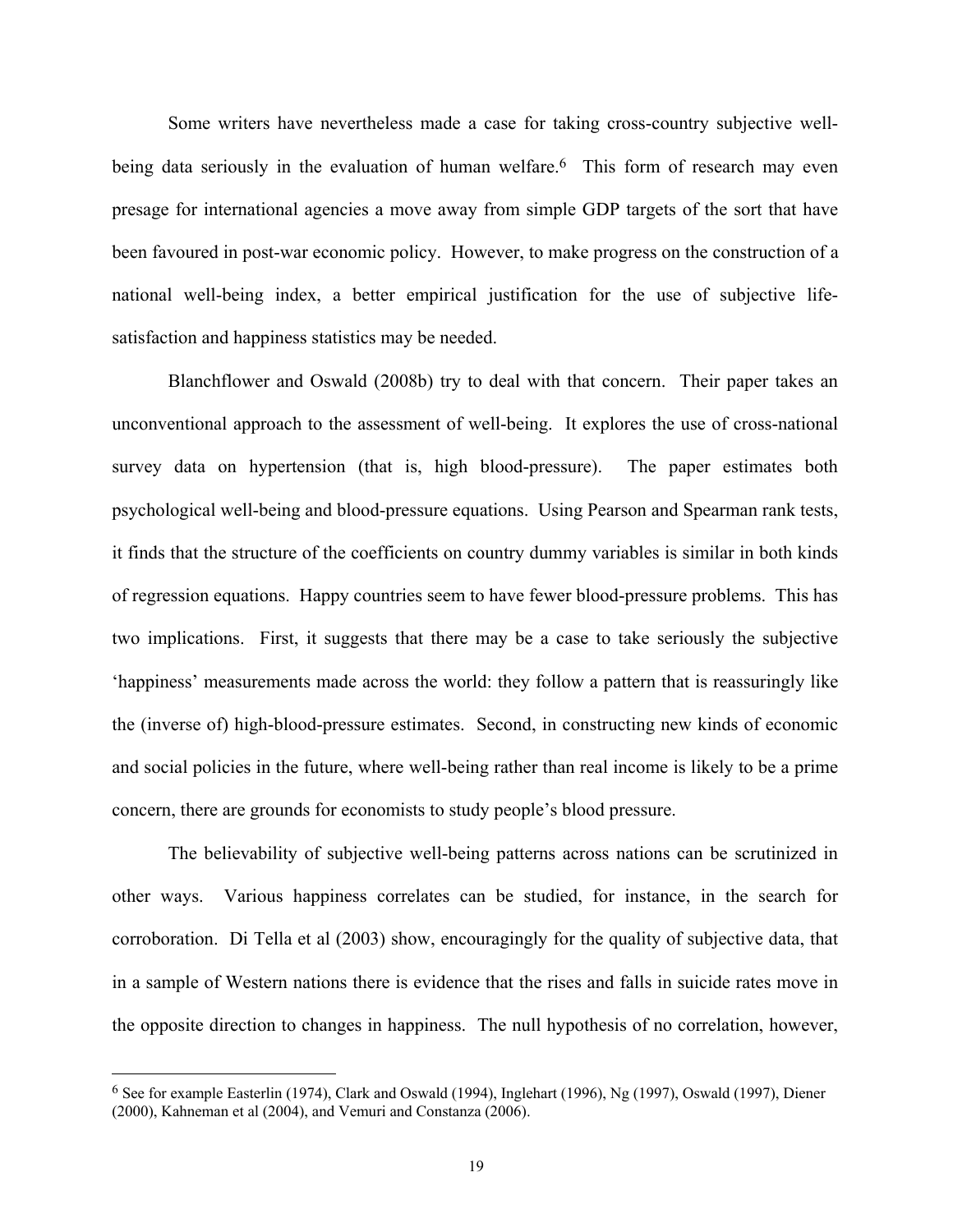Some writers have nevertheless made a case for taking cross-country subjective well-being data seriously in the evaluation of human welfare.[6] This form of research may even presage for international agencies a move away from simple GDP targets of the sort that have been favoured in post-war economic policy. However, to make progress on the construction of a national well-being index, a better empirical justification for the use of subjective life-satisfaction and happiness statistics may be needed.

Blanchflower and Oswald (2008b) try to deal with that concern. Their paper takes an unconventional approach to the assessment of well-being. It explores the use of cross-national survey data on hypertension (that is, high blood-pressure). The paper estimates both psychological well-being and blood-pressure equations. Using Pearson and Spearman rank tests, it finds that the structure of the coefficients on country dummy variables is similar in both kinds of regression equations. Happy countries seem to have fewer blood-pressure problems. This has two implications. First, it suggests that there may be a case to take seriously the subjective 'happiness' measurements made across the world: they follow a pattern that is reassuringly like the (inverse of) high-blood-pressure estimates. Second, in constructing new kinds of economic and social policies in the future, where well-being rather than real income is likely to be a prime concern, there are grounds for economists to study people's blood pressure.

The believability of subjective well-being patterns across nations can be scrutinized in other ways. Various happiness correlates can be studied, for instance, in the search for corroboration. Di Tella et al (2003) show, encouragingly for the quality of subjective data, that in a sample of Western nations there is evidence that the rises and falls in suicide rates move in the opposite direction to changes in happiness. The null hypothesis of no correlation, however,

---

[6] See for example Easterlin (1974), Clark and Oswald (1994), Inglehart (1996), Ng (1997), Oswald (1997), Diener (2000), Kahneman et al (2004), and Vemuri and Constanza (2006).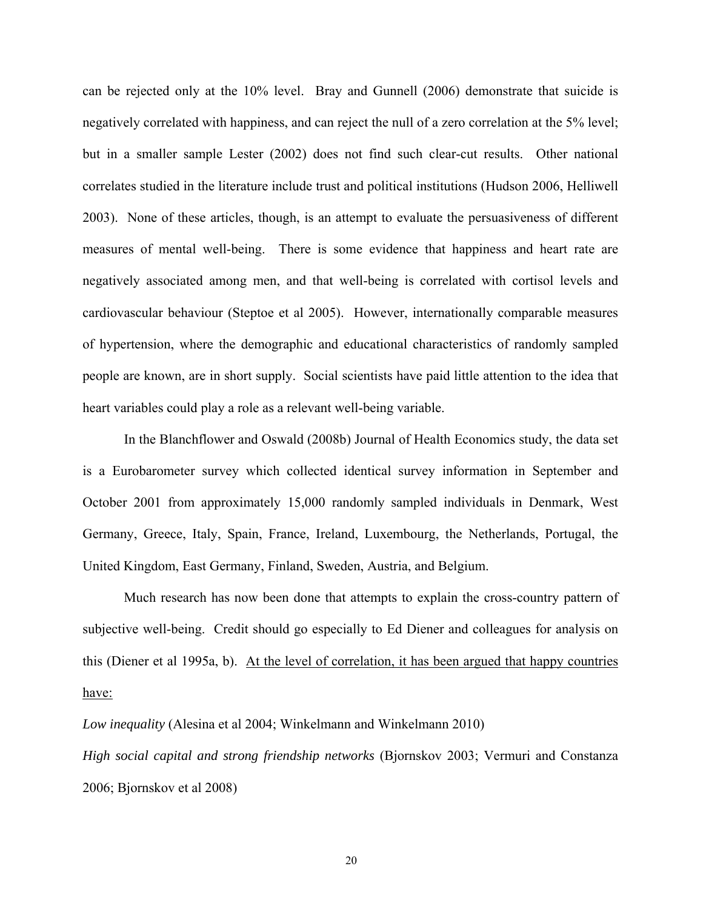can be rejected only at the 10% level. Bray and Gunnell (2006) demonstrate that suicide is negatively correlated with happiness, and can reject the null of a zero correlation at the 5% level; but in a smaller sample Lester (2002) does not find such clear-cut results. Other national correlates studied in the literature include trust and political institutions (Hudson 2006, Helliwell 2003). None of these articles, though, is an attempt to evaluate the persuasiveness of different measures of mental well-being. There is some evidence that happiness and heart rate are negatively associated among men, and that well-being is correlated with cortisol levels and cardiovascular behaviour (Steptoe et al 2005). However, internationally comparable measures of hypertension, where the demographic and educational characteristics of randomly sampled people are known, are in short supply. Social scientists have paid little attention to the idea that heart variables could play a role as a relevant well-being variable.

In the Blanchflower and Oswald (2008b) Journal of Health Economics study, the data set is a Eurobarometer survey which collected identical survey information in September and October 2001 from approximately 15,000 randomly sampled individuals in Denmark, West Germany, Greece, Italy, Spain, France, Ireland, Luxembourg, the Netherlands, Portugal, the United Kingdom, East Germany, Finland, Sweden, Austria, and Belgium.

Much research has now been done that attempts to explain the cross-country pattern of subjective well-being. Credit should go especially to Ed Diener and colleagues for analysis on this (Diener et al 1995a, b). <u>At the level of correlation, it has been argued that happy countries have:</u>

*Low inequality* (Alesina et al 2004; Winkelmann and Winkelmann 2010)

*High social capital and strong friendship networks* (Bjornskov 2003; Vermuri and Constanza 2006; Bjornskov et al 2008)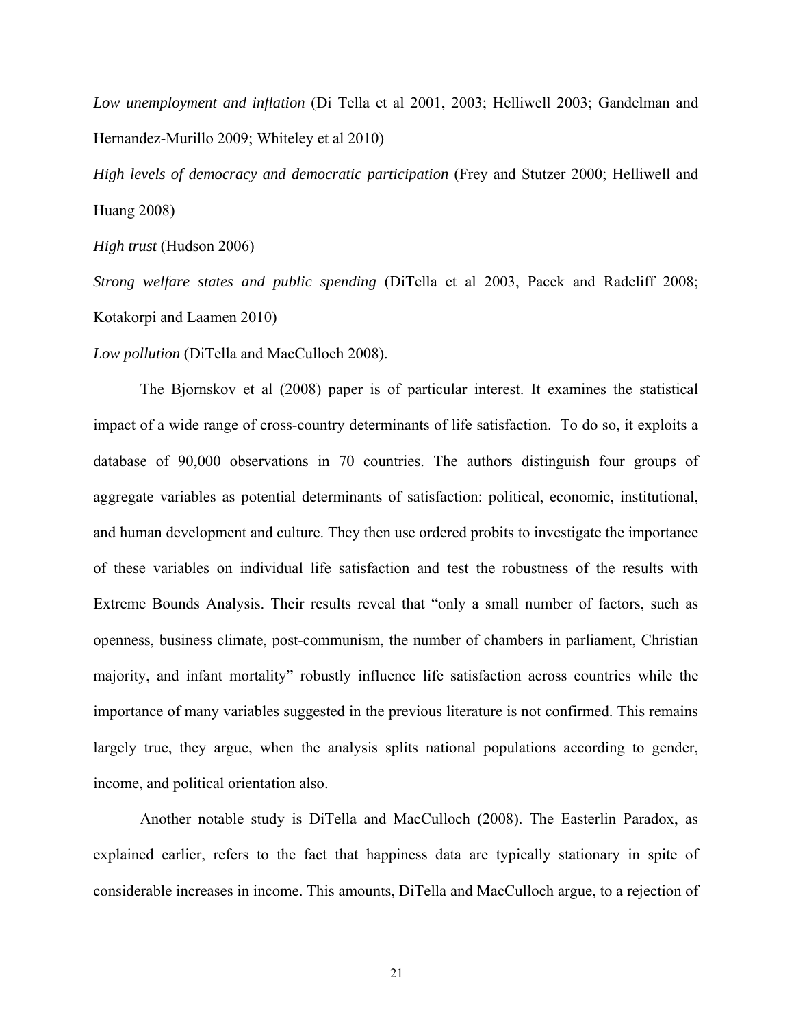*Low unemployment and inflation* (Di Tella et al 2001, 2003; Helliwell 2003; Gandelman and Hernandez-Murillo 2009; Whiteley et al 2010)

*High levels of democracy and democratic participation* (Frey and Stutzer 2000; Helliwell and Huang 2008)

*High trust* (Hudson 2006)

*Strong welfare states and public spending* (DiTella et al 2003, Pacek and Radcliff 2008; Kotakorpi and Laamen 2010)

*Low pollution* (DiTella and MacCulloch 2008).

The Bjornskov et al (2008) paper is of particular interest. It examines the statistical impact of a wide range of cross-country determinants of life satisfaction. To do so, it exploits a database of 90,000 observations in 70 countries. The authors distinguish four groups of aggregate variables as potential determinants of satisfaction: political, economic, institutional, and human development and culture. They then use ordered probits to investigate the importance of these variables on individual life satisfaction and test the robustness of the results with Extreme Bounds Analysis. Their results reveal that "only a small number of factors, such as openness, business climate, post-communism, the number of chambers in parliament, Christian majority, and infant mortality" robustly influence life satisfaction across countries while the importance of many variables suggested in the previous literature is not confirmed. This remains largely true, they argue, when the analysis splits national populations according to gender, income, and political orientation also.

Another notable study is DiTella and MacCulloch (2008). The Easterlin Paradox, as explained earlier, refers to the fact that happiness data are typically stationary in spite of considerable increases in income. This amounts, DiTella and MacCulloch argue, to a rejection of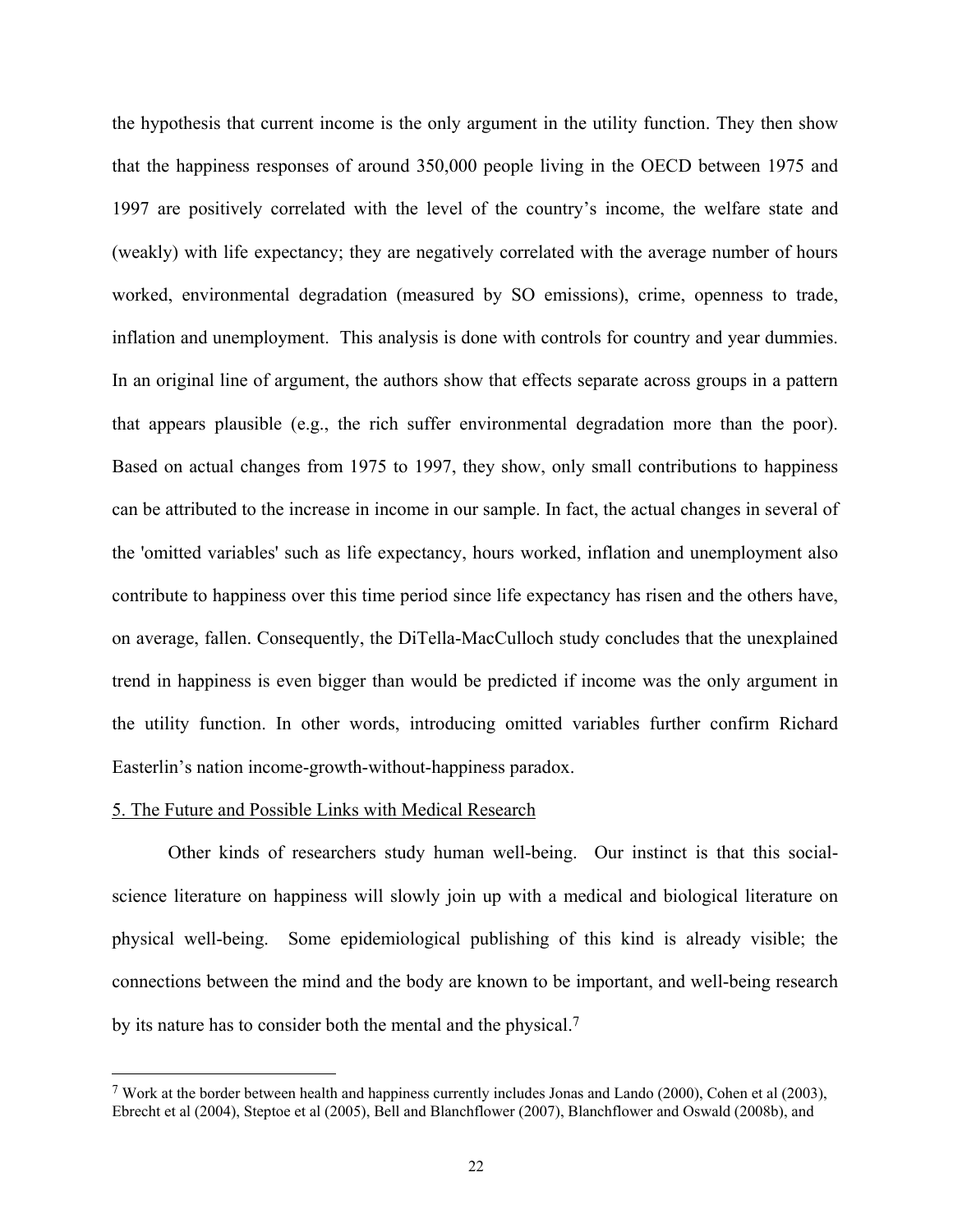the hypothesis that current income is the only argument in the utility function. They then show that the happiness responses of around 350,000 people living in the OECD between 1975 and 1997 are positively correlated with the level of the country's income, the welfare state and (weakly) with life expectancy; they are negatively correlated with the average number of hours worked, environmental degradation (measured by SO emissions), crime, openness to trade, inflation and unemployment. This analysis is done with controls for country and year dummies. In an original line of argument, the authors show that effects separate across groups in a pattern that appears plausible (e.g., the rich suffer environmental degradation more than the poor). Based on actual changes from 1975 to 1997, they show, only small contributions to happiness can be attributed to the increase in income in our sample. In fact, the actual changes in several of the 'omitted variables' such as life expectancy, hours worked, inflation and unemployment also contribute to happiness over this time period since life expectancy has risen and the others have, on average, fallen. Consequently, the DiTella-MacCulloch study concludes that the unexplained trend in happiness is even bigger than would be predicted if income was the only argument in the utility function. In other words, introducing omitted variables further confirm Richard Easterlin's nation income-growth-without-happiness paradox.

## 5. The Future and Possible Links with Medical Research

Other kinds of researchers study human well-being. Our instinct is that this social-science literature on happiness will slowly join up with a medical and biological literature on physical well-being. Some epidemiological publishing of this kind is already visible; the connections between the mind and the body are known to be important, and well-being research by its nature has to consider both the mental and the physical.[7]

---

[7] Work at the border between health and happiness currently includes Jonas and Lando (2000), Cohen et al (2003), Ebrecht et al (2004), Steptoe et al (2005), Bell and Blanchflower (2007), Blanchflower and Oswald (2008b), and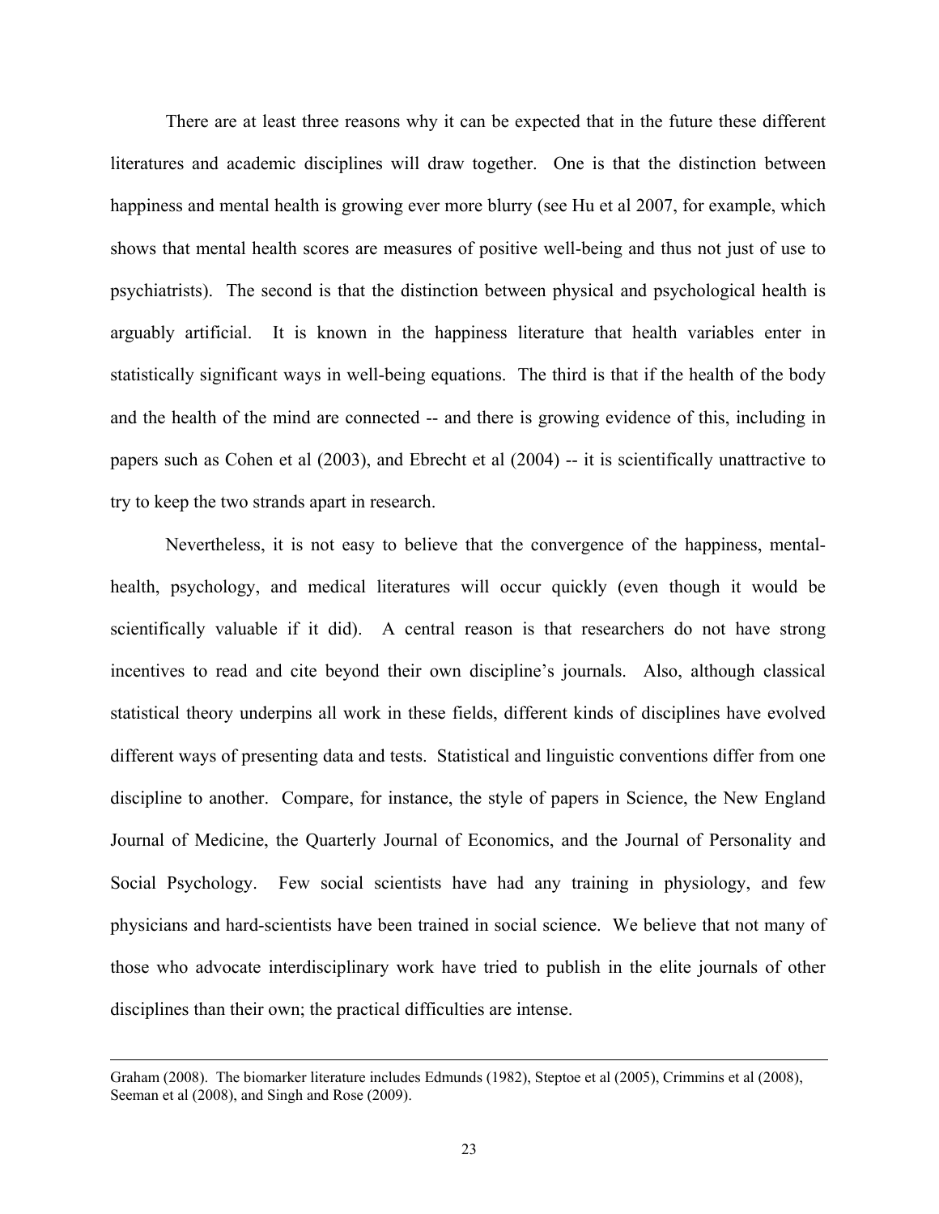There are at least three reasons why it can be expected that in the future these different literatures and academic disciplines will draw together. One is that the distinction between happiness and mental health is growing ever more blurry (see Hu et al 2007, for example, which shows that mental health scores are measures of positive well-being and thus not just of use to psychiatrists). The second is that the distinction between physical and psychological health is arguably artificial. It is known in the happiness literature that health variables enter in statistically significant ways in well-being equations. The third is that if the health of the body and the health of the mind are connected -- and there is growing evidence of this, including in papers such as Cohen et al (2003), and Ebrecht et al (2004) -- it is scientifically unattractive to try to keep the two strands apart in research.

Nevertheless, it is not easy to believe that the convergence of the happiness, mental-health, psychology, and medical literatures will occur quickly (even though it would be scientifically valuable if it did). A central reason is that researchers do not have strong incentives to read and cite beyond their own discipline's journals. Also, although classical statistical theory underpins all work in these fields, different kinds of disciplines have evolved different ways of presenting data and tests. Statistical and linguistic conventions differ from one discipline to another. Compare, for instance, the style of papers in Science, the New England Journal of Medicine, the Quarterly Journal of Economics, and the Journal of Personality and Social Psychology. Few social scientists have had any training in physiology, and few physicians and hard-scientists have been trained in social science. We believe that not many of those who advocate interdisciplinary work have tried to publish in the elite journals of other disciplines than their own; the practical difficulties are intense.

---

Graham (2008). The biomarker literature includes Edmunds (1982), Steptoe et al (2005), Crimmins et al (2008), Seeman et al (2008), and Singh and Rose (2009).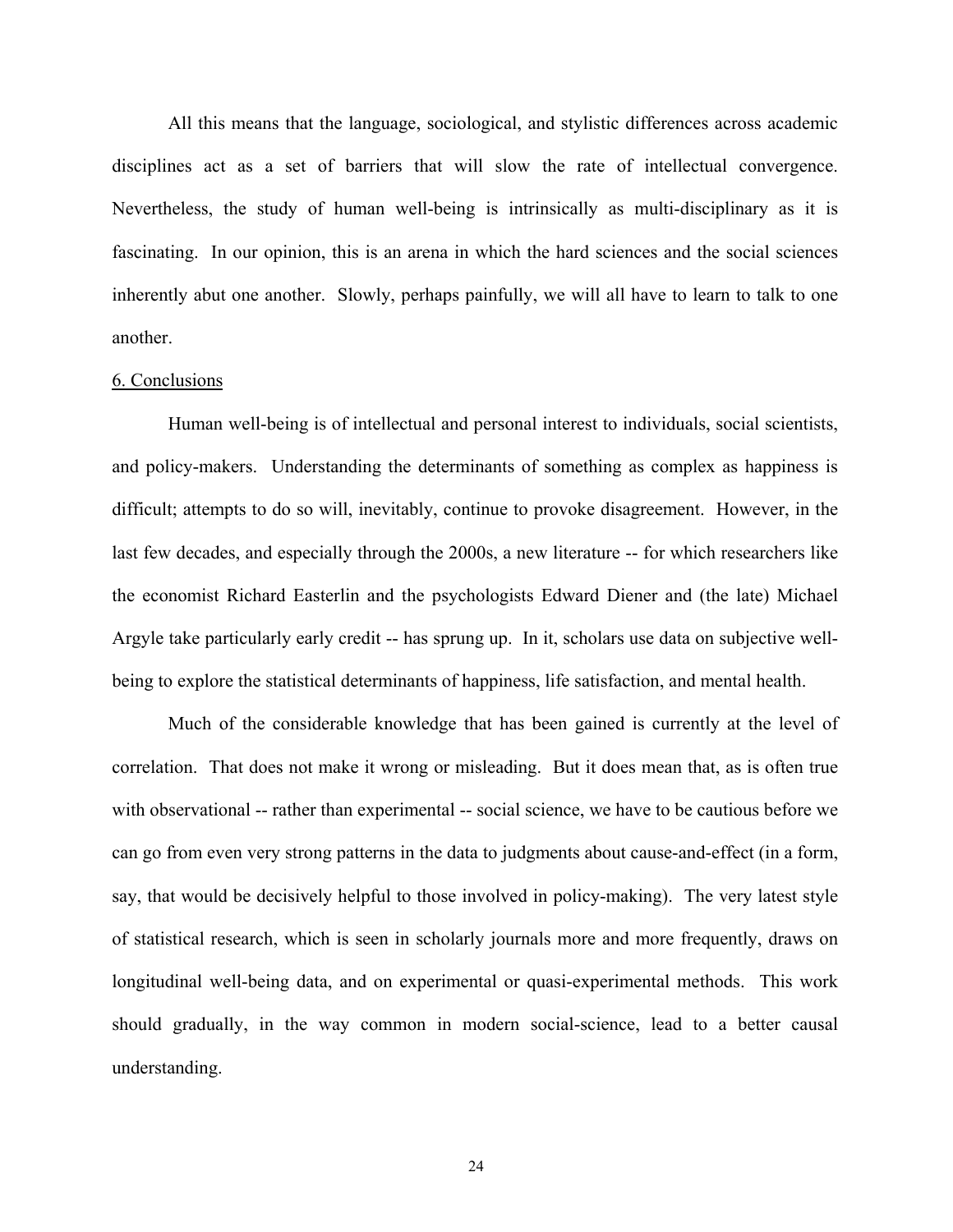All this means that the language, sociological, and stylistic differences across academic disciplines act as a set of barriers that will slow the rate of intellectual convergence. Nevertheless, the study of human well-being is intrinsically as multi-disciplinary as it is fascinating. In our opinion, this is an arena in which the hard sciences and the social sciences inherently abut one another. Slowly, perhaps painfully, we will all have to learn to talk to one another.

## 6. Conclusions

Human well-being is of intellectual and personal interest to individuals, social scientists, and policy-makers. Understanding the determinants of something as complex as happiness is difficult; attempts to do so will, inevitably, continue to provoke disagreement. However, in the last few decades, and especially through the 2000s, a new literature -- for which researchers like the economist Richard Easterlin and the psychologists Edward Diener and (the late) Michael Argyle take particularly early credit -- has sprung up. In it, scholars use data on subjective well-being to explore the statistical determinants of happiness, life satisfaction, and mental health.

Much of the considerable knowledge that has been gained is currently at the level of correlation. That does not make it wrong or misleading. But it does mean that, as is often true with observational -- rather than experimental -- social science, we have to be cautious before we can go from even very strong patterns in the data to judgments about cause-and-effect (in a form, say, that would be decisively helpful to those involved in policy-making). The very latest style of statistical research, which is seen in scholarly journals more and more frequently, draws on longitudinal well-being data, and on experimental or quasi-experimental methods. This work should gradually, in the way common in modern social-science, lead to a better causal understanding.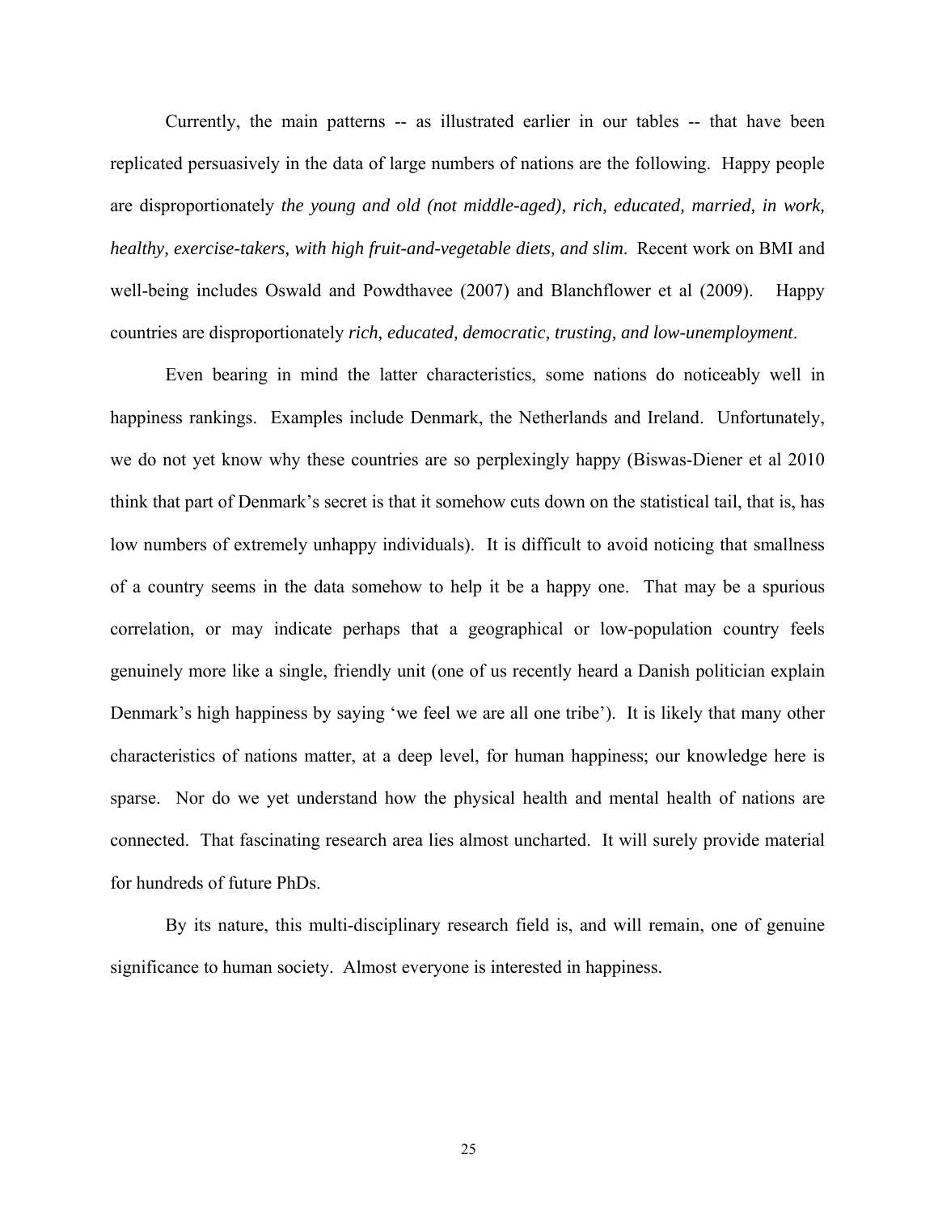Currently, the main patterns -- as illustrated earlier in our tables -- that have been replicated persuasively in the data of large numbers of nations are the following. Happy people are disproportionately *the young and old (not middle-aged), rich, educated, married, in work, healthy, exercise-takers, with high fruit-and-vegetable diets, and slim*. Recent work on BMI and well-being includes Oswald and Powdthavee (2007) and Blanchflower et al (2009). Happy countries are disproportionately *rich, educated, democratic, trusting, and low-unemployment*.

Even bearing in mind the latter characteristics, some nations do noticeably well in happiness rankings. Examples include Denmark, the Netherlands and Ireland. Unfortunately, we do not yet know why these countries are so perplexingly happy (Biswas-Diener et al 2010 think that part of Denmark's secret is that it somehow cuts down on the statistical tail, that is, has low numbers of extremely unhappy individuals). It is difficult to avoid noticing that smallness of a country seems in the data somehow to help it be a happy one. That may be a spurious correlation, or may indicate perhaps that a geographical or low-population country feels genuinely more like a single, friendly unit (one of us recently heard a Danish politician explain Denmark's high happiness by saying 'we feel we are all one tribe'). It is likely that many other characteristics of nations matter, at a deep level, for human happiness; our knowledge here is sparse. Nor do we yet understand how the physical health and mental health of nations are connected. That fascinating research area lies almost uncharted. It will surely provide material for hundreds of future PhDs.

By its nature, this multi-disciplinary research field is, and will remain, one of genuine significance to human society. Almost everyone is interested in happiness.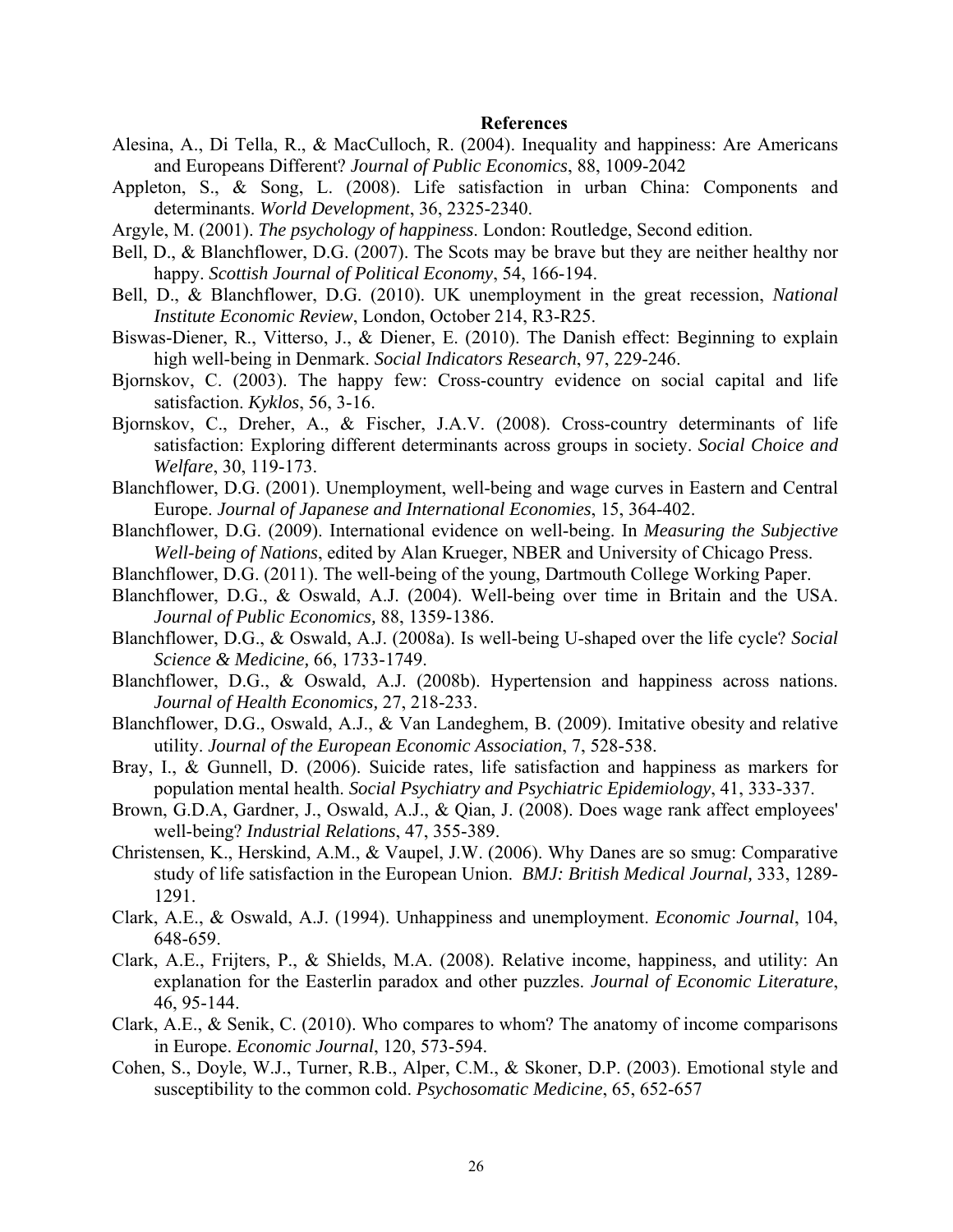## References

Alesina, A., Di Tella, R., & MacCulloch, R. (2004). Inequality and happiness: Are Americans and Europeans Different? *Journal of Public Economics*, 88, 1009-2042

Appleton, S., & Song, L. (2008). Life satisfaction in urban China: Components and determinants. *World Development*, 36, 2325-2340.

Argyle, M. (2001). *The psychology of happiness*. London: Routledge, Second edition.

Bell, D., & Blanchflower, D.G. (2007). The Scots may be brave but they are neither healthy nor happy. *Scottish Journal of Political Economy*, 54, 166-194.

Bell, D., & Blanchflower, D.G. (2010). UK unemployment in the great recession, *National Institute Economic Review*, London, October 214, R3-R25.

Biswas-Diener, R., Vitterso, J., & Diener, E. (2010). The Danish effect: Beginning to explain high well-being in Denmark. *Social Indicators Research*, 97, 229-246.

Bjornskov, C. (2003). The happy few: Cross-country evidence on social capital and life satisfaction. *Kyklos*, 56, 3-16.

Bjornskov, C., Dreher, A., & Fischer, J.A.V. (2008). Cross-country determinants of life satisfaction: Exploring different determinants across groups in society. *Social Choice and Welfare*, 30, 119-173.

Blanchflower, D.G. (2001). Unemployment, well-being and wage curves in Eastern and Central Europe. *Journal of Japanese and International Economies*, 15, 364-402.

Blanchflower, D.G. (2009). International evidence on well-being. In *Measuring the Subjective Well-being of Nations*, edited by Alan Krueger, NBER and University of Chicago Press.

Blanchflower, D.G. (2011). The well-being of the young, Dartmouth College Working Paper.

Blanchflower, D.G., & Oswald, A.J. (2004). Well-being over time in Britain and the USA. *Journal of Public Economics,* 88, 1359-1386.

Blanchflower, D.G., & Oswald, A.J. (2008a). Is well-being U-shaped over the life cycle? *Social Science & Medicine,* 66, 1733-1749.

Blanchflower, D.G., & Oswald, A.J. (2008b). Hypertension and happiness across nations. *Journal of Health Economics,* 27, 218-233.

Blanchflower, D.G., Oswald, A.J., & Van Landeghem, B. (2009). Imitative obesity and relative utility. *Journal of the European Economic Association*, 7, 528-538.

Bray, I., & Gunnell, D. (2006). Suicide rates, life satisfaction and happiness as markers for population mental health. *Social Psychiatry and Psychiatric Epidemiology*, 41, 333-337.

Brown, G.D.A, Gardner, J., Oswald, A.J., & Qian, J. (2008). Does wage rank affect employees' well-being? *Industrial Relations*, 47, 355-389.

Christensen, K., Herskind, A.M., & Vaupel, J.W. (2006). Why Danes are so smug: Comparative study of life satisfaction in the European Union. *BMJ: British Medical Journal,* 333, 1289-1291.

Clark, A.E., & Oswald, A.J. (1994). Unhappiness and unemployment. *Economic Journal*, 104, 648-659.

Clark, A.E., Frijters, P., & Shields, M.A. (2008). Relative income, happiness, and utility: An explanation for the Easterlin paradox and other puzzles. *Journal of Economic Literature*, 46, 95-144.

Clark, A.E., & Senik, C. (2010). Who compares to whom? The anatomy of income comparisons in Europe. *Economic Journal*, 120, 573-594.

Cohen, S., Doyle, W.J., Turner, R.B., Alper, C.M., & Skoner, D.P. (2003). Emotional style and susceptibility to the common cold. *Psychosomatic Medicine*, 65, 652-657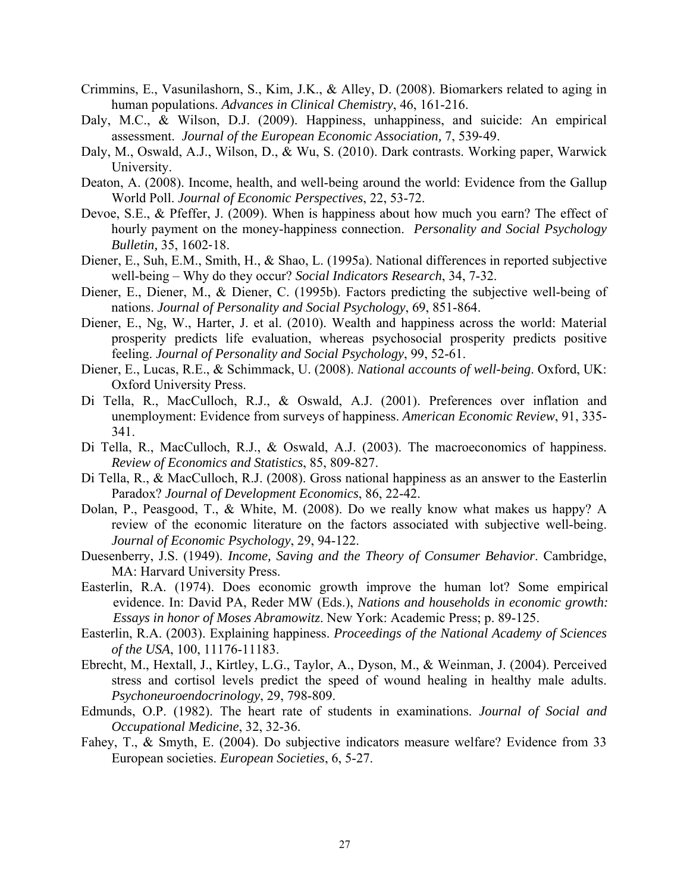Crimmins, E., Vasunilashorn, S., Kim, J.K., & Alley, D. (2008). Biomarkers related to aging in human populations. *Advances in Clinical Chemistry*, 46, 161-216.

Daly, M.C., & Wilson, D.J. (2009). Happiness, unhappiness, and suicide: An empirical assessment. *Journal of the European Economic Association,* 7, 539-49.

Daly, M., Oswald, A.J., Wilson, D., & Wu, S. (2010). Dark contrasts. Working paper, Warwick University.

Deaton, A. (2008). Income, health, and well-being around the world: Evidence from the Gallup World Poll. *Journal of Economic Perspectives*, 22, 53-72.

Devoe, S.E., & Pfeffer, J. (2009). When is happiness about how much you earn? The effect of hourly payment on the money-happiness connection. *Personality and Social Psychology Bulletin,* 35, 1602-18.

Diener, E., Suh, E.M., Smith, H., & Shao, L. (1995a). National differences in reported subjective well-being – Why do they occur? *Social Indicators Research*, 34, 7-32.

Diener, E., Diener, M., & Diener, C. (1995b). Factors predicting the subjective well-being of nations. *Journal of Personality and Social Psychology*, 69, 851-864.

Diener, E., Ng, W., Harter, J. et al. (2010). Wealth and happiness across the world: Material prosperity predicts life evaluation, whereas psychosocial prosperity predicts positive feeling. *Journal of Personality and Social Psychology*, 99, 52-61.

Diener, E., Lucas, R.E., & Schimmack, U. (2008). *National accounts of well-being*. Oxford, UK: Oxford University Press.

Di Tella, R., MacCulloch, R.J., & Oswald, A.J. (2001). Preferences over inflation and unemployment: Evidence from surveys of happiness. *American Economic Review*, 91, 335-341.

Di Tella, R., MacCulloch, R.J., & Oswald, A.J. (2003). The macroeconomics of happiness. *Review of Economics and Statistics*, 85, 809-827.

Di Tella, R., & MacCulloch, R.J. (2008). Gross national happiness as an answer to the Easterlin Paradox? *Journal of Development Economics*, 86, 22-42.

Dolan, P., Peasgood, T., & White, M. (2008). Do we really know what makes us happy? A review of the economic literature on the factors associated with subjective well-being. *Journal of Economic Psychology*, 29, 94-122.

Duesenberry, J.S. (1949). *Income, Saving and the Theory of Consumer Behavior*. Cambridge, MA: Harvard University Press.

Easterlin, R.A. (1974). Does economic growth improve the human lot? Some empirical evidence. In: David PA, Reder MW (Eds.), *Nations and households in economic growth: Essays in honor of Moses Abramowitz*. New York: Academic Press; p. 89-125.

Easterlin, R.A. (2003). Explaining happiness. *Proceedings of the National Academy of Sciences of the USA*, 100, 11176-11183.

Ebrecht, M., Hextall, J., Kirtley, L.G., Taylor, A., Dyson, M., & Weinman, J. (2004). Perceived stress and cortisol levels predict the speed of wound healing in healthy male adults. *Psychoneuroendocrinology*, 29, 798-809.

Edmunds, O.P. (1982). The heart rate of students in examinations. *Journal of Social and Occupational Medicine*, 32, 32-36.

Fahey, T., & Smyth, E. (2004). Do subjective indicators measure welfare? Evidence from 33 European societies. *European Societies*, 6, 5-27.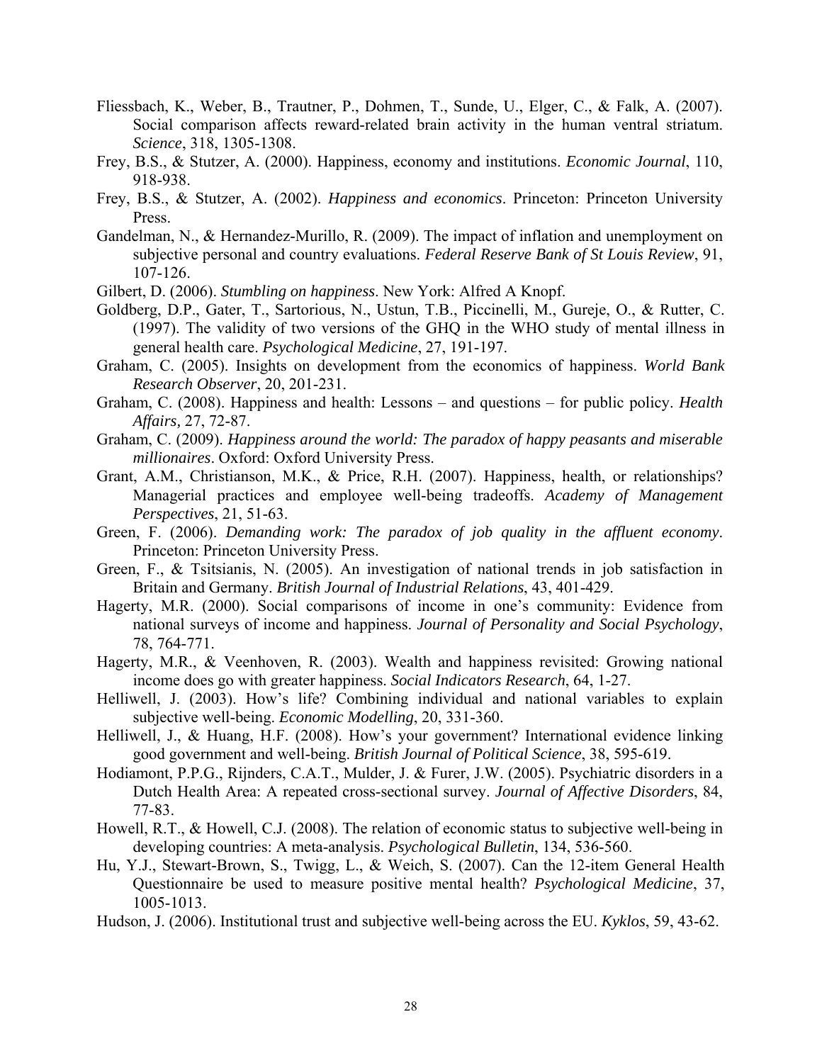Fliessbach, K., Weber, B., Trautner, P., Dohmen, T., Sunde, U., Elger, C., & Falk, A. (2007). Social comparison affects reward-related brain activity in the human ventral striatum. *Science*, 318, 1305-1308.

Frey, B.S., & Stutzer, A. (2000). Happiness, economy and institutions. *Economic Journal*, 110, 918-938.

Frey, B.S., & Stutzer, A. (2002). *Happiness and economics*. Princeton: Princeton University Press.

Gandelman, N., & Hernandez-Murillo, R. (2009). The impact of inflation and unemployment on subjective personal and country evaluations. *Federal Reserve Bank of St Louis Review*, 91, 107-126.

Gilbert, D. (2006). *Stumbling on happiness*. New York: Alfred A Knopf.

Goldberg, D.P., Gater, T., Sartorious, N., Ustun, T.B., Piccinelli, M., Gureje, O., & Rutter, C. (1997). The validity of two versions of the GHQ in the WHO study of mental illness in general health care. *Psychological Medicine*, 27, 191-197.

Graham, C. (2005). Insights on development from the economics of happiness. *World Bank Research Observer*, 20, 201-231.

Graham, C. (2008). Happiness and health: Lessons – and questions – for public policy. *Health Affairs*, 27, 72-87.

Graham, C. (2009). *Happiness around the world: The paradox of happy peasants and miserable millionaires*. Oxford: Oxford University Press.

Grant, A.M., Christianson, M.K., & Price, R.H. (2007). Happiness, health, or relationships? Managerial practices and employee well-being tradeoffs. *Academy of Management Perspectives*, 21, 51-63.

Green, F. (2006). *Demanding work: The paradox of job quality in the affluent economy*. Princeton: Princeton University Press.

Green, F., & Tsitsianis, N. (2005). An investigation of national trends in job satisfaction in Britain and Germany. *British Journal of Industrial Relations*, 43, 401-429.

Hagerty, M.R. (2000). Social comparisons of income in one's community: Evidence from national surveys of income and happiness. *Journal of Personality and Social Psychology*, 78, 764-771.

Hagerty, M.R., & Veenhoven, R. (2003). Wealth and happiness revisited: Growing national income does go with greater happiness. *Social Indicators Research*, 64, 1-27.

Helliwell, J. (2003). How's life? Combining individual and national variables to explain subjective well-being. *Economic Modelling*, 20, 331-360.

Helliwell, J., & Huang, H.F. (2008). How's your government? International evidence linking good government and well-being. *British Journal of Political Science*, 38, 595-619.

Hodiamont, P.P.G., Rijnders, C.A.T., Mulder, J. & Furer, J.W. (2005). Psychiatric disorders in a Dutch Health Area: A repeated cross-sectional survey. *Journal of Affective Disorders*, 84, 77-83.

Howell, R.T., & Howell, C.J. (2008). The relation of economic status to subjective well-being in developing countries: A meta-analysis. *Psychological Bulletin*, 134, 536-560.

Hu, Y.J., Stewart-Brown, S., Twigg, L., & Weich, S. (2007). Can the 12-item General Health Questionnaire be used to measure positive mental health? *Psychological Medicine*, 37, 1005-1013.

Hudson, J. (2006). Institutional trust and subjective well-being across the EU. *Kyklos*, 59, 43-62.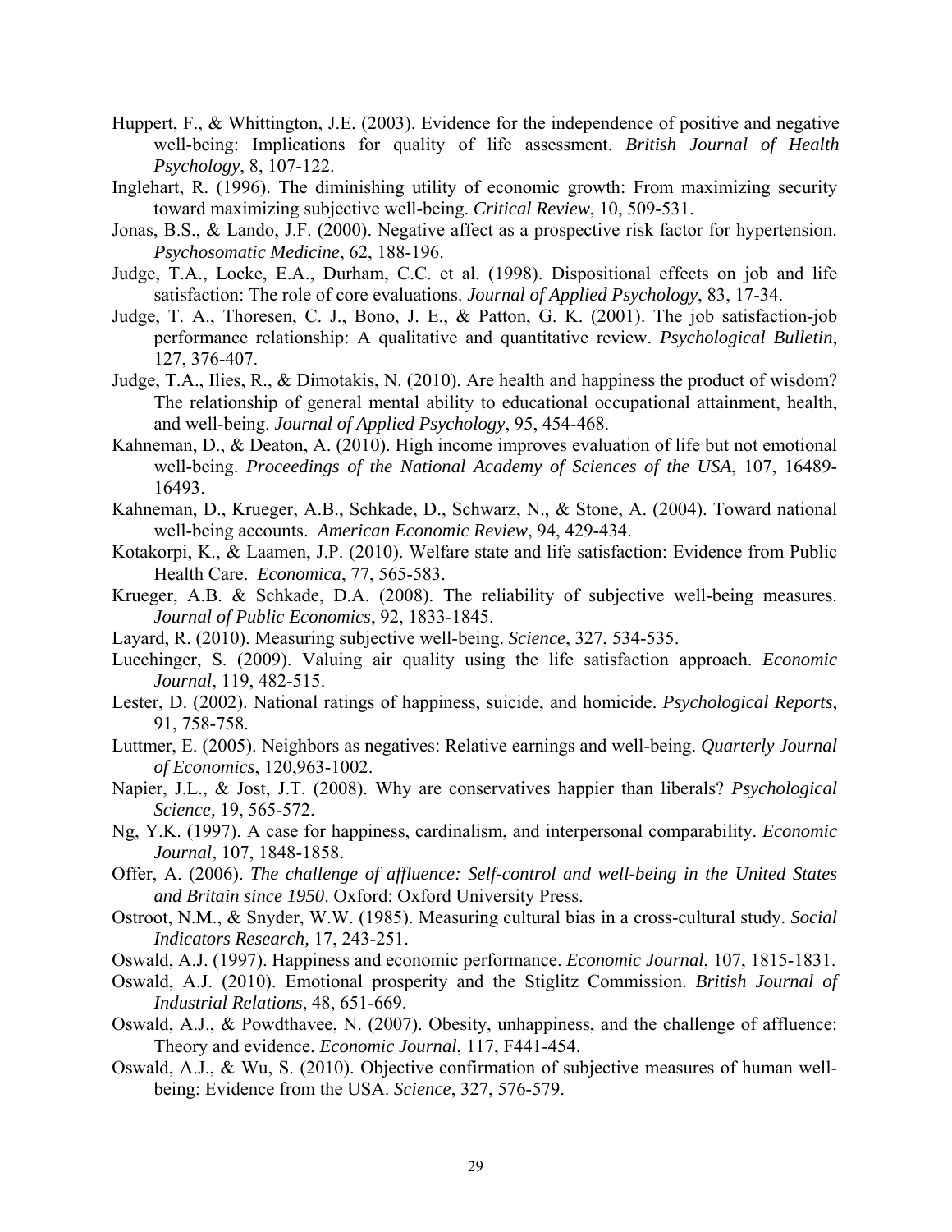Huppert, F., & Whittington, J.E. (2003). Evidence for the independence of positive and negative well-being: Implications for quality of life assessment. *British Journal of Health Psychology*, 8, 107-122.

Inglehart, R. (1996). The diminishing utility of economic growth: From maximizing security toward maximizing subjective well-being. *Critical Review*, 10, 509-531.

Jonas, B.S., & Lando, J.F. (2000). Negative affect as a prospective risk factor for hypertension. *Psychosomatic Medicine*, 62, 188-196.

Judge, T.A., Locke, E.A., Durham, C.C. et al. (1998). Dispositional effects on job and life satisfaction: The role of core evaluations. *Journal of Applied Psychology*, 83, 17-34.

Judge, T. A., Thoresen, C. J., Bono, J. E., & Patton, G. K. (2001). The job satisfaction-job performance relationship: A qualitative and quantitative review. *Psychological Bulletin*, 127, 376-407.

Judge, T.A., Ilies, R., & Dimotakis, N. (2010). Are health and happiness the product of wisdom? The relationship of general mental ability to educational occupational attainment, health, and well-being. *Journal of Applied Psychology*, 95, 454-468.

Kahneman, D., & Deaton, A. (2010). High income improves evaluation of life but not emotional well-being. *Proceedings of the National Academy of Sciences of the USA*, 107, 16489-16493.

Kahneman, D., Krueger, A.B., Schkade, D., Schwarz, N., & Stone, A. (2004). Toward national well-being accounts. *American Economic Review*, 94, 429-434.

Kotakorpi, K., & Laamen, J.P. (2010). Welfare state and life satisfaction: Evidence from Public Health Care. *Economica*, 77, 565-583.

Krueger, A.B. & Schkade, D.A. (2008). The reliability of subjective well-being measures. *Journal of Public Economics*, 92, 1833-1845.

Layard, R. (2010). Measuring subjective well-being. *Science*, 327, 534-535.

Luechinger, S. (2009). Valuing air quality using the life satisfaction approach. *Economic Journal*, 119, 482-515.

Lester, D. (2002). National ratings of happiness, suicide, and homicide. *Psychological Reports*, 91, 758-758.

Luttmer, E. (2005). Neighbors as negatives: Relative earnings and well-being. *Quarterly Journal of Economics*, 120,963-1002.

Napier, J.L., & Jost, J.T. (2008). Why are conservatives happier than liberals? *Psychological Science,* 19, 565-572.

Ng, Y.K. (1997). A case for happiness, cardinalism, and interpersonal comparability. *Economic Journal*, 107, 1848-1858.

Offer, A. (2006). *The challenge of affluence: Self-control and well-being in the United States and Britain since 1950*. Oxford: Oxford University Press.

Ostroot, N.M., & Snyder, W.W. (1985). Measuring cultural bias in a cross-cultural study. *Social Indicators Research,* 17, 243-251.

Oswald, A.J. (1997). Happiness and economic performance. *Economic Journal*, 107, 1815-1831.

Oswald, A.J. (2010). Emotional prosperity and the Stiglitz Commission. *British Journal of Industrial Relations*, 48, 651-669.

Oswald, A.J., & Powdthavee, N. (2007). Obesity, unhappiness, and the challenge of affluence: Theory and evidence. *Economic Journal*, 117, F441-454.

Oswald, A.J., & Wu, S. (2010). Objective confirmation of subjective measures of human well-being: Evidence from the USA. *Science*, 327, 576-579.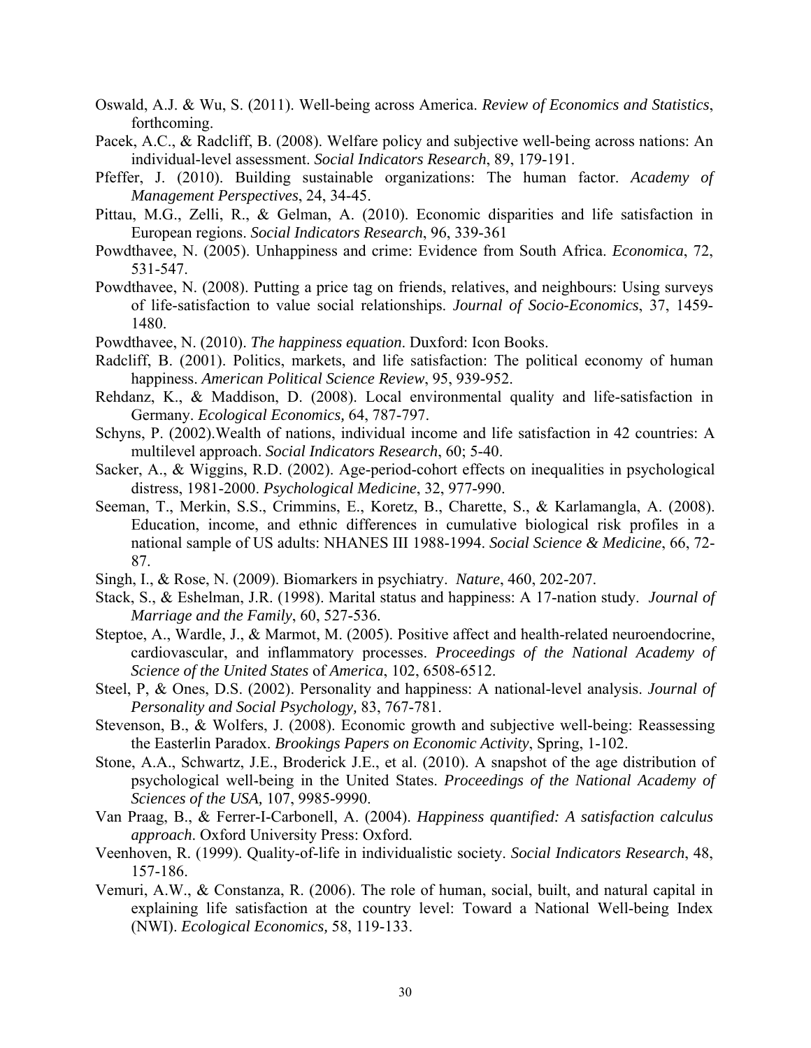Oswald, A.J. & Wu, S. (2011). Well-being across America. *Review of Economics and Statistics*, forthcoming.

Pacek, A.C., & Radcliff, B. (2008). Welfare policy and subjective well-being across nations: An individual-level assessment. *Social Indicators Research*, 89, 179-191.

Pfeffer, J. (2010). Building sustainable organizations: The human factor. *Academy of Management Perspectives*, 24, 34-45.

Pittau, M.G., Zelli, R., & Gelman, A. (2010). Economic disparities and life satisfaction in European regions. *Social Indicators Research*, 96, 339-361

Powdthavee, N. (2005). Unhappiness and crime: Evidence from South Africa. *Economica*, 72, 531-547.

Powdthavee, N. (2008). Putting a price tag on friends, relatives, and neighbours: Using surveys of life-satisfaction to value social relationships. *Journal of Socio-Economics*, 37, 1459-1480.

Powdthavee, N. (2010). *The happiness equation*. Duxford: Icon Books.

Radcliff, B. (2001). Politics, markets, and life satisfaction: The political economy of human happiness. *American Political Science Review*, 95, 939-952.

Rehdanz, K., & Maddison, D. (2008). Local environmental quality and life-satisfaction in Germany. *Ecological Economics*, 64, 787-797.

Schyns, P. (2002).Wealth of nations, individual income and life satisfaction in 42 countries: A multilevel approach. *Social Indicators Research*, 60; 5-40.

Sacker, A., & Wiggins, R.D. (2002). Age-period-cohort effects on inequalities in psychological distress, 1981-2000. *Psychological Medicine*, 32, 977-990.

Seeman, T., Merkin, S.S., Crimmins, E., Koretz, B., Charette, S., & Karlamangla, A. (2008). Education, income, and ethnic differences in cumulative biological risk profiles in a national sample of US adults: NHANES III 1988-1994. *Social Science & Medicine*, 66, 72-87.

Singh, I., & Rose, N. (2009). Biomarkers in psychiatry. *Nature*, 460, 202-207.

Stack, S., & Eshelman, J.R. (1998). Marital status and happiness: A 17-nation study. *Journal of Marriage and the Family*, 60, 527-536.

Steptoe, A., Wardle, J., & Marmot, M. (2005). Positive affect and health-related neuroendocrine, cardiovascular, and inflammatory processes. *Proceedings of the National Academy of Science of the United States* of *America*, 102, 6508-6512.

Steel, P, & Ones, D.S. (2002). Personality and happiness: A national-level analysis. *Journal of Personality and Social Psychology,* 83, 767-781.

Stevenson, B., & Wolfers, J. (2008). Economic growth and subjective well-being: Reassessing the Easterlin Paradox. *Brookings Papers on Economic Activity*, Spring, 1-102.

Stone, A.A., Schwartz, J.E., Broderick J.E., et al. (2010). A snapshot of the age distribution of psychological well-being in the United States. *Proceedings of the National Academy of Sciences of the USA,* 107, 9985-9990.

Van Praag, B., & Ferrer-I-Carbonell, A. (2004). *Happiness quantified: A satisfaction calculus approach*. Oxford University Press: Oxford.

Veenhoven, R. (1999). Quality-of-life in individualistic society. *Social Indicators Research*, 48, 157-186.

Vemuri, A.W., & Constanza, R. (2006). The role of human, social, built, and natural capital in explaining life satisfaction at the country level: Toward a National Well-being Index (NWI). *Ecological Economics,* 58, 119-133.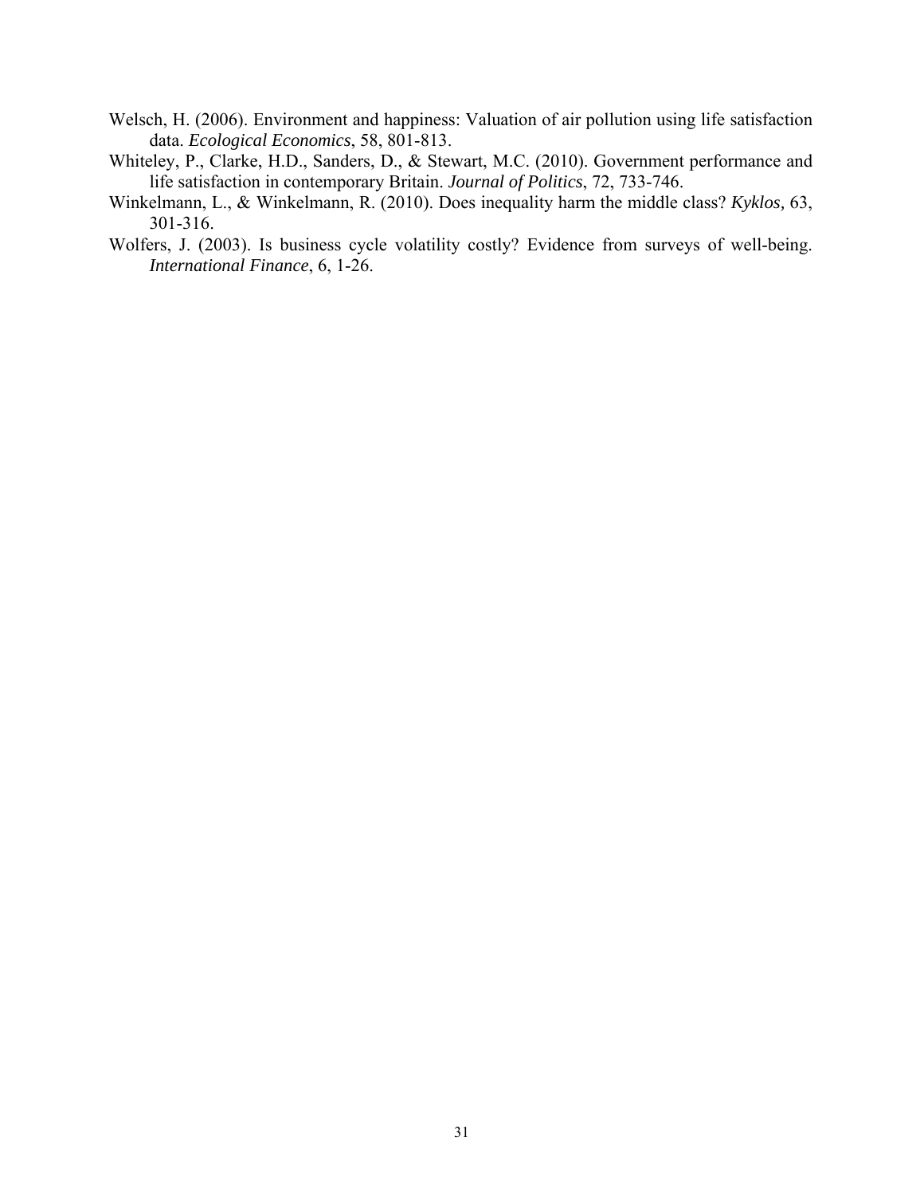Welsch, H. (2006). Environment and happiness: Valuation of air pollution using life satisfaction data. *Ecological Economics*, 58, 801-813.

Whiteley, P., Clarke, H.D., Sanders, D., & Stewart, M.C. (2010). Government performance and life satisfaction in contemporary Britain. *Journal of Politics*, 72, 733-746.

Winkelmann, L., & Winkelmann, R. (2010). Does inequality harm the middle class? *Kyklos,* 63, 301-316.

Wolfers, J. (2003). Is business cycle volatility costly? Evidence from surveys of well-being. *International Finance*, 6, 1-26.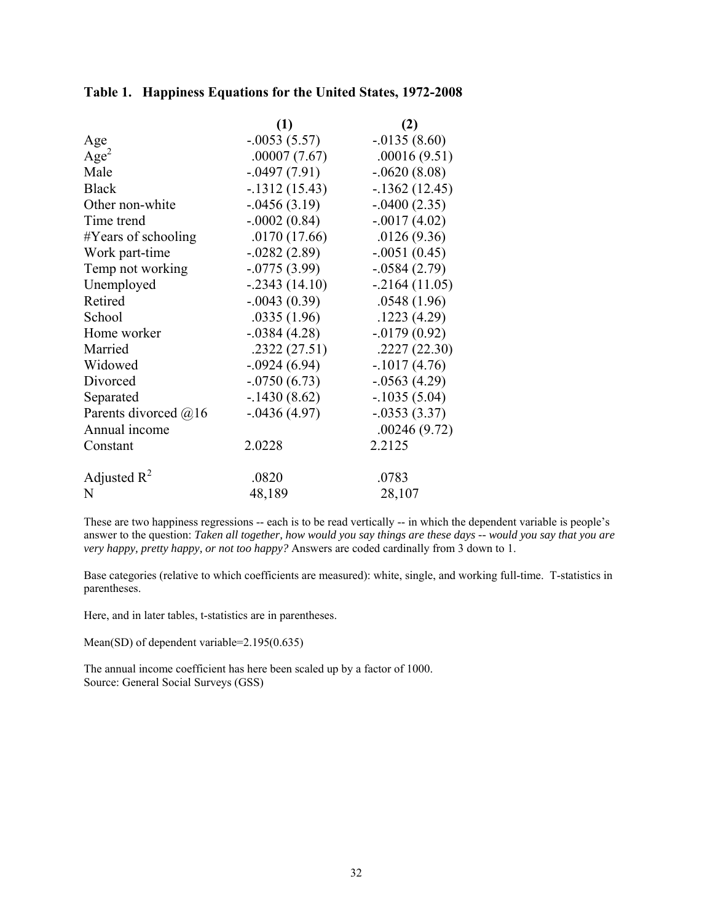**Table 1. Happiness Equations for the United States, 1972-2008**

| | (1) | (2) |
|---|---|---|
| Age | -.0053 (5.57) | -.0135 (8.60) |
| $Age^2$ | .00007 (7.67) | .00016 (9.51) |
| Male | -.0497 (7.91) | -.0620 (8.08) |
| Black | -.1312 (15.43) | -.1362 (12.45) |
| Other non-white | -.0456 (3.19) | -.0400 (2.35) |
| Time trend | -.0002 (0.84) | -.0017 (4.02) |
| #Years of schooling | .0170 (17.66) | .0126 (9.36) |
| Work part-time | -.0282 (2.89) | -.0051 (0.45) |
| Temp not working | -.0775 (3.99) | -.0584 (2.79) |
| Unemployed | -.2343 (14.10) | -.2164 (11.05) |
| Retired | -.0043 (0.39) | .0548 (1.96) |
| School | .0335 (1.96) | .1223 (4.29) |
| Home worker | -.0384 (4.28) | -.0179 (0.92) |
| Married | .2322 (27.51) | .2227 (22.30) |
| Widowed | -.0924 (6.94) | -.1017 (4.76) |
| Divorced | -.0750 (6.73) | -.0563 (4.29) |
| Separated | -.1430 (8.62) | -.1035 (5.04) |
| Parents divorced @16 | -.0436 (4.97) | -.0353 (3.37) |
| Annual income | | .00246 (9.72) |
| Constant | 2.0228 | 2.2125 |
| Adjusted $R^2$ | .0820 | .0783 |
| N | 48,189 | 28,107 |

These are two happiness regressions -- each is to be read vertically -- in which the dependent variable is people's answer to the question: *Taken all together, how would you say things are these days -- would you say that you are very happy, pretty happy, or not too happy?* Answers are coded cardinally from 3 down to 1.

Base categories (relative to which coefficients are measured): white, single, and working full-time. T-statistics in parentheses.

Here, and in later tables, t-statistics are in parentheses.

Mean(SD) of dependent variable=2.195(0.635)

The annual income coefficient has here been scaled up by a factor of 1000.
Source: General Social Surveys (GSS)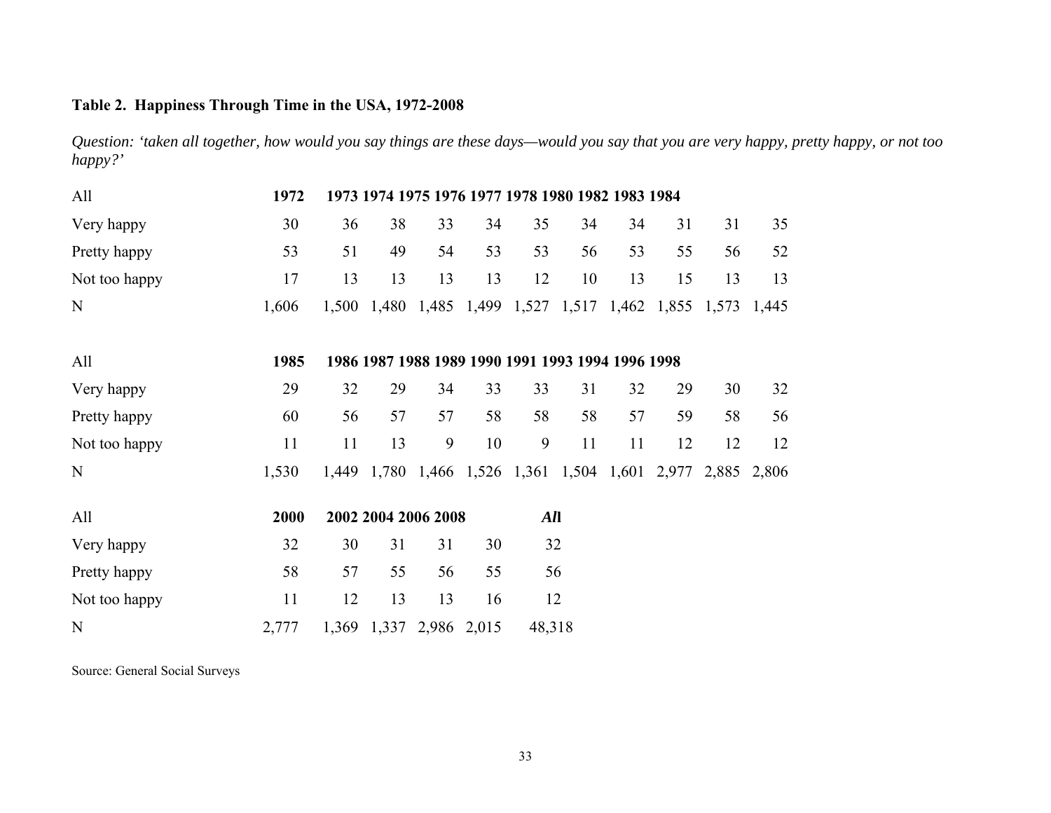**Table 2. Happiness Through Time in the USA, 1972-2008**

*Question: 'taken all together, how would you say things are these days—would you say that you are very happy, pretty happy, or not too happy?'*

| All | 1972 | 1973 | 1974 | 1975 | 1976 | 1977 | 1978 | 1980 | 1982 | 1983 | 1984 |
|---|---|---|---|---|---|---|---|---|---|---|---|
| Very happy | 30 | 36 | 38 | 33 | 34 | 35 | 34 | 34 | 31 | 31 | 35 |
| Pretty happy | 53 | 51 | 49 | 54 | 53 | 53 | 56 | 53 | 55 | 56 | 52 |
| Not too happy | 17 | 13 | 13 | 13 | 13 | 12 | 10 | 13 | 15 | 13 | 13 |
| N | 1,606 | 1,500 | 1,480 | 1,485 | 1,499 | 1,527 | 1,517 | 1,462 | 1,855 | 1,573 | 1,445 |

| All | 1985 | 1986 | 1987 | 1988 | 1989 | 1990 | 1991 | 1993 | 1994 | 1996 | 1998 |
|---|---|---|---|---|---|---|---|---|---|---|---|
| Very happy | 29 | 32 | 29 | 34 | 33 | 33 | 31 | 32 | 29 | 30 | 32 |
| Pretty happy | 60 | 56 | 57 | 57 | 58 | 58 | 58 | 57 | 59 | 58 | 56 |
| Not too happy | 11 | 11 | 13 | 9 | 10 | 9 | 11 | 11 | 12 | 12 | 12 |
| N | 1,530 | 1,449 | 1,780 | 1,466 | 1,526 | 1,361 | 1,504 | 1,601 | 2,977 | 2,885 | 2,806 |

| All | 2000 | 2002 | 2004 | 2006 | 2008 | *All* |
|---|---|---|---|---|---|---|
| Very happy | 32 | 30 | 31 | 31 | 30 | 32 |
| Pretty happy | 58 | 57 | 55 | 56 | 55 | 56 |
| Not too happy | 11 | 12 | 13 | 13 | 16 | 12 |
| N | 2,777 | 1,369 | 1,337 | 2,986 | 2,015 | 48,318 |

Source: General Social Surveys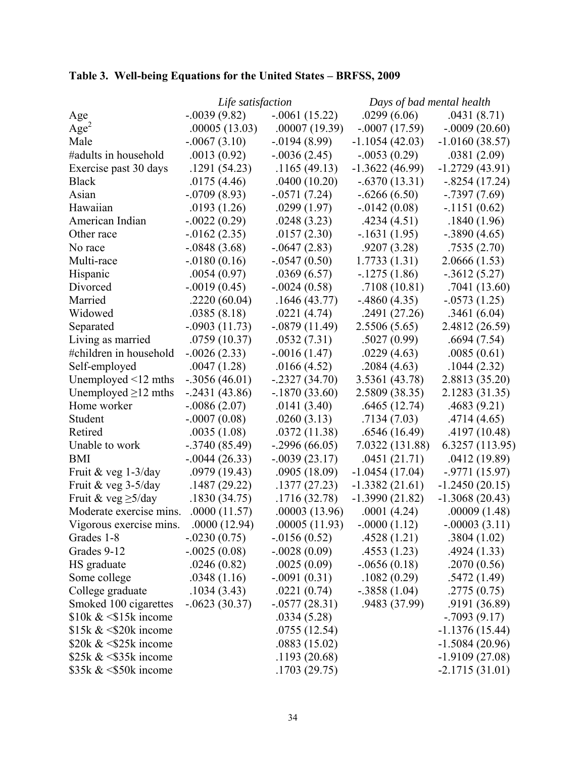## Table 3. Well-being Equations for the United States – BRFSS, 2009

| | *Life satisfaction* | | *Days of bad mental health* | |
|---|---|---|---|---|
| Age | -.0039 (9.82) | -.0061 (15.22) | .0299 (6.06) | .0431 (8.71) |
| $Age^2$ | .00005 (13.03) | .00007 (19.39) | -.0007 (17.59) | -.0009 (20.60) |
| Male | -.0067 (3.10) | -.0194 (8.99) | -1.1054 (42.03) | -1.0160 (38.57) |
| #adults in household | .0013 (0.92) | -.0036 (2.45) | -.0053 (0.29) | .0381 (2.09) |
| Exercise past 30 days | .1291 (54.23) | .1165 (49.13) | -1.3622 (46.99) | -1.2729 (43.91) |
| Black | .0175 (4.46) | .0400 (10.20) | -.6370 (13.31) | -.8254 (17.24) |
| Asian | -.0709 (8.93) | -.0571 (7.24) | -.6266 (6.50) | -.7397 (7.69) |
| Hawaiian | .0193 (1.26) | .0299 (1.97) | -.0142 (0.08) | -.1151 (0.62) |
| American Indian | -.0022 (0.29) | .0248 (3.23) | .4234 (4.51) | .1840 (1.96) |
| Other race | -.0162 (2.35) | .0157 (2.30) | -.1631 (1.95) | -.3890 (4.65) |
| No race | -.0848 (3.68) | -.0647 (2.83) | .9207 (3.28) | .7535 (2.70) |
| Multi-race | -.0180 (0.16) | -.0547 (0.50) | 1.7733 (1.31) | 2.0666 (1.53) |
| Hispanic | .0054 (0.97) | .0369 (6.57) | -.1275 (1.86) | -.3612 (5.27) |
| Divorced | -.0019 (0.45) | -.0024 (0.58) | .7108 (10.81) | .7041 (13.60) |
| Married | .2220 (60.04) | .1646 (43.77) | -.4860 (4.35) | -.0573 (1.25) |
| Widowed | .0385 (8.18) | .0221 (4.74) | .2491 (27.26) | .3461 (6.04) |
| Separated | -.0903 (11.73) | -.0879 (11.49) | 2.5506 (5.65) | 2.4812 (26.59) |
| Living as married | .0759 (10.37) | .0532 (7.31) | .5027 (0.99) | .6694 (7.54) |
| #children in household | -.0026 (2.33) | -.0016 (1.47) | .0229 (4.63) | .0085 (0.61) |
| Self-employed | .0047 (1.28) | .0166 (4.52) | .2084 (4.63) | .1044 (2.32) |
| Unemployed <12 mths | -.3056 (46.01) | -.2327 (34.70) | 3.5361 (43.78) | 2.8813 (35.20) |
| Unemployed ≥12 mths | -.2431 (43.86) | -.1870 (33.60) | 2.5809 (38.35) | 2.1283 (31.35) |
| Home worker | -.0086 (2.07) | .0141 (3.40) | .6465 (12.74) | .4683 (9.21) |
| Student | -.0007 (0.08) | .0260 (3.13) | .7134 (7.03) | .4714 (4.65) |
| Retired | .0035 (1.08) | .0372 (11.38) | .6546 (16.49) | .4197 (10.48) |
| Unable to work | -.3740 (85.49) | -.2996 (66.05) | 7.0322 (131.88) | 6.3257 (113.95) |
| BMI | -.0044 (26.33) | -.0039 (23.17) | .0451 (21.71) | .0412 (19.89) |
| Fruit & veg 1-3/day | .0979 (19.43) | .0905 (18.09) | -1.0454 (17.04) | -.9771 (15.97) |
| Fruit & veg 3-5/day | .1487 (29.22) | .1377 (27.23) | -1.3382 (21.61) | -1.2450 (20.15) |
| Fruit & veg ≥5/day | .1830 (34.75) | .1716 (32.78) | -1.3990 (21.82) | -1.3068 (20.43) |
| Moderate exercise mins. | .0000 (11.57) | .00003 (13.96) | .0001 (4.24) | .00009 (1.48) |
| Vigorous exercise mins. | .0000 (12.94) | .00005 (11.93) | -.0000 (1.12) | -.00003 (3.11) |
| Grades 1-8 | -.0230 (0.75) | -.0156 (0.52) | .4528 (1.21) | .3804 (1.02) |
| Grades 9-12 | -.0025 (0.08) | -.0028 (0.09) | .4553 (1.23) | .4924 (1.33) |
| HS graduate | .0246 (0.82) | .0025 (0.09) | -.0656 (0.18) | .2070 (0.56) |
| Some college | .0348 (1.16) | -.0091 (0.31) | .1082 (0.29) | .5472 (1.49) |
| College graduate | .1034 (3.43) | .0221 (0.74) | -.3858 (1.04) | .2775 (0.75) |
| Smoked 100 cigarettes | -.0623 (30.37) | -.0577 (28.31) | .9483 (37.99) | .9191 (36.89) |
| $10k & <$15k income | | .0334 (5.28) | | -.7093 (9.17) |
| $15k & <$20k income | | .0755 (12.54) | | -1.1376 (15.44) |
| $20k & <$25k income | | .0883 (15.02) | | -1.5084 (20.96) |
| $25k & <$35k income | | .1193 (20.68) | | -1.9109 (27.08) |
| $35k & <$50k income | | .1703 (29.75) | | -2.1715 (31.01) |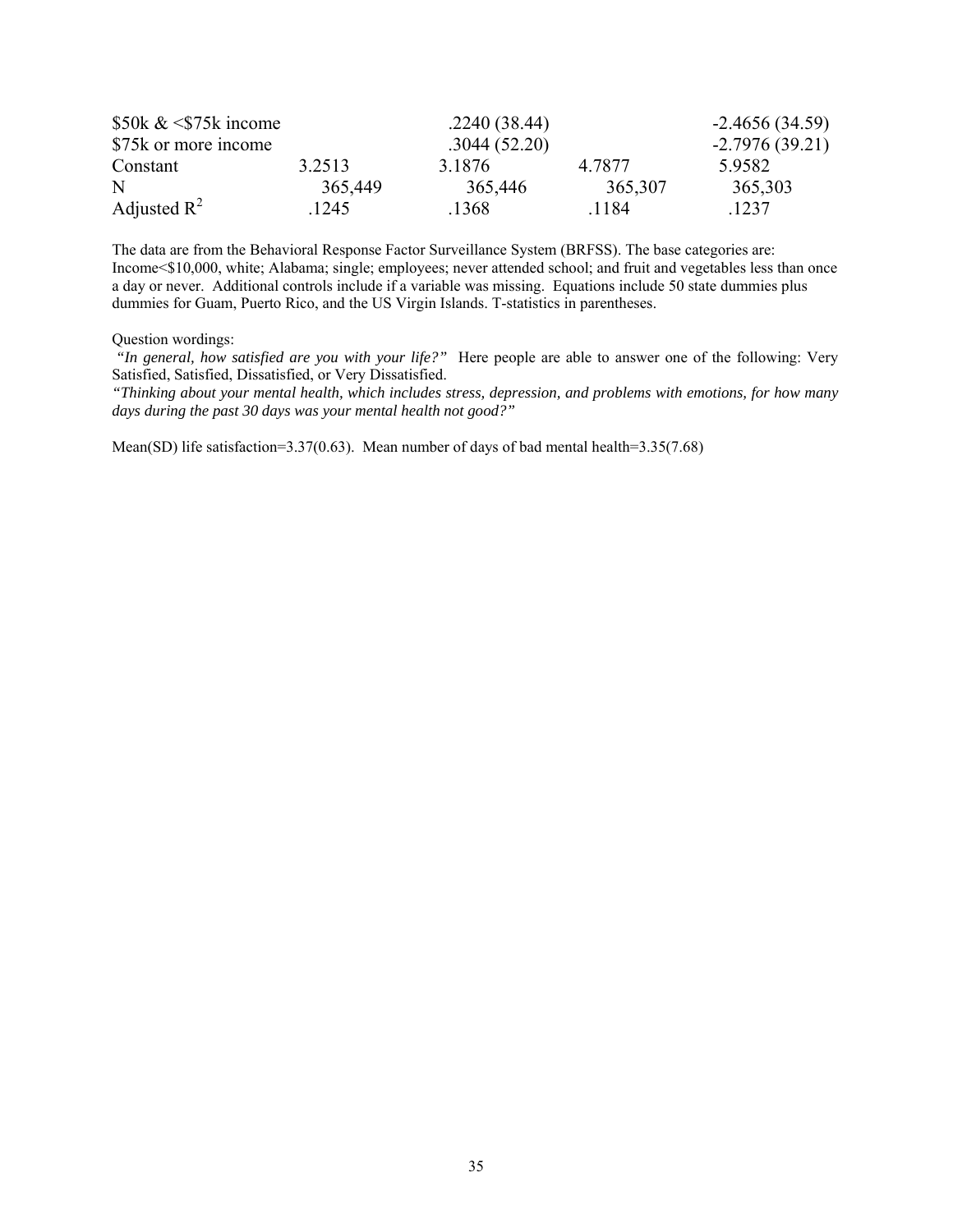| | | | | |
|---|---|---|---|---|
| \$50k & <\$75k income | | .2240 (38.44) | | -2.4656 (34.59) |
| \$75k or more income | | .3044 (52.20) | | -2.7976 (39.21) |
| Constant | 3.2513 | 3.1876 | 4.7877 | 5.9582 |
| N | 365,449 | 365,446 | 365,307 | 365,303 |
| Adjusted $R^2$ | .1245 | .1368 | .1184 | .1237 |

The data are from the Behavioral Response Factor Surveillance System (BRFSS). The base categories are: Income<\$10,000, white; Alabama; single; employees; never attended school; and fruit and vegetables less than once a day or never. Additional controls include if a variable was missing. Equations include 50 state dummies plus dummies for Guam, Puerto Rico, and the US Virgin Islands. T-statistics in parentheses.

Question wordings:

*"In general, how satisfied are you with your life?"* Here people are able to answer one of the following: Very Satisfied, Satisfied, Dissatisfied, or Very Dissatisfied.

*"Thinking about your mental health, which includes stress, depression, and problems with emotions, for how many days during the past 30 days was your mental health not good?"*

Mean(SD) life satisfaction=3.37(0.63). Mean number of days of bad mental health=3.35(7.68)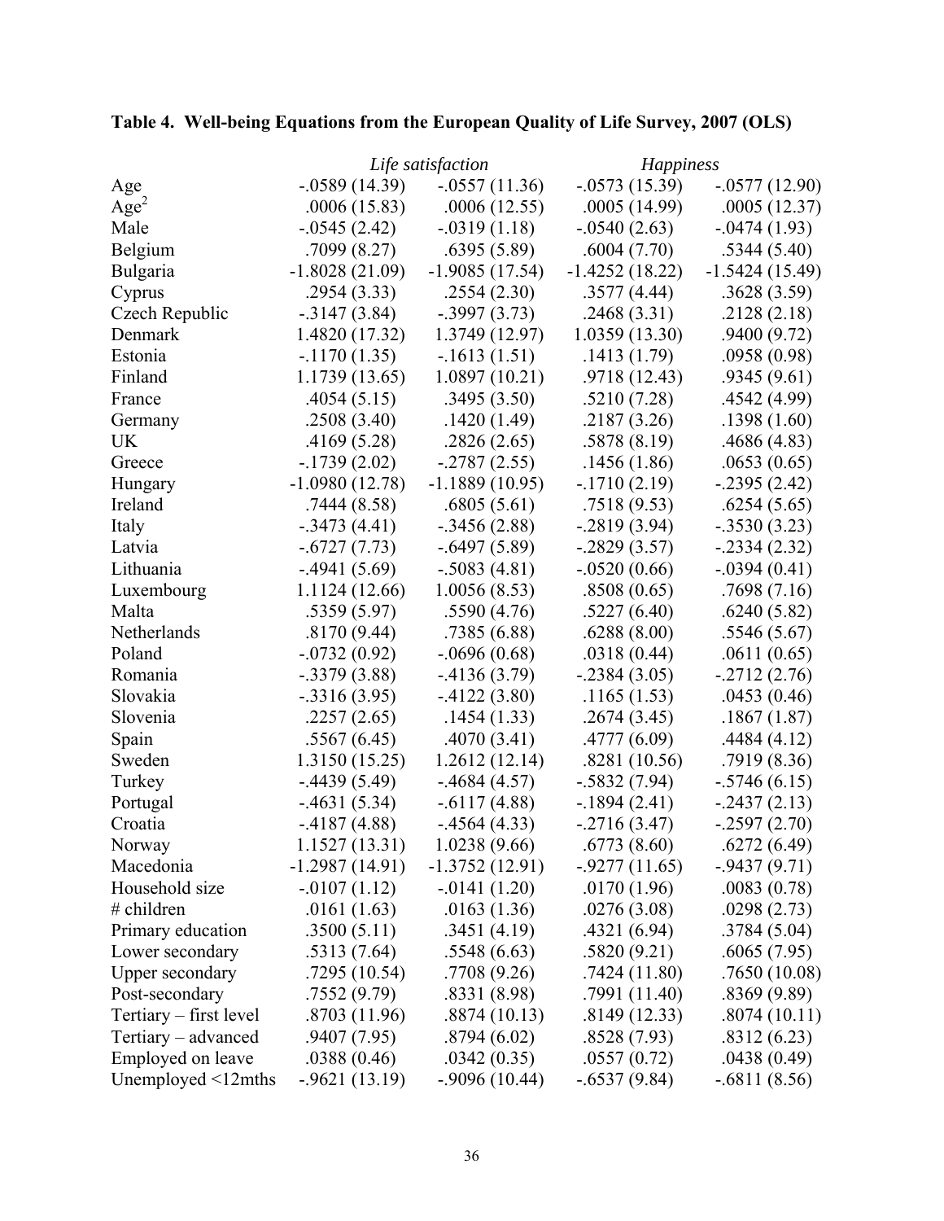**Table 4. Well-being Equations from the European Quality of Life Survey, 2007 (OLS)**

| | *Life satisfaction* | | *Happiness* | |
|---|---|---|---|---|
| Age | -.0589 (14.39) | -.0557 (11.36) | -.0573 (15.39) | -.0577 (12.90) |
| $Age^2$ | .0006 (15.83) | .0006 (12.55) | .0005 (14.99) | .0005 (12.37) |
| Male | -.0545 (2.42) | -.0319 (1.18) | -.0540 (2.63) | -.0474 (1.93) |
| Belgium | .7099 (8.27) | .6395 (5.89) | .6004 (7.70) | .5344 (5.40) |
| Bulgaria | -1.8028 (21.09) | -1.9085 (17.54) | -1.4252 (18.22) | -1.5424 (15.49) |
| Cyprus | .2954 (3.33) | .2554 (2.30) | .3577 (4.44) | .3628 (3.59) |
| Czech Republic | -.3147 (3.84) | -.3997 (3.73) | .2468 (3.31) | .2128 (2.18) |
| Denmark | 1.4820 (17.32) | 1.3749 (12.97) | 1.0359 (13.30) | .9400 (9.72) |
| Estonia | -.1170 (1.35) | -.1613 (1.51) | .1413 (1.79) | .0958 (0.98) |
| Finland | 1.1739 (13.65) | 1.0897 (10.21) | .9718 (12.43) | .9345 (9.61) |
| France | .4054 (5.15) | .3495 (3.50) | .5210 (7.28) | .4542 (4.99) |
| Germany | .2508 (3.40) | .1420 (1.49) | .2187 (3.26) | .1398 (1.60) |
| UK | .4169 (5.28) | .2826 (2.65) | .5878 (8.19) | .4686 (4.83) |
| Greece | -.1739 (2.02) | -.2787 (2.55) | .1456 (1.86) | .0653 (0.65) |
| Hungary | -1.0980 (12.78) | -1.1889 (10.95) | -.1710 (2.19) | -.2395 (2.42) |
| Ireland | .7444 (8.58) | .6805 (5.61) | .7518 (9.53) | .6254 (5.65) |
| Italy | -.3473 (4.41) | -.3456 (2.88) | -.2819 (3.94) | -.3530 (3.23) |
| Latvia | -.6727 (7.73) | -.6497 (5.89) | -.2829 (3.57) | -.2334 (2.32) |
| Lithuania | -.4941 (5.69) | -.5083 (4.81) | -.0520 (0.66) | -.0394 (0.41) |
| Luxembourg | 1.1124 (12.66) | 1.0056 (8.53) | .8508 (0.65) | .7698 (7.16) |
| Malta | .5359 (5.97) | .5590 (4.76) | .5227 (6.40) | .6240 (5.82) |
| Netherlands | .8170 (9.44) | .7385 (6.88) | .6288 (8.00) | .5546 (5.67) |
| Poland | -.0732 (0.92) | -.0696 (0.68) | .0318 (0.44) | .0611 (0.65) |
| Romania | -.3379 (3.88) | -.4136 (3.79) | -.2384 (3.05) | -.2712 (2.76) |
| Slovakia | -.3316 (3.95) | -.4122 (3.80) | .1165 (1.53) | .0453 (0.46) |
| Slovenia | .2257 (2.65) | .1454 (1.33) | .2674 (3.45) | .1867 (1.87) |
| Spain | .5567 (6.45) | .4070 (3.41) | .4777 (6.09) | .4484 (4.12) |
| Sweden | 1.3150 (15.25) | 1.2612 (12.14) | .8281 (10.56) | .7919 (8.36) |
| Turkey | -.4439 (5.49) | -.4684 (4.57) | -.5832 (7.94) | -.5746 (6.15) |
| Portugal | -.4631 (5.34) | -.6117 (4.88) | -.1894 (2.41) | -.2437 (2.13) |
| Croatia | -.4187 (4.88) | -.4564 (4.33) | -.2716 (3.47) | -.2597 (2.70) |
| Norway | 1.1527 (13.31) | 1.0238 (9.66) | .6773 (8.60) | .6272 (6.49) |
| Macedonia | -1.2987 (14.91) | -1.3752 (12.91) | -.9277 (11.65) | -.9437 (9.71) |
| Household size | -.0107 (1.12) | -.0141 (1.20) | .0170 (1.96) | .0083 (0.78) |
| # children | .0161 (1.63) | .0163 (1.36) | .0276 (3.08) | .0298 (2.73) |
| Primary education | .3500 (5.11) | .3451 (4.19) | .4321 (6.94) | .3784 (5.04) |
| Lower secondary | .5313 (7.64) | .5548 (6.63) | .5820 (9.21) | .6065 (7.95) |
| Upper secondary | .7295 (10.54) | .7708 (9.26) | .7424 (11.80) | .7650 (10.08) |
| Post-secondary | .7552 (9.79) | .8331 (8.98) | .7991 (11.40) | .8369 (9.89) |
| Tertiary – first level | .8703 (11.96) | .8874 (10.13) | .8149 (12.33) | .8074 (10.11) |
| Tertiary – advanced | .9407 (7.95) | .8794 (6.02) | .8528 (7.93) | .8312 (6.23) |
| Employed on leave | .0388 (0.46) | .0342 (0.35) | .0557 (0.72) | .0438 (0.49) |
| Unemployed <12mths | -.9621 (13.19) | -.9096 (10.44) | -.6537 (9.84) | -.6811 (8.56) |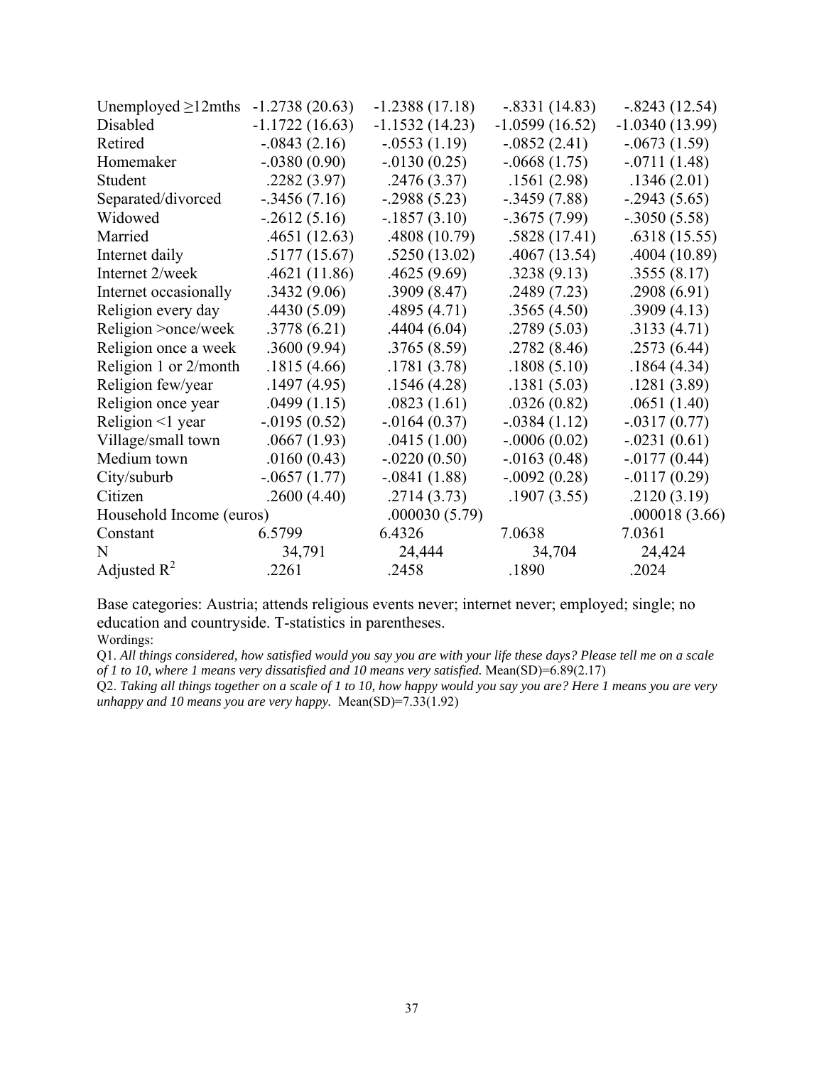| | | | | |
|---|---|---|---|---|
| Unemployed ≥12mths | -1.2738 (20.63) | -1.2388 (17.18) | -.8331 (14.83) | -.8243 (12.54) |
| Disabled | -1.1722 (16.63) | -1.1532 (14.23) | -1.0599 (16.52) | -1.0340 (13.99) |
| Retired | -.0843 (2.16) | -.0553 (1.19) | -.0852 (2.41) | -.0673 (1.59) |
| Homemaker | -.0380 (0.90) | -.0130 (0.25) | -.0668 (1.75) | -.0711 (1.48) |
| Student | .2282 (3.97) | .2476 (3.37) | .1561 (2.98) | .1346 (2.01) |
| Separated/divorced | -.3456 (7.16) | -.2988 (5.23) | -.3459 (7.88) | -.2943 (5.65) |
| Widowed | -.2612 (5.16) | -.1857 (3.10) | -.3675 (7.99) | -.3050 (5.58) |
| Married | .4651 (12.63) | .4808 (10.79) | .5828 (17.41) | .6318 (15.55) |
| Internet daily | .5177 (15.67) | .5250 (13.02) | .4067 (13.54) | .4004 (10.89) |
| Internet 2/week | .4621 (11.86) | .4625 (9.69) | .3238 (9.13) | .3555 (8.17) |
| Internet occasionally | .3432 (9.06) | .3909 (8.47) | .2489 (7.23) | .2908 (6.91) |
| Religion every day | .4430 (5.09) | .4895 (4.71) | .3565 (4.50) | .3909 (4.13) |
| Religion >once/week | .3778 (6.21) | .4404 (6.04) | .2789 (5.03) | .3133 (4.71) |
| Religion once a week | .3600 (9.94) | .3765 (8.59) | .2782 (8.46) | .2573 (6.44) |
| Religion 1 or 2/month | .1815 (4.66) | .1781 (3.78) | .1808 (5.10) | .1864 (4.34) |
| Religion few/year | .1497 (4.95) | .1546 (4.28) | .1381 (5.03) | .1281 (3.89) |
| Religion once year | .0499 (1.15) | .0823 (1.61) | .0326 (0.82) | .0651 (1.40) |
| Religion <1 year | -.0195 (0.52) | -.0164 (0.37) | -.0384 (1.12) | -.0317 (0.77) |
| Village/small town | .0667 (1.93) | .0415 (1.00) | -.0006 (0.02) | -.0231 (0.61) |
| Medium town | .0160 (0.43) | -.0220 (0.50) | -.0163 (0.48) | -.0177 (0.44) |
| City/suburb | -.0657 (1.77) | -.0841 (1.88) | -.0092 (0.28) | -.0117 (0.29) |
| Citizen | .2600 (4.40) | .2714 (3.73) | .1907 (3.55) | .2120 (3.19) |
| Household Income (euros) | | .000030 (5.79) | | .000018 (3.66) |
| Constant | 6.5799 | 6.4326 | 7.0638 | 7.0361 |
| N | 34,791 | 24,444 | 34,704 | 24,424 |
| Adjusted $R^2$ | .2261 | .2458 | .1890 | .2024 |

Base categories: Austria; attends religious events never; internet never; employed; single; no education and countryside. T-statistics in parentheses.

Wordings:

Q1. *All things considered, how satisfied would you say you are with your life these days? Please tell me on a scale of 1 to 10, where 1 means very dissatisfied and 10 means very satisfied.* Mean(SD)=6.89(2.17)

Q2. *Taking all things together on a scale of 1 to 10, how happy would you say you are? Here 1 means you are very unhappy and 10 means you are very happy.* Mean(SD)=7.33(1.92)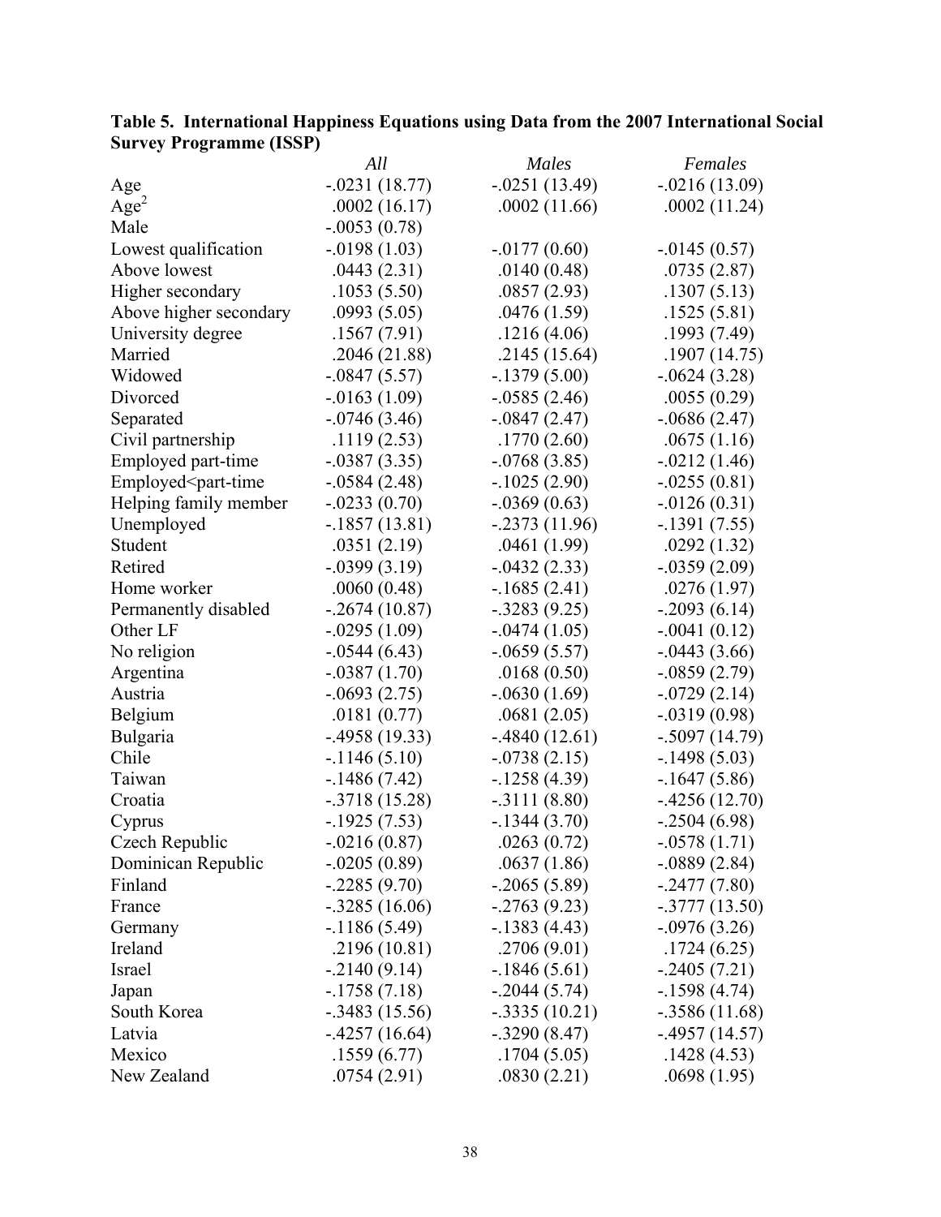**Table 5. International Happiness Equations using Data from the 2007 International Social Survey Programme (ISSP)**

| | *All* | *Males* | *Females* |
|---|---|---|---|
| Age | -.0231 (18.77) | -.0251 (13.49) | -.0216 (13.09) |
| $Age^2$ | .0002 (16.17) | .0002 (11.66) | .0002 (11.24) |
| Male | -.0053 (0.78) | | |
| Lowest qualification | -.0198 (1.03) | -.0177 (0.60) | -.0145 (0.57) |
| Above lowest | .0443 (2.31) | .0140 (0.48) | .0735 (2.87) |
| Higher secondary | .1053 (5.50) | .0857 (2.93) | .1307 (5.13) |
| Above higher secondary | .0993 (5.05) | .0476 (1.59) | .1525 (5.81) |
| University degree | .1567 (7.91) | .1216 (4.06) | .1993 (7.49) |
| Married | .2046 (21.88) | .2145 (15.64) | .1907 (14.75) |
| Widowed | -.0847 (5.57) | -.1379 (5.00) | -.0624 (3.28) |
| Divorced | -.0163 (1.09) | -.0585 (2.46) | .0055 (0.29) |
| Separated | -.0746 (3.46) | -.0847 (2.47) | -.0686 (2.47) |
| Civil partnership | .1119 (2.53) | .1770 (2.60) | .0675 (1.16) |
| Employed part-time | -.0387 (3.35) | -.0768 (3.85) | -.0212 (1.46) |
| Employed<part-time | -.0584 (2.48) | -.1025 (2.90) | -.0255 (0.81) |
| Helping family member | -.0233 (0.70) | -.0369 (0.63) | -.0126 (0.31) |
| Unemployed | -.1857 (13.81) | -.2373 (11.96) | -.1391 (7.55) |
| Student | .0351 (2.19) | .0461 (1.99) | .0292 (1.32) |
| Retired | -.0399 (3.19) | -.0432 (2.33) | -.0359 (2.09) |
| Home worker | .0060 (0.48) | -.1685 (2.41) | .0276 (1.97) |
| Permanently disabled | -.2674 (10.87) | -.3283 (9.25) | -.2093 (6.14) |
| Other LF | -.0295 (1.09) | -.0474 (1.05) | -.0041 (0.12) |
| No religion | -.0544 (6.43) | -.0659 (5.57) | -.0443 (3.66) |
| Argentina | -.0387 (1.70) | .0168 (0.50) | -.0859 (2.79) |
| Austria | -.0693 (2.75) | -.0630 (1.69) | -.0729 (2.14) |
| Belgium | .0181 (0.77) | .0681 (2.05) | -.0319 (0.98) |
| Bulgaria | -.4958 (19.33) | -.4840 (12.61) | -.5097 (14.79) |
| Chile | -.1146 (5.10) | -.0738 (2.15) | -.1498 (5.03) |
| Taiwan | -.1486 (7.42) | -.1258 (4.39) | -.1647 (5.86) |
| Croatia | -.3718 (15.28) | -.3111 (8.80) | -.4256 (12.70) |
| Cyprus | -.1925 (7.53) | -.1344 (3.70) | -.2504 (6.98) |
| Czech Republic | -.0216 (0.87) | .0263 (0.72) | -.0578 (1.71) |
| Dominican Republic | -.0205 (0.89) | .0637 (1.86) | -.0889 (2.84) |
| Finland | -.2285 (9.70) | -.2065 (5.89) | -.2477 (7.80) |
| France | -.3285 (16.06) | -.2763 (9.23) | -.3777 (13.50) |
| Germany | -.1186 (5.49) | -.1383 (4.43) | -.0976 (3.26) |
| Ireland | .2196 (10.81) | .2706 (9.01) | .1724 (6.25) |
| Israel | -.2140 (9.14) | -.1846 (5.61) | -.2405 (7.21) |
| Japan | -.1758 (7.18) | -.2044 (5.74) | -.1598 (4.74) |
| South Korea | -.3483 (15.56) | -.3335 (10.21) | -.3586 (11.68) |
| Latvia | -.4257 (16.64) | -.3290 (8.47) | -.4957 (14.57) |
| Mexico | .1559 (6.77) | .1704 (5.05) | .1428 (4.53) |
| New Zealand | .0754 (2.91) | .0830 (2.21) | .0698 (1.95) |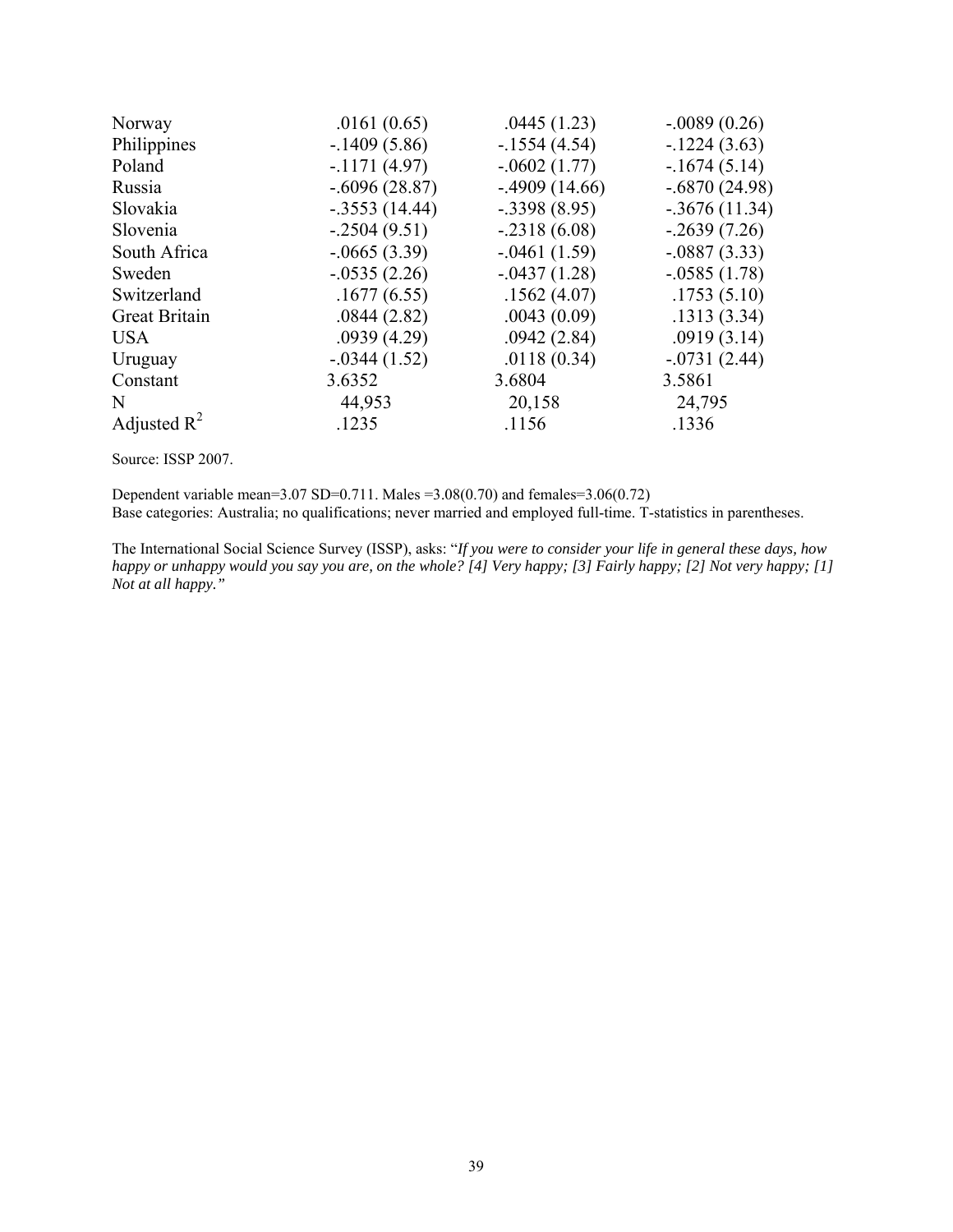| | | | |
|---|---|---|---|
| Norway | .0161 (0.65) | .0445 (1.23) | -.0089 (0.26) |
| Philippines | -.1409 (5.86) | -.1554 (4.54) | -.1224 (3.63) |
| Poland | -.1171 (4.97) | -.0602 (1.77) | -.1674 (5.14) |
| Russia | -.6096 (28.87) | -.4909 (14.66) | -.6870 (24.98) |
| Slovakia | -.3553 (14.44) | -.3398 (8.95) | -.3676 (11.34) |
| Slovenia | -.2504 (9.51) | -.2318 (6.08) | -.2639 (7.26) |
| South Africa | -.0665 (3.39) | -.0461 (1.59) | -.0887 (3.33) |
| Sweden | -.0535 (2.26) | -.0437 (1.28) | -.0585 (1.78) |
| Switzerland | .1677 (6.55) | .1562 (4.07) | .1753 (5.10) |
| Great Britain | .0844 (2.82) | .0043 (0.09) | .1313 (3.34) |
| USA | .0939 (4.29) | .0942 (2.84) | .0919 (3.14) |
| Uruguay | -.0344 (1.52) | .0118 (0.34) | -.0731 (2.44) |
| Constant | 3.6352 | 3.6804 | 3.5861 |
| N | 44,953 | 20,158 | 24,795 |
| Adjusted $R^2$ | .1235 | .1156 | .1336 |

Source: ISSP 2007.

Dependent variable mean=3.07 SD=0.711. Males =3.08(0.70) and females=3.06(0.72)
Base categories: Australia; no qualifications; never married and employed full-time. T-statistics in parentheses.

The International Social Science Survey (ISSP), asks: "*If you were to consider your life in general these days, how happy or unhappy would you say you are, on the whole? [4] Very happy; [3] Fairly happy; [2] Not very happy; [1] Not at all happy.*"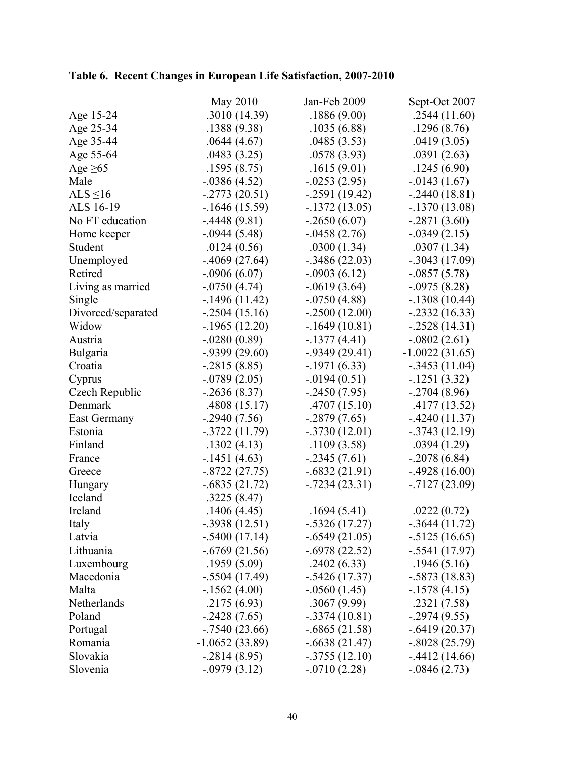**Table 6. Recent Changes in European Life Satisfaction, 2007-2010**

| | May 2010 | Jan-Feb 2009 | Sept-Oct 2007 |
|---|---|---|---|
| Age 15-24 | .3010 (14.39) | .1886 (9.00) | .2544 (11.60) |
| Age 25-34 | .1388 (9.38) | .1035 (6.88) | .1296 (8.76) |
| Age 35-44 | .0644 (4.67) | .0485 (3.53) | .0419 (3.05) |
| Age 55-64 | .0483 (3.25) | .0578 (3.93) | .0391 (2.63) |
| Age ≥65 | .1595 (8.75) | .1615 (9.01) | .1245 (6.90) |
| Male | -.0386 (4.52) | -.0253 (2.95) | -.0143 (1.67) |
| ALS ≤16 | -.2773 (20.51) | -.2591 (19.42) | -.2440 (18.81) |
| ALS 16-19 | -.1646 (15.59) | -.1372 (13.05) | -.1370 (13.08) |
| No FT education | -.4448 (9.81) | -.2650 (6.07) | -.2871 (3.60) |
| Home keeper | -.0944 (5.48) | -.0458 (2.76) | -.0349 (2.15) |
| Student | .0124 (0.56) | .0300 (1.34) | .0307 (1.34) |
| Unemployed | -.4069 (27.64) | -.3486 (22.03) | -.3043 (17.09) |
| Retired | -.0906 (6.07) | -.0903 (6.12) | -.0857 (5.78) |
| Living as married | -.0750 (4.74) | -.0619 (3.64) | -.0975 (8.28) |
| Single | -.1496 (11.42) | -.0750 (4.88) | -.1308 (10.44) |
| Divorced/separated | -.2504 (15.16) | -.2500 (12.00) | -.2332 (16.33) |
| Widow | -.1965 (12.20) | -.1649 (10.81) | -.2528 (14.31) |
| Austria | -.0280 (0.89) | -.1377 (4.41) | -.0802 (2.61) |
| Bulgaria | -.9399 (29.60) | -.9349 (29.41) | -1.0022 (31.65) |
| Croatia | -.2815 (8.85) | -.1971 (6.33) | -.3453 (11.04) |
| Cyprus | -.0789 (2.05) | -.0194 (0.51) | -.1251 (3.32) |
| Czech Republic | -.2636 (8.37) | -.2450 (7.95) | -.2704 (8.96) |
| Denmark | .4808 (15.17) | .4707 (15.10) | .4177 (13.52) |
| East Germany | -.2940 (7.56) | -.2879 (7.65) | -.4240 (11.37) |
| Estonia | -.3722 (11.79) | -.3730 (12.01) | -.3743 (12.19) |
| Finland | .1302 (4.13) | .1109 (3.58) | .0394 (1.29) |
| France | -.1451 (4.63) | -.2345 (7.61) | -.2078 (6.84) |
| Greece | -.8722 (27.75) | -.6832 (21.91) | -.4928 (16.00) |
| Hungary | -.6835 (21.72) | -.7234 (23.31) | -.7127 (23.09) |
| Iceland | .3225 (8.47) | | |
| Ireland | .1406 (4.45) | .1694 (5.41) | .0222 (0.72) |
| Italy | -.3938 (12.51) | -.5326 (17.27) | -.3644 (11.72) |
| Latvia | -.5400 (17.14) | -.6549 (21.05) | -.5125 (16.65) |
| Lithuania | -.6769 (21.56) | -.6978 (22.52) | -.5541 (17.97) |
| Luxembourg | .1959 (5.09) | .2402 (6.33) | .1946 (5.16) |
| Macedonia | -.5504 (17.49) | -.5426 (17.37) | -.5873 (18.83) |
| Malta | -.1562 (4.00) | -.0560 (1.45) | -.1578 (4.15) |
| Netherlands | .2175 (6.93) | .3067 (9.99) | .2321 (7.58) |
| Poland | -.2428 (7.65) | -.3374 (10.81) | -.2974 (9.55) |
| Portugal | -.7540 (23.66) | -.6865 (21.58) | -.6419 (20.37) |
| Romania | -1.0652 (33.89) | -.6638 (21.47) | -.8028 (25.79) |
| Slovakia | -.2814 (8.95) | -.3755 (12.10) | -.4412 (14.66) |
| Slovenia | -.0979 (3.12) | -.0710 (2.28) | -.0846 (2.73) |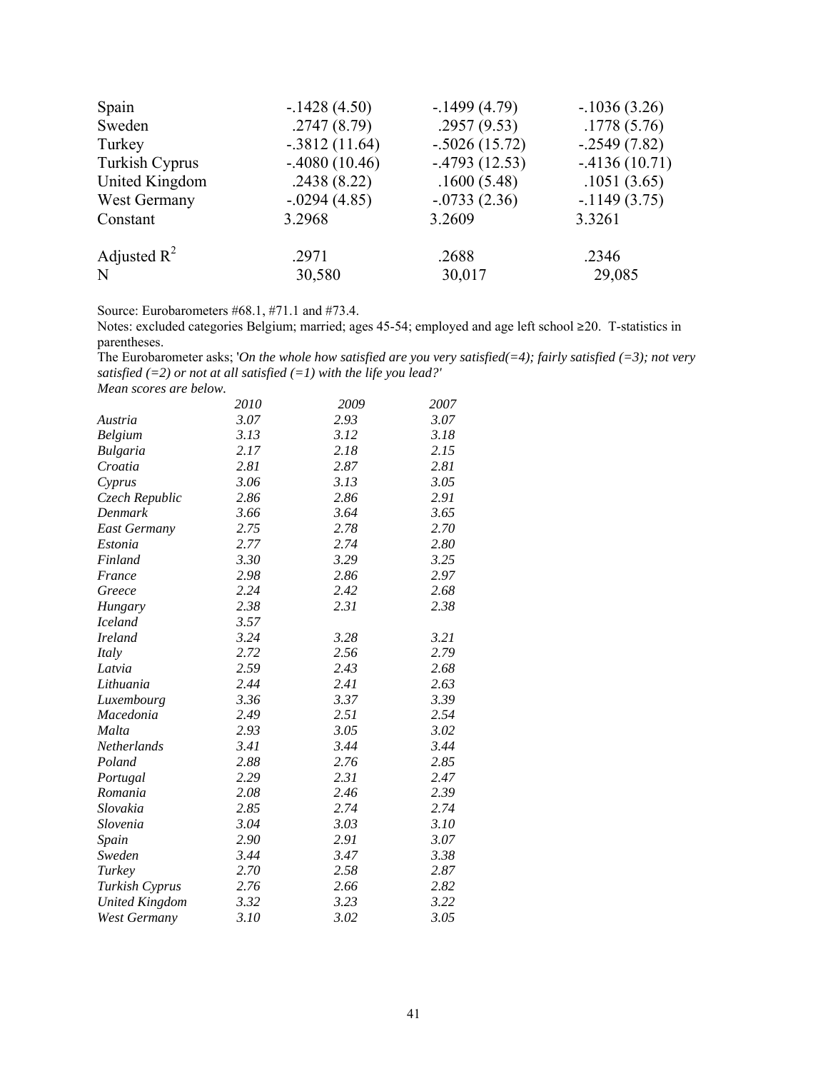| | | | |
|---|---|---|---|
| Spain | -.1428 (4.50) | -.1499 (4.79) | -.1036 (3.26) |
| Sweden | .2747 (8.79) | .2957 (9.53) | .1778 (5.76) |
| Turkey | -.3812 (11.64) | -.5026 (15.72) | -.2549 (7.82) |
| Turkish Cyprus | -.4080 (10.46) | -.4793 (12.53) | -.4136 (10.71) |
| United Kingdom | .2438 (8.22) | .1600 (5.48) | .1051 (3.65) |
| West Germany | -.0294 (4.85) | -.0733 (2.36) | -.1149 (3.75) |
| Constant | 3.2968 | 3.2609 | 3.3261 |
| Adjusted $R^2$ | .2971 | .2688 | .2346 |
| N | 30,580 | 30,017 | 29,085 |

Source: Eurobarometers #68.1, #71.1 and #73.4.

Notes: excluded categories Belgium; married; ages 45-54; employed and age left school ≥20. T-statistics in parentheses.

The Eurobarometer asks; '*On the whole how satisfied are you very satisfied(=4); fairly satisfied (=3); not very satisfied (=2) or not at all satisfied (=1) with the life you lead?'*

*Mean scores are below.*

| | *2010* | *2009* | *2007* |
|---|---|---|---|
| *Austria* | *3.07* | *2.93* | *3.07* |
| *Belgium* | *3.13* | *3.12* | *3.18* |
| *Bulgaria* | *2.17* | *2.18* | *2.15* |
| *Croatia* | *2.81* | *2.87* | *2.81* |
| *Cyprus* | *3.06* | *3.13* | *3.05* |
| *Czech Republic* | *2.86* | *2.86* | *2.91* |
| *Denmark* | *3.66* | *3.64* | *3.65* |
| *East Germany* | *2.75* | *2.78* | *2.70* |
| *Estonia* | *2.77* | *2.74* | *2.80* |
| *Finland* | *3.30* | *3.29* | *3.25* |
| *France* | *2.98* | *2.86* | *2.97* |
| *Greece* | *2.24* | *2.42* | *2.68* |
| *Hungary* | *2.38* | *2.31* | *2.38* |
| *Iceland* | *3.57* | | |
| *Ireland* | *3.24* | *3.28* | *3.21* |
| *Italy* | *2.72* | *2.56* | *2.79* |
| *Latvia* | *2.59* | *2.43* | *2.68* |
| *Lithuania* | *2.44* | *2.41* | *2.63* |
| *Luxembourg* | *3.36* | *3.37* | *3.39* |
| *Macedonia* | *2.49* | *2.51* | *2.54* |
| *Malta* | *2.93* | *3.05* | *3.02* |
| *Netherlands* | *3.41* | *3.44* | *3.44* |
| *Poland* | *2.88* | *2.76* | *2.85* |
| *Portugal* | *2.29* | *2.31* | *2.47* |
| *Romania* | *2.08* | *2.46* | *2.39* |
| *Slovakia* | *2.85* | *2.74* | *2.74* |
| *Slovenia* | *3.04* | *3.03* | *3.10* |
| *Spain* | *2.90* | *2.91* | *3.07* |
| *Sweden* | *3.44* | *3.47* | *3.38* |
| *Turkey* | *2.70* | *2.58* | *2.87* |
| *Turkish Cyprus* | *2.76* | *2.66* | *2.82* |
| *United Kingdom* | *3.32* | *3.23* | *3.22* |
| *West Germany* | *3.10* | *3.02* | *3.05* |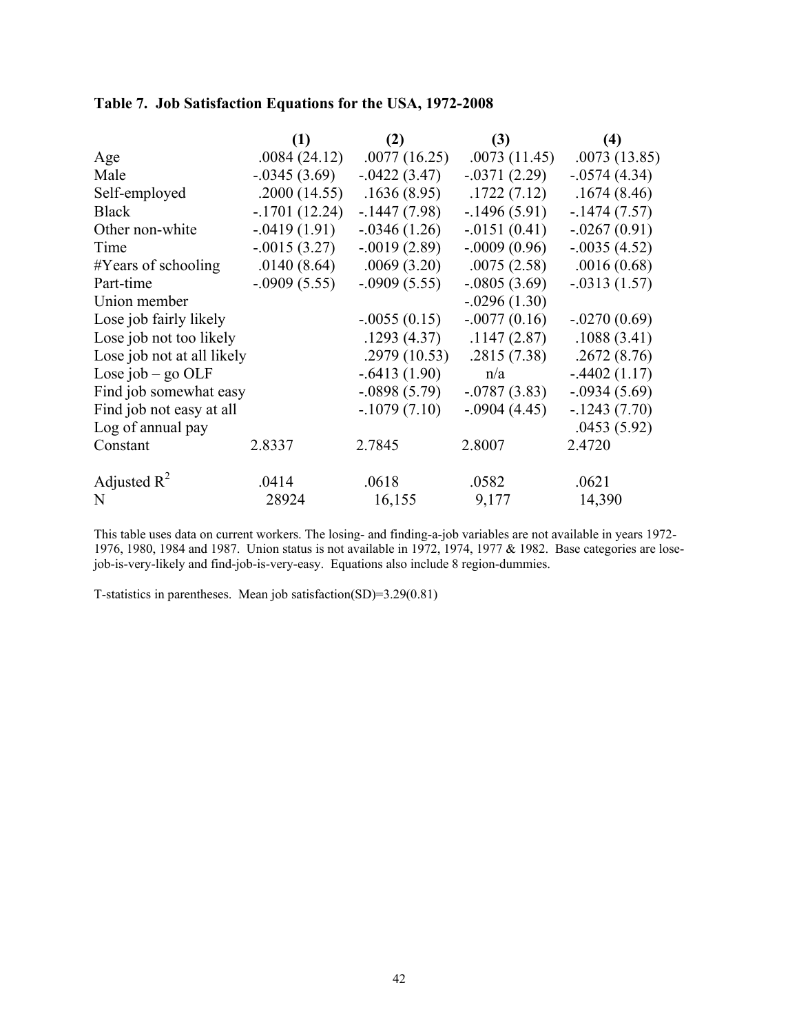**Table 7. Job Satisfaction Equations for the USA, 1972-2008**

| | (1) | (2) | (3) | (4) |
|---|---|---|---|---|
| Age | .0084 (24.12) | .0077 (16.25) | .0073 (11.45) | .0073 (13.85) |
| Male | -.0345 (3.69) | -.0422 (3.47) | -.0371 (2.29) | -.0574 (4.34) |
| Self-employed | .2000 (14.55) | .1636 (8.95) | .1722 (7.12) | .1674 (8.46) |
| Black | -.1701 (12.24) | -.1447 (7.98) | -.1496 (5.91) | -.1474 (7.57) |
| Other non-white | -.0419 (1.91) | -.0346 (1.26) | -.0151 (0.41) | -.0267 (0.91) |
| Time | -.0015 (3.27) | -.0019 (2.89) | -.0009 (0.96) | -.0035 (4.52) |
| #Years of schooling | .0140 (8.64) | .0069 (3.20) | .0075 (2.58) | .0016 (0.68) |
| Part-time | -.0909 (5.55) | -.0909 (5.55) | -.0805 (3.69) | -.0313 (1.57) |
| Union member | | | -.0296 (1.30) | |
| Lose job fairly likely | | -.0055 (0.15) | -.0077 (0.16) | -.0270 (0.69) |
| Lose job not too likely | | .1293 (4.37) | .1147 (2.87) | .1088 (3.41) |
| Lose job not at all likely | | .2979 (10.53) | .2815 (7.38) | .2672 (8.76) |
| Lose job – go OLF | | -.6413 (1.90) | n/a | -.4402 (1.17) |
| Find job somewhat easy | | -.0898 (5.79) | -.0787 (3.83) | -.0934 (5.69) |
| Find job not easy at all | | -.1079 (7.10) | -.0904 (4.45) | -.1243 (7.70) |
| Log of annual pay | | | | .0453 (5.92) |
| Constant | 2.8337 | 2.7845 | 2.8007 | 2.4720 |
| Adjusted $R^2$ | .0414 | .0618 | .0582 | .0621 |
| N | 28924 | 16,155 | 9,177 | 14,390 |

This table uses data on current workers. The losing- and finding-a-job variables are not available in years 1972-1976, 1980, 1984 and 1987. Union status is not available in 1972, 1974, 1977 & 1982. Base categories are lose-job-is-very-likely and find-job-is-very-easy. Equations also include 8 region-dummies.

T-statistics in parentheses. Mean job satisfaction(SD)=3.29(0.81)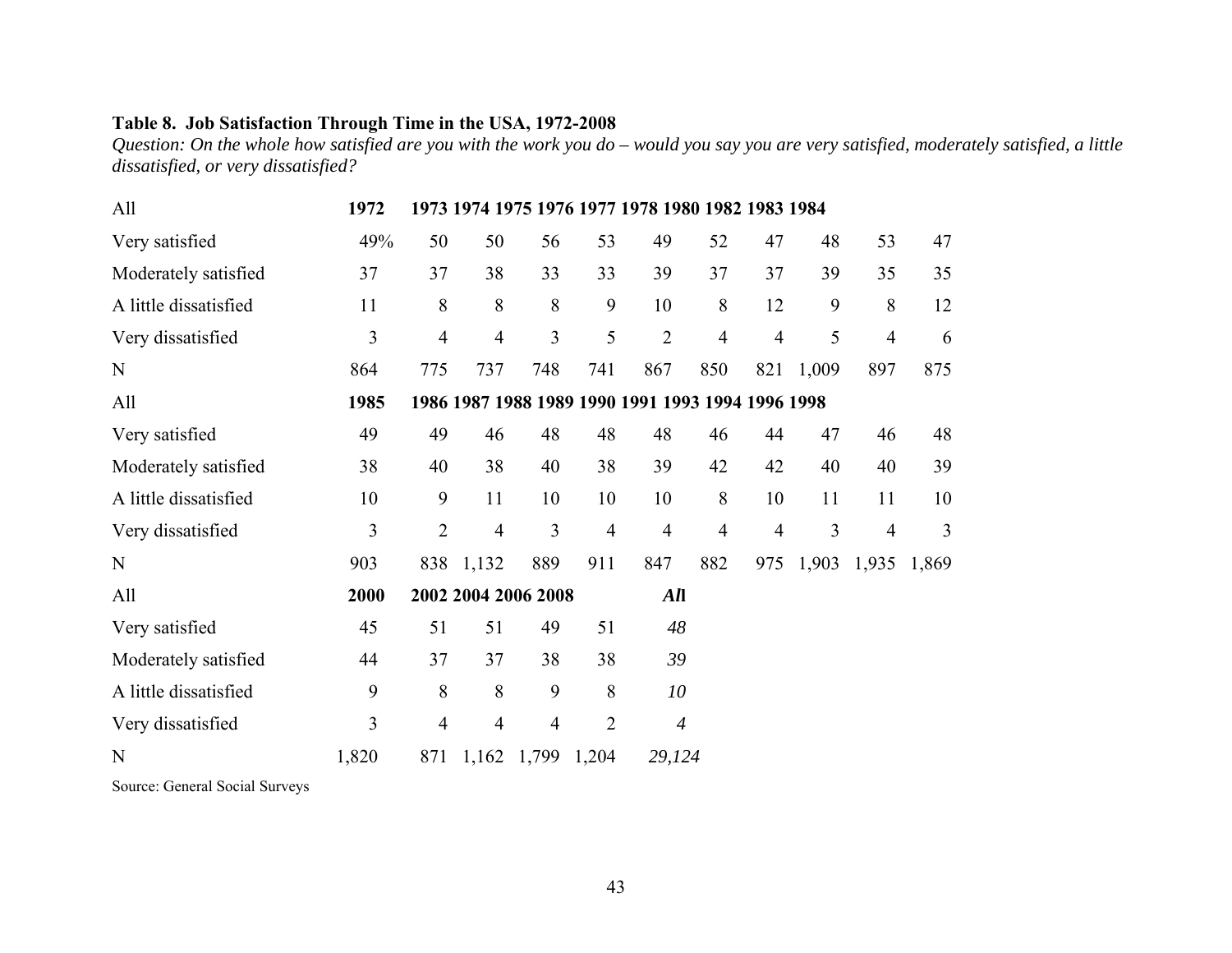**Table 8. Job Satisfaction Through Time in the USA, 1972-2008**

*Question: On the whole how satisfied are you with the work you do – would you say you are very satisfied, moderately satisfied, a little dissatisfied, or very dissatisfied?*

| All | **1972** | **1973** | **1974** | **1975** | **1976** | **1977** | **1978** | **1980** | **1982** | **1983** | **1984** |
|---|---|---|---|---|---|---|---|---|---|---|---|
| Very satisfied | 49% | 50 | 50 | 56 | 53 | 49 | 52 | 47 | 48 | 53 | 47 |
| Moderately satisfied | 37 | 37 | 38 | 33 | 33 | 39 | 37 | 37 | 39 | 35 | 35 |
| A little dissatisfied | 11 | 8 | 8 | 8 | 9 | 10 | 8 | 12 | 9 | 8 | 12 |
| Very dissatisfied | 3 | 4 | 4 | 3 | 5 | 2 | 4 | 4 | 5 | 4 | 6 |
| N | 864 | 775 | 737 | 748 | 741 | 867 | 850 | 821 | 1,009 | 897 | 875 |
| All | **1985** | **1986** | **1987** | **1988** | **1989** | **1990** | **1991** | **1993** | **1994** | **1996** | **1998** |
| Very satisfied | 49 | 49 | 46 | 48 | 48 | 48 | 46 | 44 | 47 | 46 | 48 |
| Moderately satisfied | 38 | 40 | 38 | 40 | 38 | 39 | 42 | 42 | 40 | 40 | 39 |
| A little dissatisfied | 10 | 9 | 11 | 10 | 10 | 10 | 8 | 10 | 11 | 11 | 10 |
| Very dissatisfied | 3 | 2 | 4 | 3 | 4 | 4 | 4 | 4 | 3 | 4 | 3 |
| N | 903 | 838 | 1,132 | 889 | 911 | 847 | 882 | 975 | 1,903 | 1,935 | 1,869 |
| All | **2000** | **2002** | **2004** | **2006** | **2008** | ***All*** | | | | | |
| Very satisfied | 45 | 51 | 51 | 49 | 51 | *48* | | | | | |
| Moderately satisfied | 44 | 37 | 37 | 38 | 38 | *39* | | | | | |
| A little dissatisfied | 9 | 8 | 8 | 9 | 8 | *10* | | | | | |
| Very dissatisfied | 3 | 4 | 4 | 4 | 2 | *4* | | | | | |
| N | 1,820 | 871 | 1,162 | 1,799 | 1,204 | *29,124* | | | | | |

Source: General Social Surveys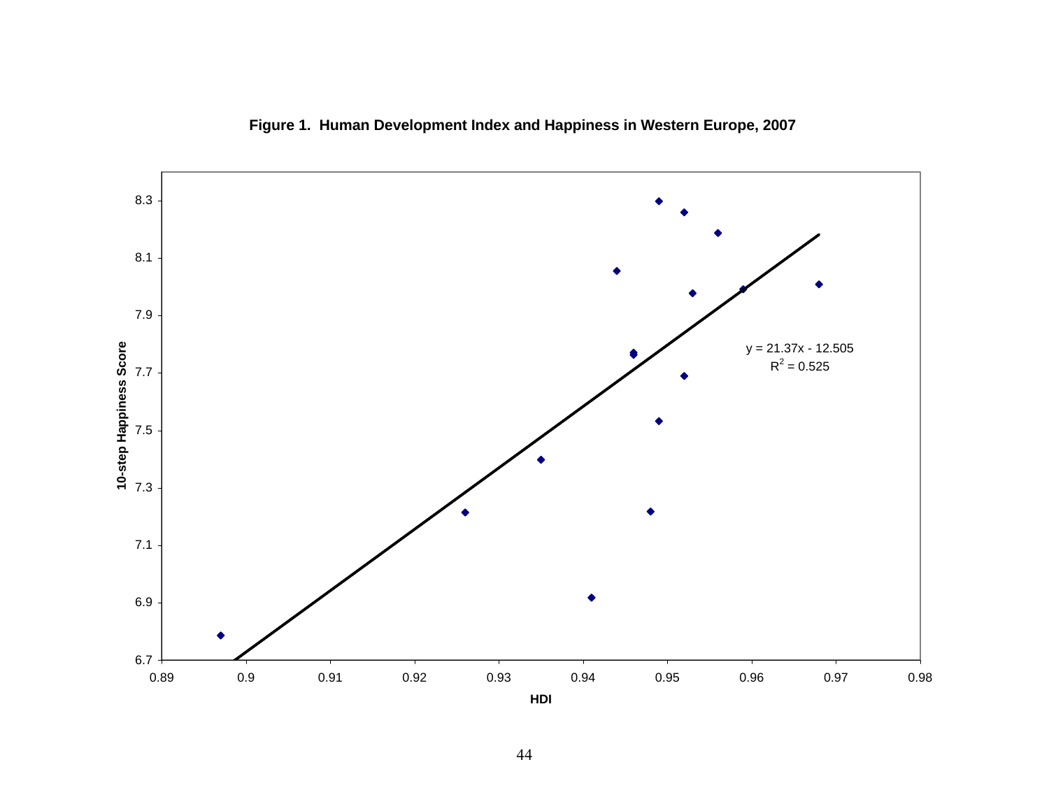**Figure 1. Human Development Index and Happiness in Western Europe, 2007**

$y = 21.37x - 12.505$

$R^2 = 0.525$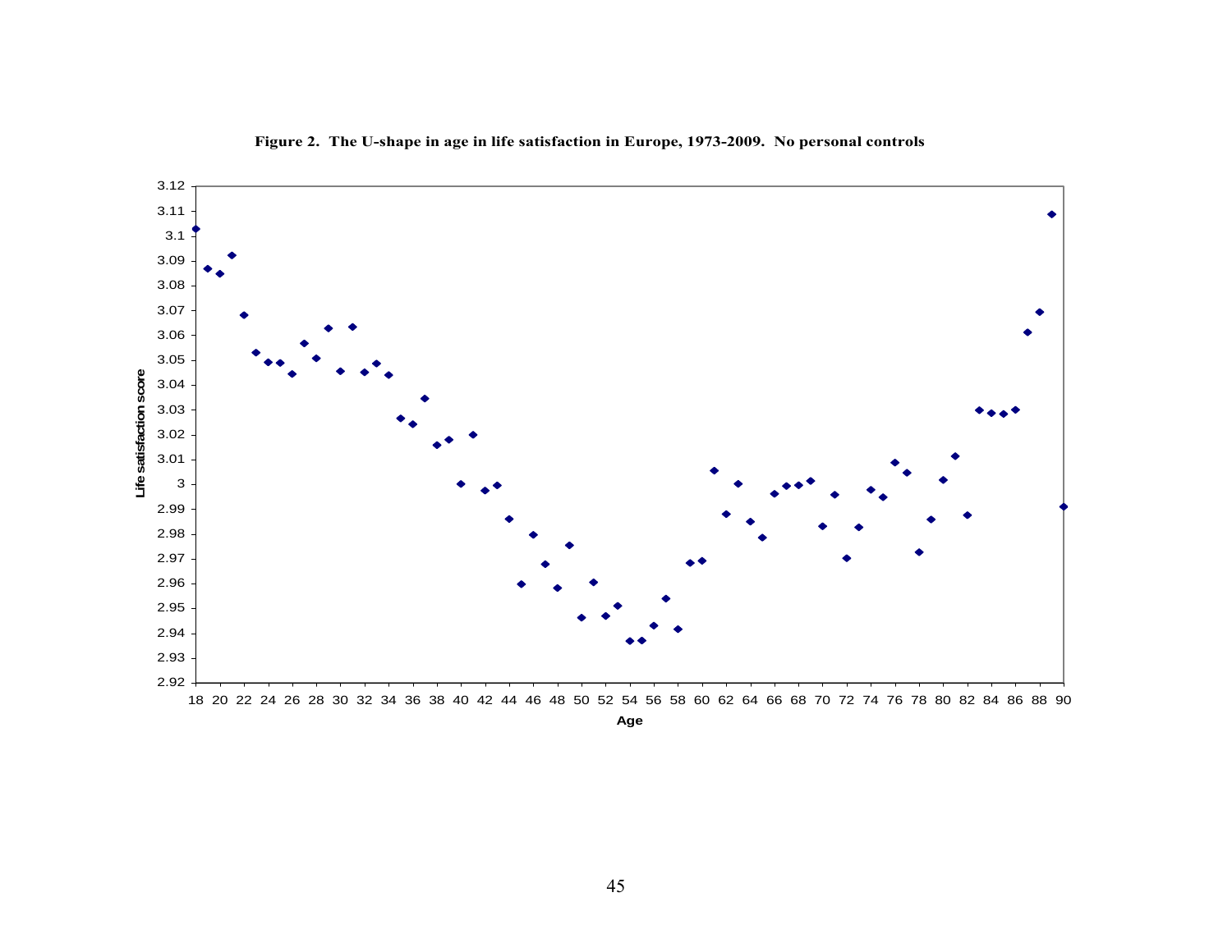**Figure 2. The U-shape in age in life satisfaction in Europe, 1973-2009. No personal controls**

Life satisfaction score

3.12
3.11
3.1
3.09
3.08
3.07
3.06
3.05
3.04
3.03
3.02
3.01
3
2.99
2.98
2.97
2.96
2.95
2.94
2.93
2.92

18 20 22 24 26 28 30 32 34 36 38 40 42 44 46 48 50 52 54 56 58 60 62 64 66 68 70 72 74 76 78 80 82 84 86 88 90

Age